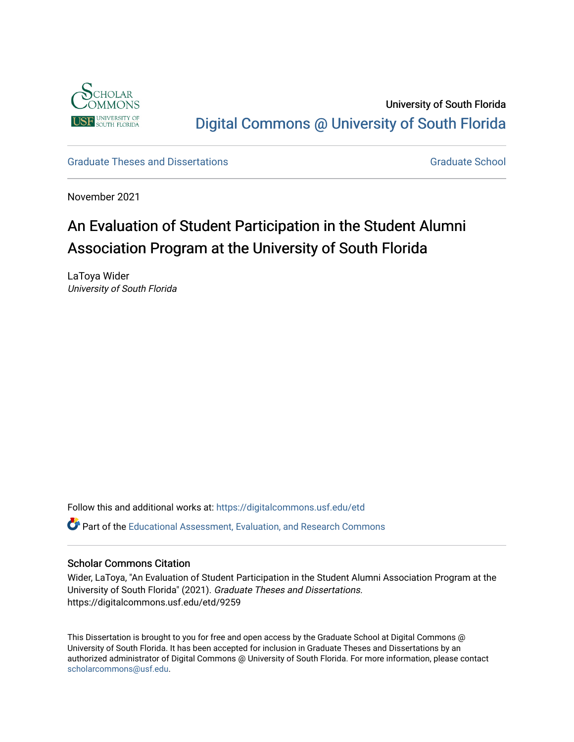University of South Florida

Digital Commons @ University of South Florida

Graduate Theses and Dissertations

Graduate School

November 2021

# An Evaluation of Student Participation in the Student Alumni Association Program at the University of South Florida

LaToya Wider
*University of South Florida*

Follow this and additional works at: https://digitalcommons.usf.edu/etd

Part of the Educational Assessment, Evaluation, and Research Commons

## Scholar Commons Citation

Wider, LaToya, "An Evaluation of Student Participation in the Student Alumni Association Program at the University of South Florida" (2021). *Graduate Theses and Dissertations.*
https://digitalcommons.usf.edu/etd/9259

This Dissertation is brought to you for free and open access by the Graduate School at Digital Commons @ University of South Florida. It has been accepted for inclusion in Graduate Theses and Dissertations by an authorized administrator of Digital Commons @ University of South Florida. For more information, please contact scholarcommons@usf.edu.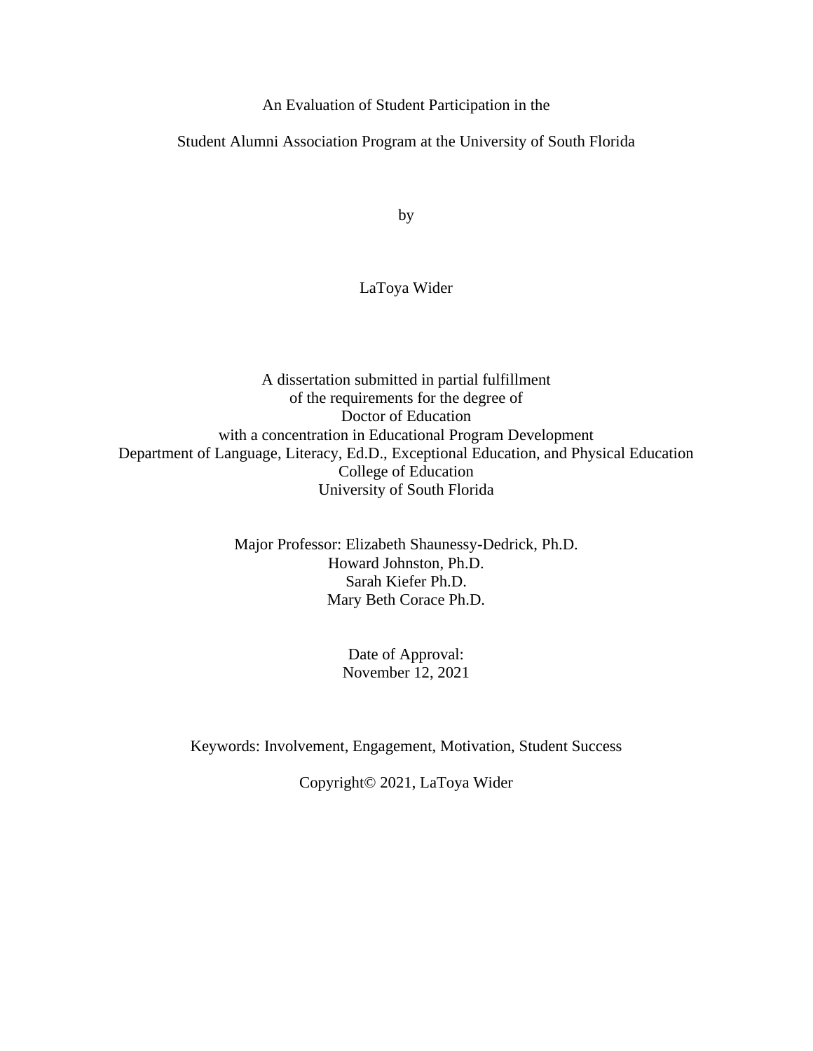An Evaluation of Student Participation in the

Student Alumni Association Program at the University of South Florida

by

LaToya Wider

A dissertation submitted in partial fulfillment
of the requirements for the degree of
Doctor of Education
with a concentration in Educational Program Development
Department of Language, Literacy, Ed.D., Exceptional Education, and Physical Education
College of Education
University of South Florida

Major Professor: Elizabeth Shaunessy-Dedrick, Ph.D.
Howard Johnston, Ph.D.
Sarah Kiefer Ph.D.
Mary Beth Corace Ph.D.

Date of Approval:
November 12, 2021

Keywords: Involvement, Engagement, Motivation, Student Success

Copyright© 2021, LaToya Wider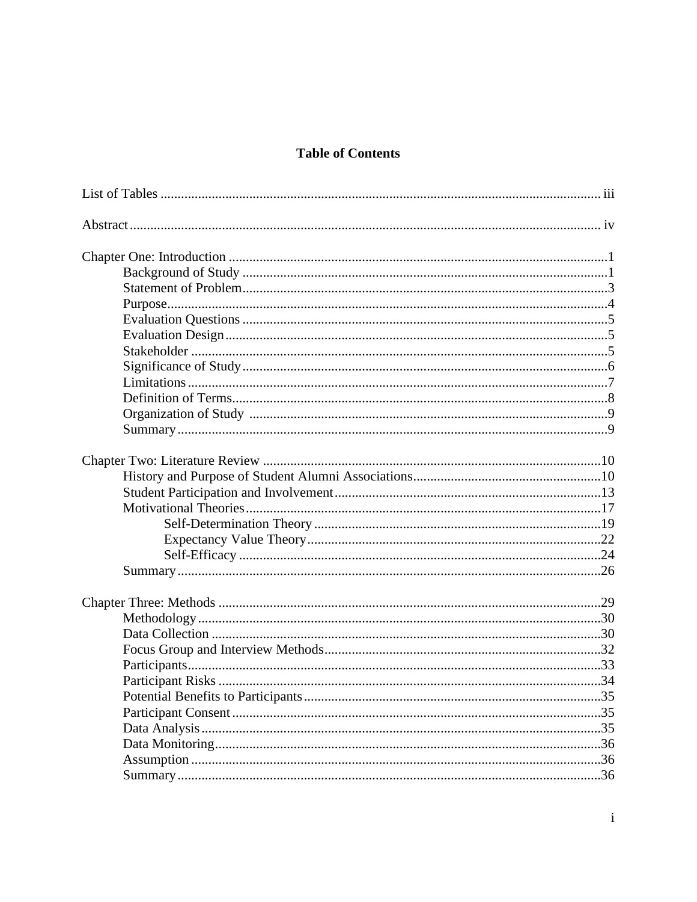# Table of Contents

List of Tables ..... iii

Abstract ..... iv

Chapter One: Introduction ..... 1
- Background of Study ..... 1
- Statement of Problem ..... 3
- Purpose ..... 4
- Evaluation Questions ..... 5
- Evaluation Design ..... 5
- Stakeholder ..... 5
- Significance of Study ..... 6
- Limitations ..... 7
- Definition of Terms ..... 8
- Organization of Study ..... 9
- Summary ..... 9

Chapter Two: Literature Review ..... 10
- History and Purpose of Student Alumni Associations ..... 10
- Student Participation and Involvement ..... 13
- Motivational Theories ..... 17
  - Self-Determination Theory ..... 19
  - Expectancy Value Theory ..... 22
  - Self-Efficacy ..... 24
- Summary ..... 26

Chapter Three: Methods ..... 29
- Methodology ..... 30
- Data Collection ..... 30
- Focus Group and Interview Methods ..... 32
- Participants ..... 33
- Participant Risks ..... 34
- Potential Benefits to Participants ..... 35
- Participant Consent ..... 35
- Data Analysis ..... 35
- Data Monitoring ..... 36
- Assumption ..... 36
- Summary ..... 36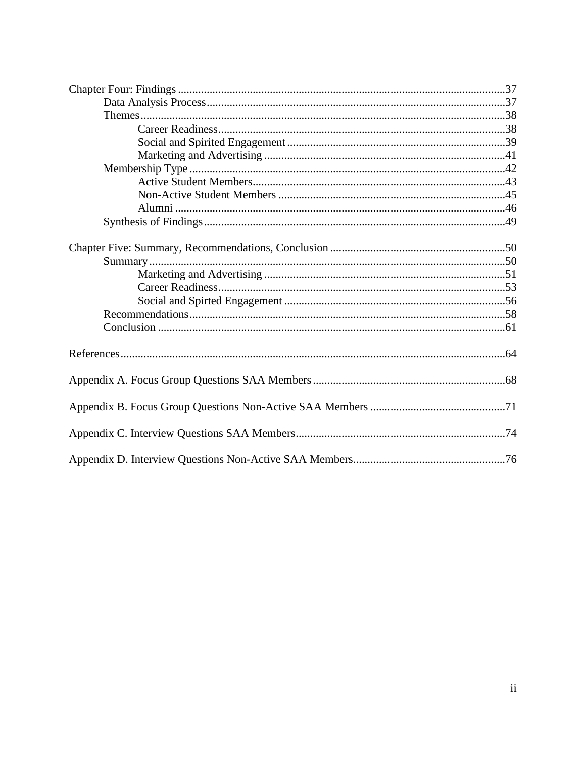Chapter Four: Findings ......................................................................................................37
    Data Analysis Process......................................................................................................37
    Themes..............................................................................................................................38
        Career Readiness..........................................................................................................38
        Social and Spirited Engagement ..................................................................................39
        Marketing and Advertising ..........................................................................................41
    Membership Type ............................................................................................................42
        Active Student Members..............................................................................................43
        Non-Active Student Members .....................................................................................45
        Alumni .........................................................................................................................46
    Synthesis of Findings........................................................................................................49

Chapter Five: Summary, Recommendations, Conclusion ...................................................50
    Summary...........................................................................................................................50
        Marketing and Advertising ..........................................................................................51
        Career Readiness..........................................................................................................53
        Social and Spirted Engagement ...................................................................................56
    Recommendations.............................................................................................................58
    Conclusion .......................................................................................................................61

References............................................................................................................................64

Appendix A. Focus Group Questions SAA Members .........................................................68

Appendix B. Focus Group Questions Non-Active SAA Members .....................................71

Appendix C. Interview Questions SAA Members...............................................................74

Appendix D. Interview Questions Non-Active SAA Members...........................................76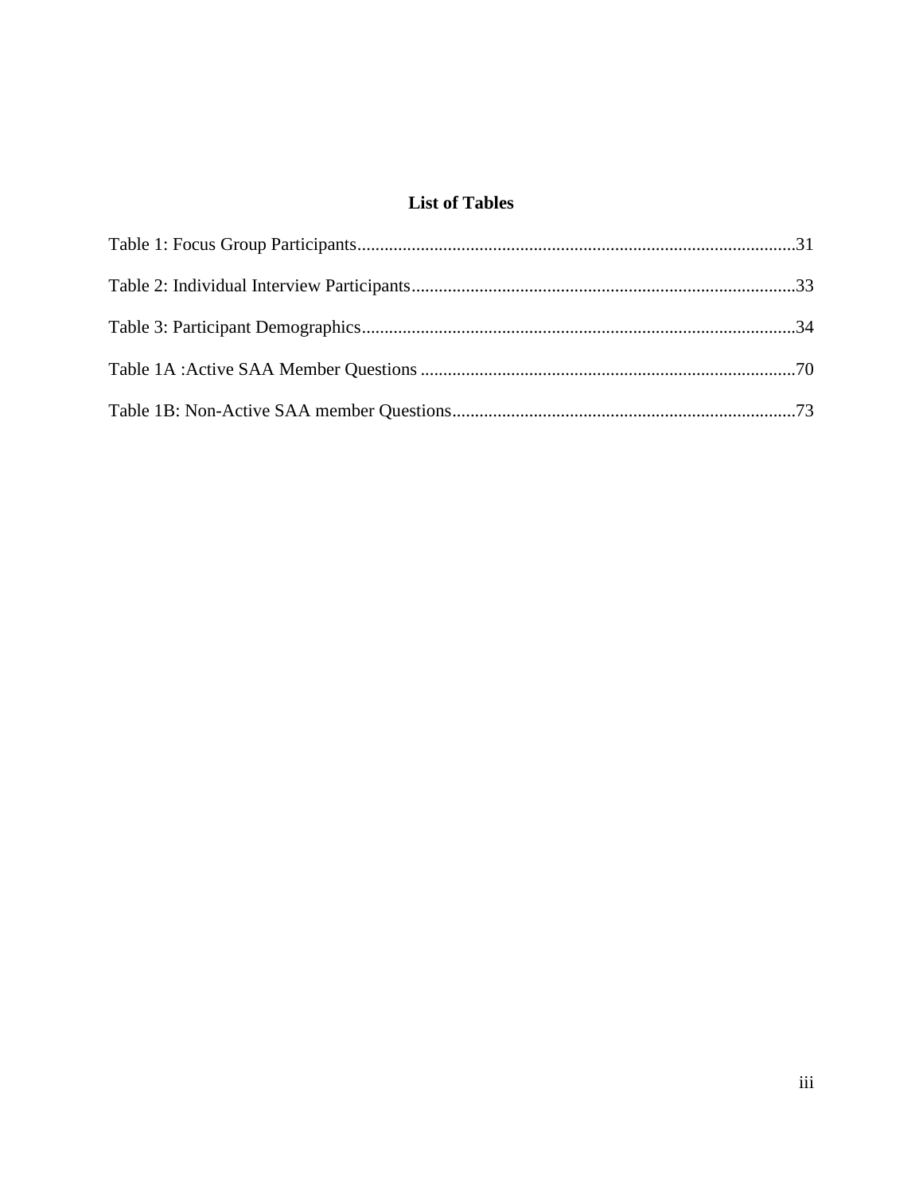## List of Tables

Table 1: Focus Group Participants................................................................................................31

Table 2: Individual Interview Participants....................................................................................33

Table 3: Participant Demographics...............................................................................................34

Table 1A :Active SAA Member Questions ..................................................................................70

Table 1B: Non-Active SAA member Questions...........................................................................73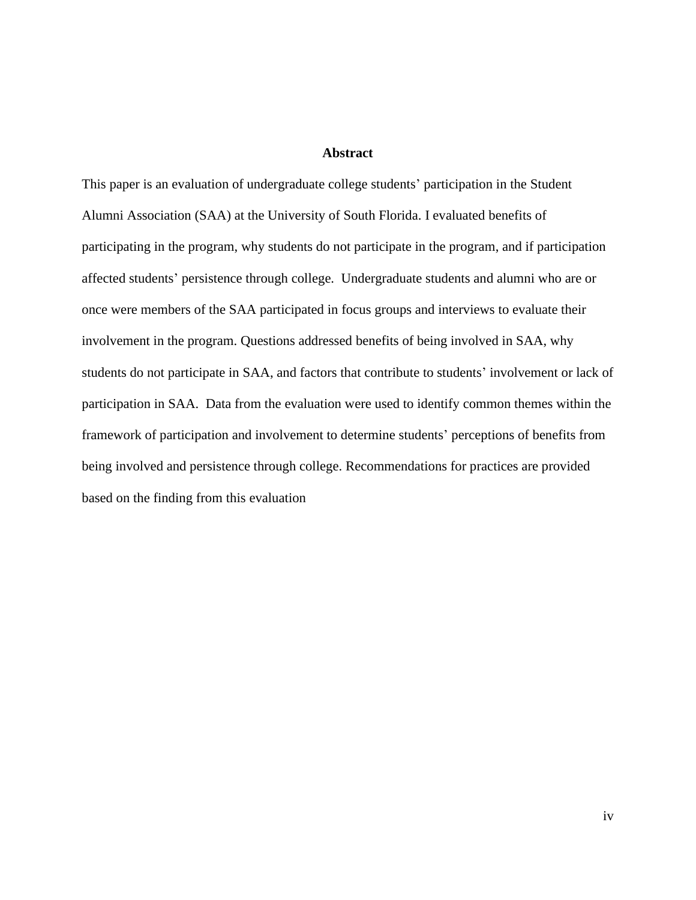## Abstract

This paper is an evaluation of undergraduate college students' participation in the Student Alumni Association (SAA) at the University of South Florida. I evaluated benefits of participating in the program, why students do not participate in the program, and if participation affected students' persistence through college. Undergraduate students and alumni who are or once were members of the SAA participated in focus groups and interviews to evaluate their involvement in the program. Questions addressed benefits of being involved in SAA, why students do not participate in SAA, and factors that contribute to students' involvement or lack of participation in SAA. Data from the evaluation were used to identify common themes within the framework of participation and involvement to determine students' perceptions of benefits from being involved and persistence through college. Recommendations for practices are provided based on the finding from this evaluation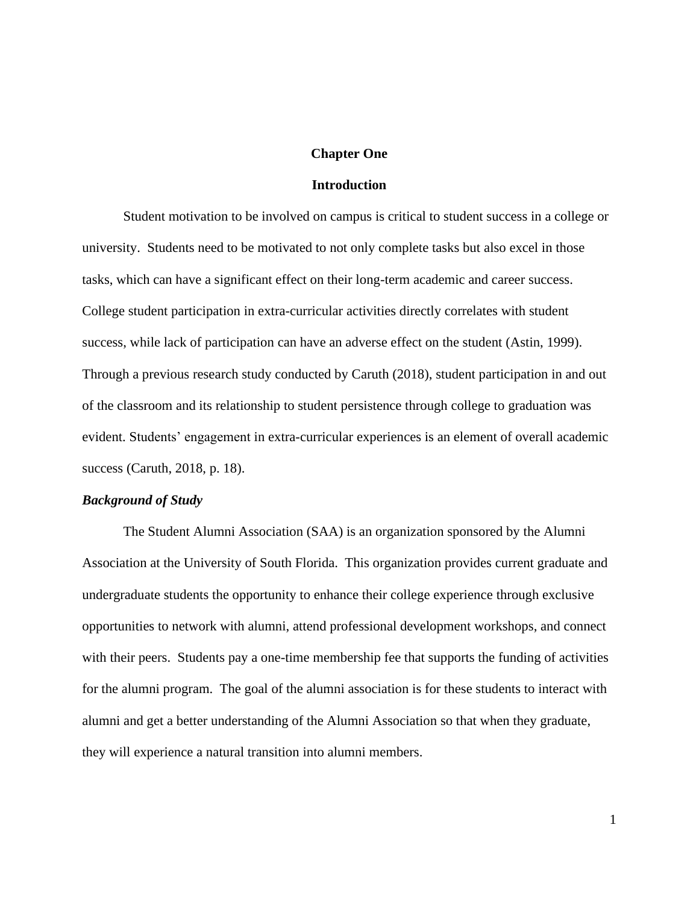# Chapter One

## Introduction

Student motivation to be involved on campus is critical to student success in a college or university. Students need to be motivated to not only complete tasks but also excel in those tasks, which can have a significant effect on their long-term academic and career success. College student participation in extra-curricular activities directly correlates with student success, while lack of participation can have an adverse effect on the student (Astin, 1999). Through a previous research study conducted by Caruth (2018), student participation in and out of the classroom and its relationship to student persistence through college to graduation was evident. Students' engagement in extra-curricular experiences is an element of overall academic success (Caruth, 2018, p. 18).

### *Background of Study*

The Student Alumni Association (SAA) is an organization sponsored by the Alumni Association at the University of South Florida. This organization provides current graduate and undergraduate students the opportunity to enhance their college experience through exclusive opportunities to network with alumni, attend professional development workshops, and connect with their peers. Students pay a one-time membership fee that supports the funding of activities for the alumni program. The goal of the alumni association is for these students to interact with alumni and get a better understanding of the Alumni Association so that when they graduate, they will experience a natural transition into alumni members.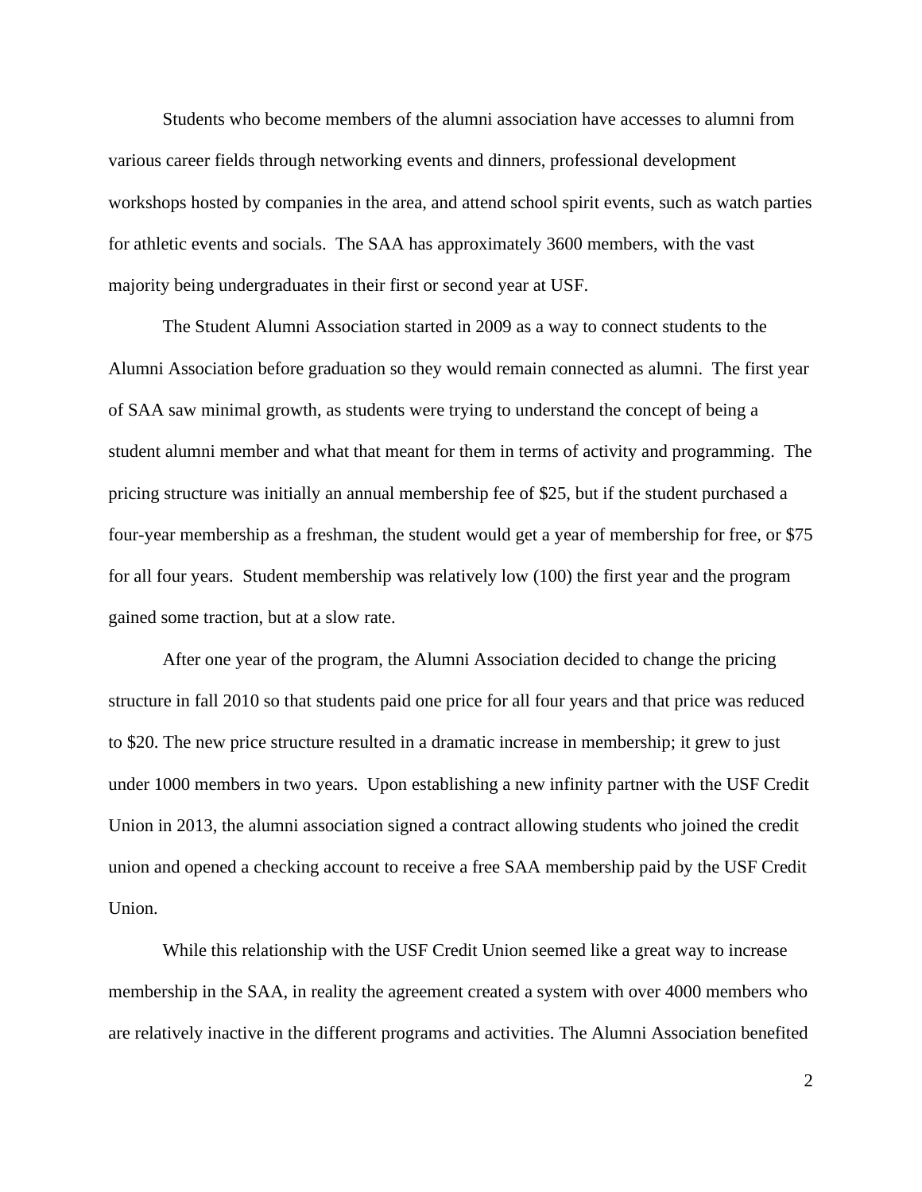Students who become members of the alumni association have accesses to alumni from various career fields through networking events and dinners, professional development workshops hosted by companies in the area, and attend school spirit events, such as watch parties for athletic events and socials. The SAA has approximately 3600 members, with the vast majority being undergraduates in their first or second year at USF.

The Student Alumni Association started in 2009 as a way to connect students to the Alumni Association before graduation so they would remain connected as alumni. The first year of SAA saw minimal growth, as students were trying to understand the concept of being a student alumni member and what that meant for them in terms of activity and programming. The pricing structure was initially an annual membership fee of $25, but if the student purchased a four-year membership as a freshman, the student would get a year of membership for free, or $75 for all four years. Student membership was relatively low (100) the first year and the program gained some traction, but at a slow rate.

After one year of the program, the Alumni Association decided to change the pricing structure in fall 2010 so that students paid one price for all four years and that price was reduced to $20. The new price structure resulted in a dramatic increase in membership; it grew to just under 1000 members in two years. Upon establishing a new infinity partner with the USF Credit Union in 2013, the alumni association signed a contract allowing students who joined the credit union and opened a checking account to receive a free SAA membership paid by the USF Credit Union.

While this relationship with the USF Credit Union seemed like a great way to increase membership in the SAA, in reality the agreement created a system with over 4000 members who are relatively inactive in the different programs and activities. The Alumni Association benefited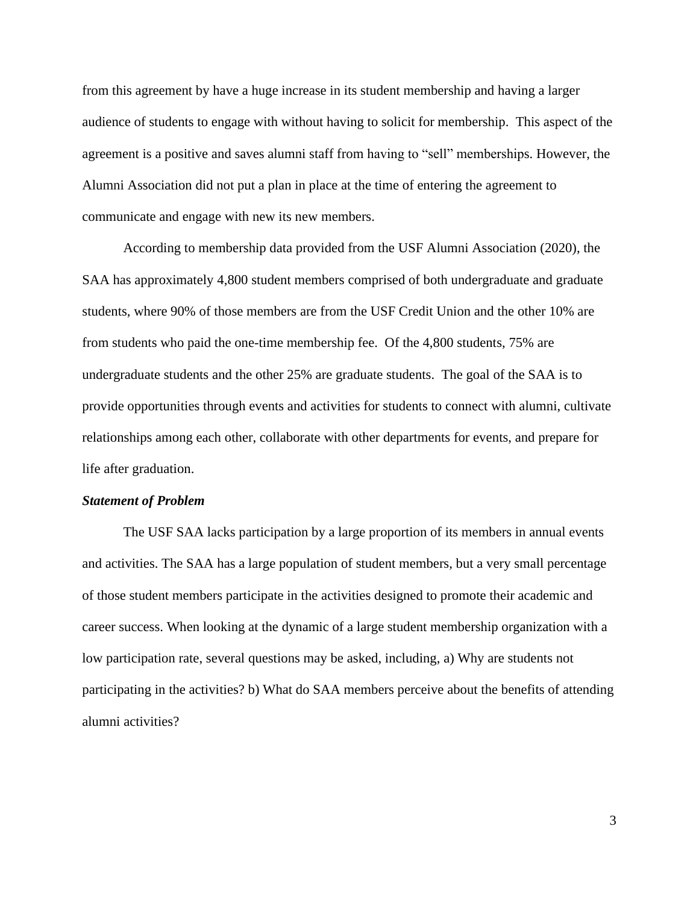from this agreement by have a huge increase in its student membership and having a larger audience of students to engage with without having to solicit for membership.  This aspect of the agreement is a positive and saves alumni staff from having to "sell" memberships. However, the Alumni Association did not put a plan in place at the time of entering the agreement to communicate and engage with new its new members.

According to membership data provided from the USF Alumni Association (2020), the SAA has approximately 4,800 student members comprised of both undergraduate and graduate students, where 90% of those members are from the USF Credit Union and the other 10% are from students who paid the one-time membership fee.  Of the 4,800 students, 75% are undergraduate students and the other 25% are graduate students.  The goal of the SAA is to provide opportunities through events and activities for students to connect with alumni, cultivate relationships among each other, collaborate with other departments for events, and prepare for life after graduation.

***Statement of Problem***

The USF SAA lacks participation by a large proportion of its members in annual events and activities. The SAA has a large population of student members, but a very small percentage of those student members participate in the activities designed to promote their academic and career success. When looking at the dynamic of a large student membership organization with a low participation rate, several questions may be asked, including, a) Why are students not participating in the activities? b) What do SAA members perceive about the benefits of attending alumni activities?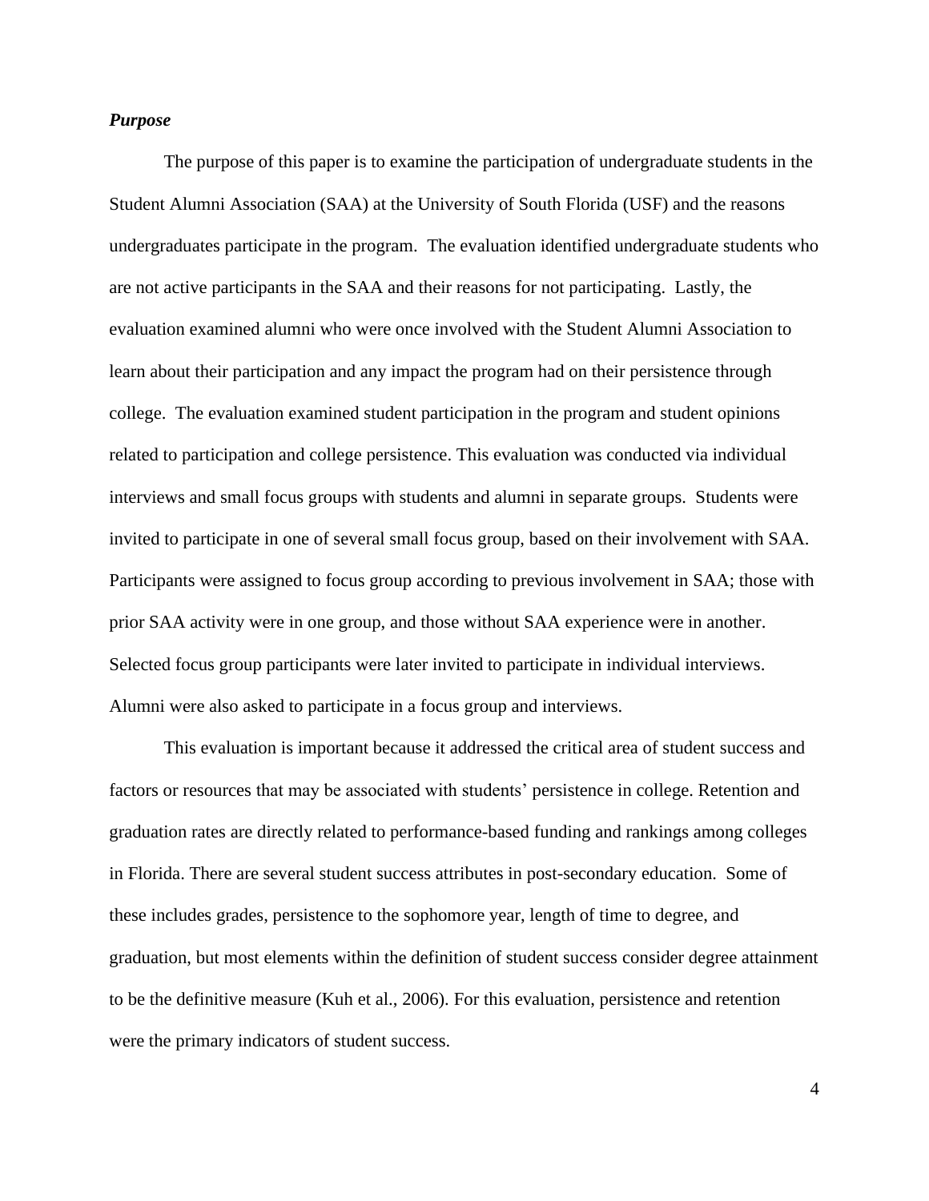***Purpose***

The purpose of this paper is to examine the participation of undergraduate students in the Student Alumni Association (SAA) at the University of South Florida (USF) and the reasons undergraduates participate in the program. The evaluation identified undergraduate students who are not active participants in the SAA and their reasons for not participating. Lastly, the evaluation examined alumni who were once involved with the Student Alumni Association to learn about their participation and any impact the program had on their persistence through college. The evaluation examined student participation in the program and student opinions related to participation and college persistence. This evaluation was conducted via individual interviews and small focus groups with students and alumni in separate groups. Students were invited to participate in one of several small focus group, based on their involvement with SAA. Participants were assigned to focus group according to previous involvement in SAA; those with prior SAA activity were in one group, and those without SAA experience were in another. Selected focus group participants were later invited to participate in individual interviews. Alumni were also asked to participate in a focus group and interviews.

This evaluation is important because it addressed the critical area of student success and factors or resources that may be associated with students' persistence in college. Retention and graduation rates are directly related to performance-based funding and rankings among colleges in Florida. There are several student success attributes in post-secondary education. Some of these includes grades, persistence to the sophomore year, length of time to degree, and graduation, but most elements within the definition of student success consider degree attainment to be the definitive measure (Kuh et al., 2006). For this evaluation, persistence and retention were the primary indicators of student success.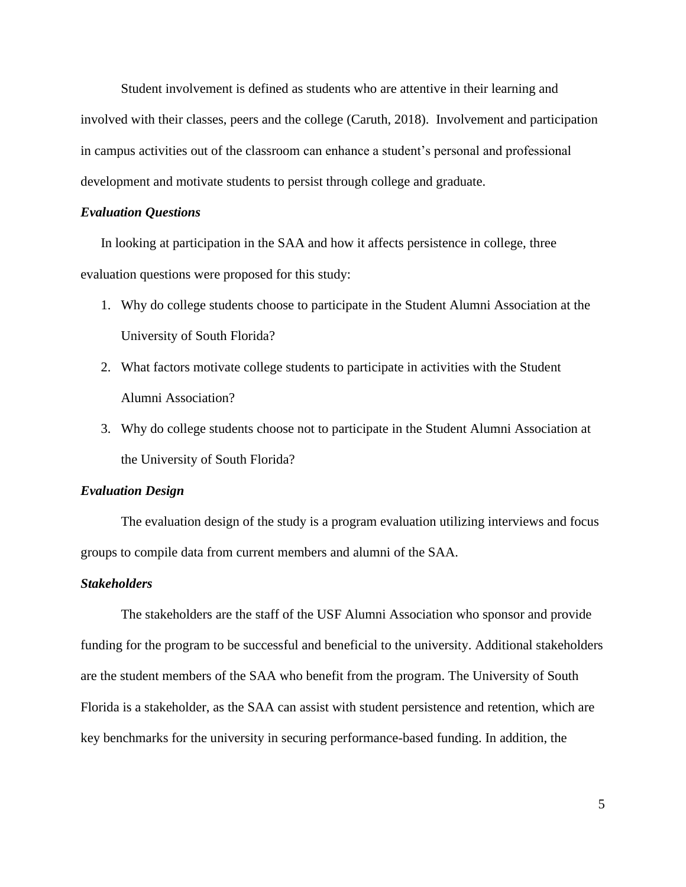Student involvement is defined as students who are attentive in their learning and involved with their classes, peers and the college (Caruth, 2018). Involvement and participation in campus activities out of the classroom can enhance a student's personal and professional development and motivate students to persist through college and graduate.

### *Evaluation Questions*

In looking at participation in the SAA and how it affects persistence in college, three evaluation questions were proposed for this study:

1. Why do college students choose to participate in the Student Alumni Association at the University of South Florida?
2. What factors motivate college students to participate in activities with the Student Alumni Association?
3. Why do college students choose not to participate in the Student Alumni Association at the University of South Florida?

### *Evaluation Design*

The evaluation design of the study is a program evaluation utilizing interviews and focus groups to compile data from current members and alumni of the SAA.

### *Stakeholders*

The stakeholders are the staff of the USF Alumni Association who sponsor and provide funding for the program to be successful and beneficial to the university. Additional stakeholders are the student members of the SAA who benefit from the program. The University of South Florida is a stakeholder, as the SAA can assist with student persistence and retention, which are key benchmarks for the university in securing performance-based funding. In addition, the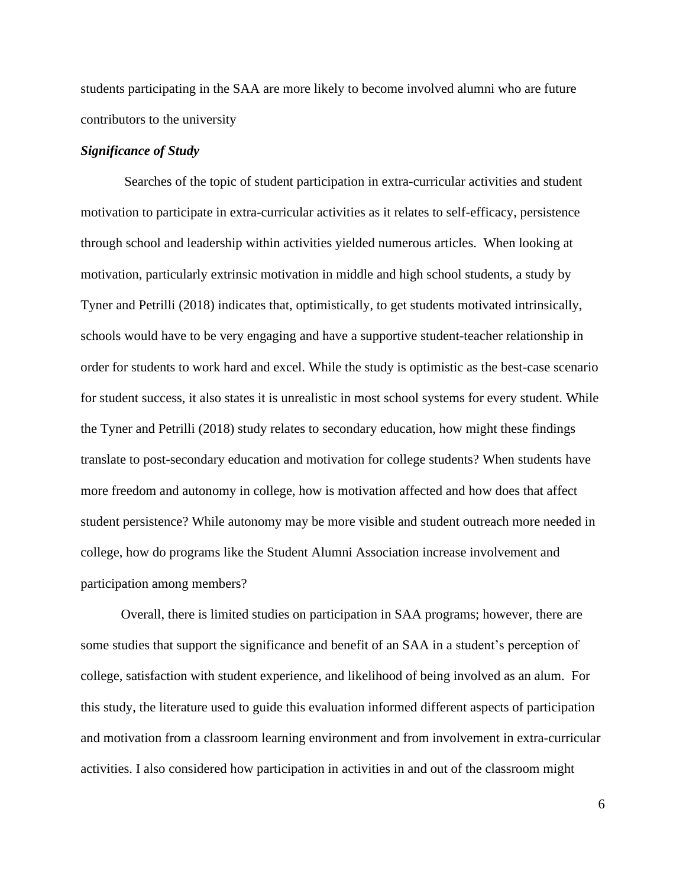students participating in the SAA are more likely to become involved alumni who are future contributors to the university

### ***Significance of Study***

Searches of the topic of student participation in extra-curricular activities and student motivation to participate in extra-curricular activities as it relates to self-efficacy, persistence through school and leadership within activities yielded numerous articles. When looking at motivation, particularly extrinsic motivation in middle and high school students, a study by Tyner and Petrilli (2018) indicates that, optimistically, to get students motivated intrinsically, schools would have to be very engaging and have a supportive student-teacher relationship in order for students to work hard and excel. While the study is optimistic as the best-case scenario for student success, it also states it is unrealistic in most school systems for every student. While the Tyner and Petrilli (2018) study relates to secondary education, how might these findings translate to post-secondary education and motivation for college students? When students have more freedom and autonomy in college, how is motivation affected and how does that affect student persistence? While autonomy may be more visible and student outreach more needed in college, how do programs like the Student Alumni Association increase involvement and participation among members?

Overall, there is limited studies on participation in SAA programs; however, there are some studies that support the significance and benefit of an SAA in a student's perception of college, satisfaction with student experience, and likelihood of being involved as an alum. For this study, the literature used to guide this evaluation informed different aspects of participation and motivation from a classroom learning environment and from involvement in extra-curricular activities. I also considered how participation in activities in and out of the classroom might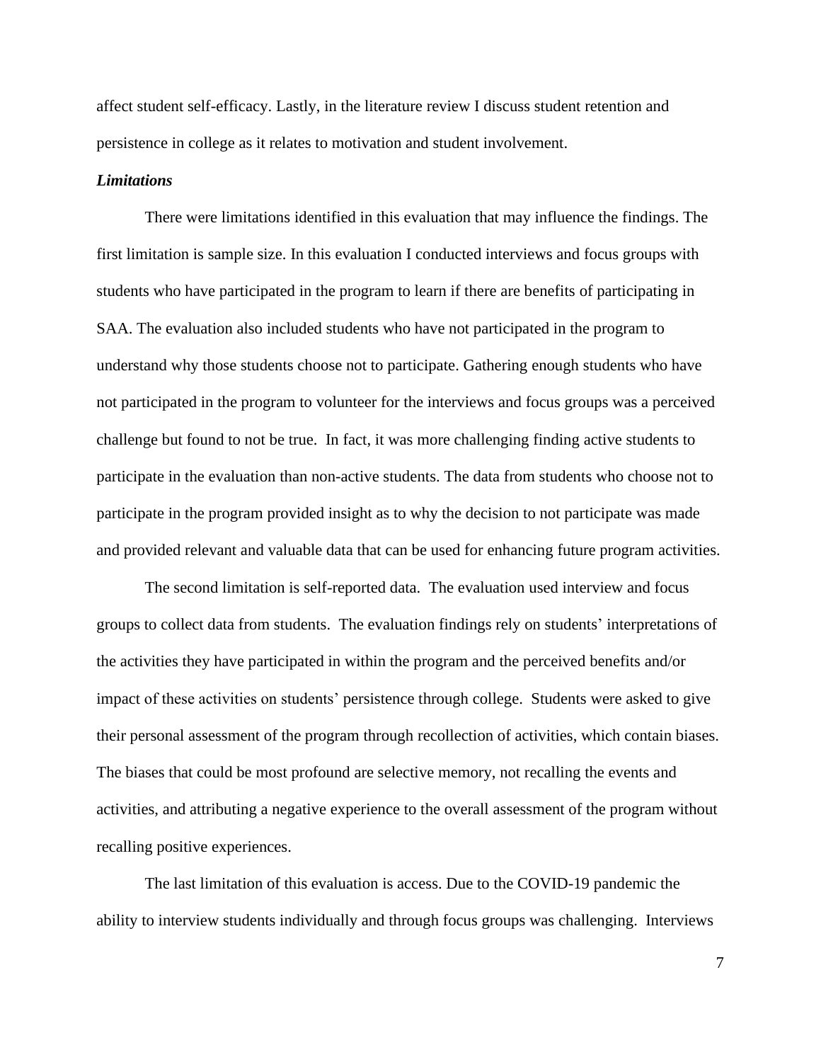affect student self-efficacy. Lastly, in the literature review I discuss student retention and persistence in college as it relates to motivation and student involvement.

***Limitations***

There were limitations identified in this evaluation that may influence the findings. The first limitation is sample size. In this evaluation I conducted interviews and focus groups with students who have participated in the program to learn if there are benefits of participating in SAA. The evaluation also included students who have not participated in the program to understand why those students choose not to participate. Gathering enough students who have not participated in the program to volunteer for the interviews and focus groups was a perceived challenge but found to not be true. In fact, it was more challenging finding active students to participate in the evaluation than non-active students. The data from students who choose not to participate in the program provided insight as to why the decision to not participate was made and provided relevant and valuable data that can be used for enhancing future program activities.

The second limitation is self-reported data. The evaluation used interview and focus groups to collect data from students. The evaluation findings rely on students' interpretations of the activities they have participated in within the program and the perceived benefits and/or impact of these activities on students' persistence through college. Students were asked to give their personal assessment of the program through recollection of activities, which contain biases. The biases that could be most profound are selective memory, not recalling the events and activities, and attributing a negative experience to the overall assessment of the program without recalling positive experiences.

The last limitation of this evaluation is access. Due to the COVID-19 pandemic the ability to interview students individually and through focus groups was challenging. Interviews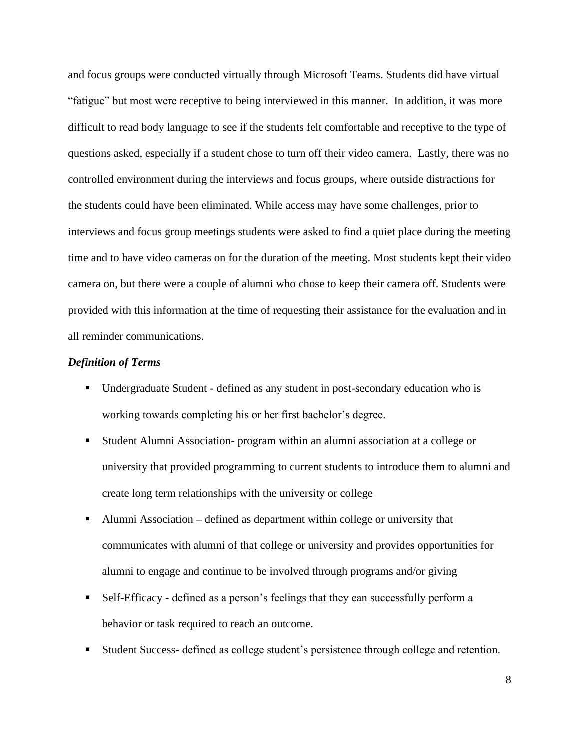and focus groups were conducted virtually through Microsoft Teams. Students did have virtual "fatigue" but most were receptive to being interviewed in this manner. In addition, it was more difficult to read body language to see if the students felt comfortable and receptive to the type of questions asked, especially if a student chose to turn off their video camera. Lastly, there was no controlled environment during the interviews and focus groups, where outside distractions for the students could have been eliminated. While access may have some challenges, prior to interviews and focus group meetings students were asked to find a quiet place during the meeting time and to have video cameras on for the duration of the meeting. Most students kept their video camera on, but there were a couple of alumni who chose to keep their camera off. Students were provided with this information at the time of requesting their assistance for the evaluation and in all reminder communications.

***Definition of Terms***

- Undergraduate Student - defined as any student in post-secondary education who is working towards completing his or her first bachelor's degree.
- Student Alumni Association- program within an alumni association at a college or university that provided programming to current students to introduce them to alumni and create long term relationships with the university or college
- Alumni Association – defined as department within college or university that communicates with alumni of that college or university and provides opportunities for alumni to engage and continue to be involved through programs and/or giving
- Self-Efficacy - defined as a person's feelings that they can successfully perform a behavior or task required to reach an outcome.
- Student Success- defined as college student's persistence through college and retention.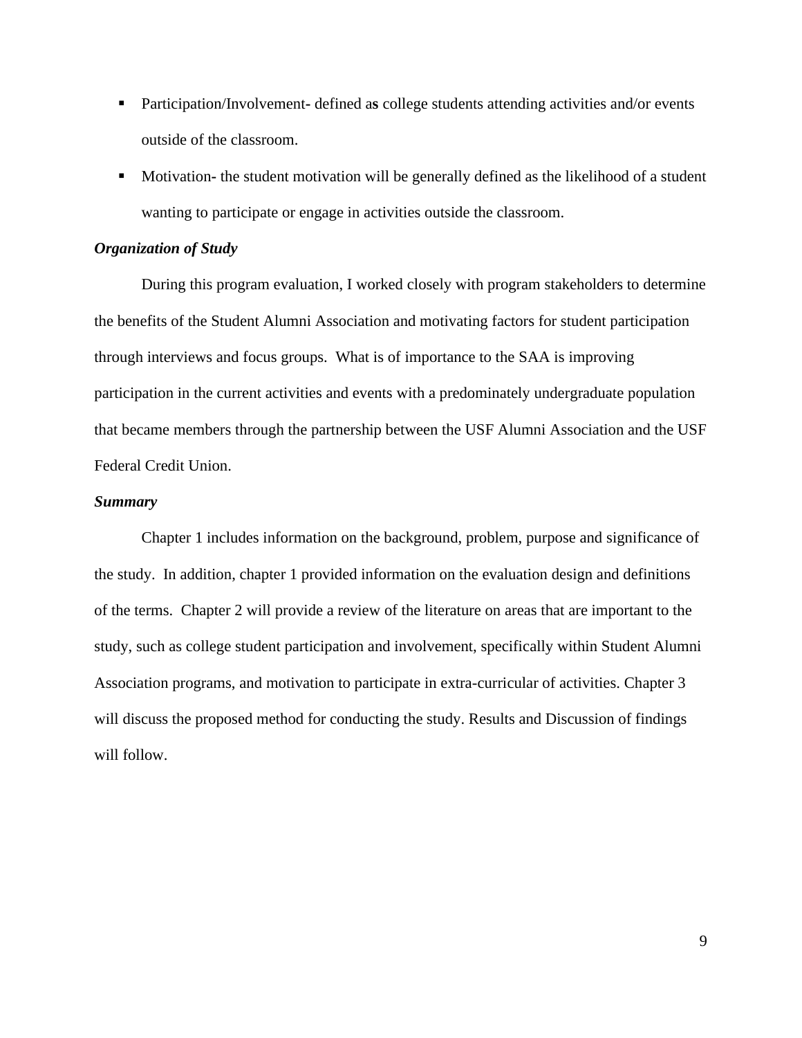- Participation/Involvement- defined a**s** college students attending activities and/or events outside of the classroom.
- Motivation- the student motivation will be generally defined as the likelihood of a student wanting to participate or engage in activities outside the classroom.

***Organization of Study***

During this program evaluation, I worked closely with program stakeholders to determine the benefits of the Student Alumni Association and motivating factors for student participation through interviews and focus groups. What is of importance to the SAA is improving participation in the current activities and events with a predominately undergraduate population that became members through the partnership between the USF Alumni Association and the USF Federal Credit Union.

***Summary***

Chapter 1 includes information on the background, problem, purpose and significance of the study. In addition, chapter 1 provided information on the evaluation design and definitions of the terms. Chapter 2 will provide a review of the literature on areas that are important to the study, such as college student participation and involvement, specifically within Student Alumni Association programs, and motivation to participate in extra-curricular of activities. Chapter 3 will discuss the proposed method for conducting the study. Results and Discussion of findings will follow.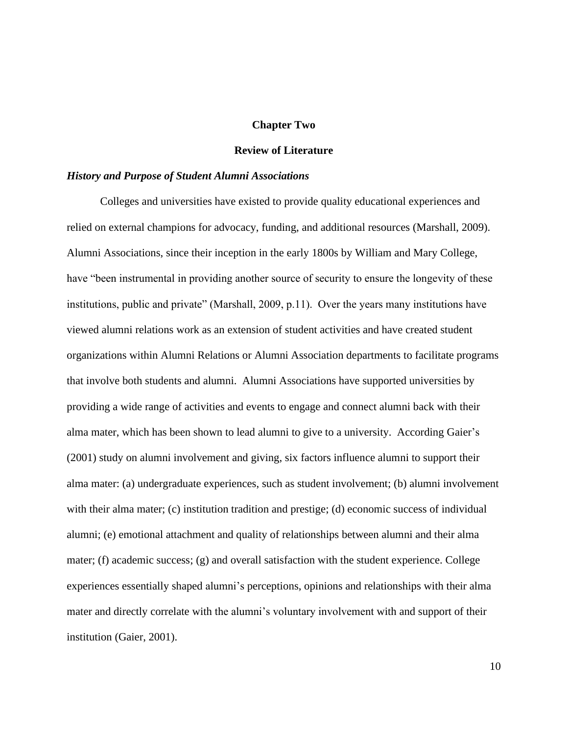# Chapter Two

# Review of Literature

### *History and Purpose of Student Alumni Associations*

Colleges and universities have existed to provide quality educational experiences and relied on external champions for advocacy, funding, and additional resources (Marshall, 2009). Alumni Associations, since their inception in the early 1800s by William and Mary College, have "been instrumental in providing another source of security to ensure the longevity of these institutions, public and private" (Marshall, 2009, p.11). Over the years many institutions have viewed alumni relations work as an extension of student activities and have created student organizations within Alumni Relations or Alumni Association departments to facilitate programs that involve both students and alumni. Alumni Associations have supported universities by providing a wide range of activities and events to engage and connect alumni back with their alma mater, which has been shown to lead alumni to give to a university. According Gaier's (2001) study on alumni involvement and giving, six factors influence alumni to support their alma mater: (a) undergraduate experiences, such as student involvement; (b) alumni involvement with their alma mater; (c) institution tradition and prestige; (d) economic success of individual alumni; (e) emotional attachment and quality of relationships between alumni and their alma mater; (f) academic success; (g) and overall satisfaction with the student experience. College experiences essentially shaped alumni's perceptions, opinions and relationships with their alma mater and directly correlate with the alumni's voluntary involvement with and support of their institution (Gaier, 2001).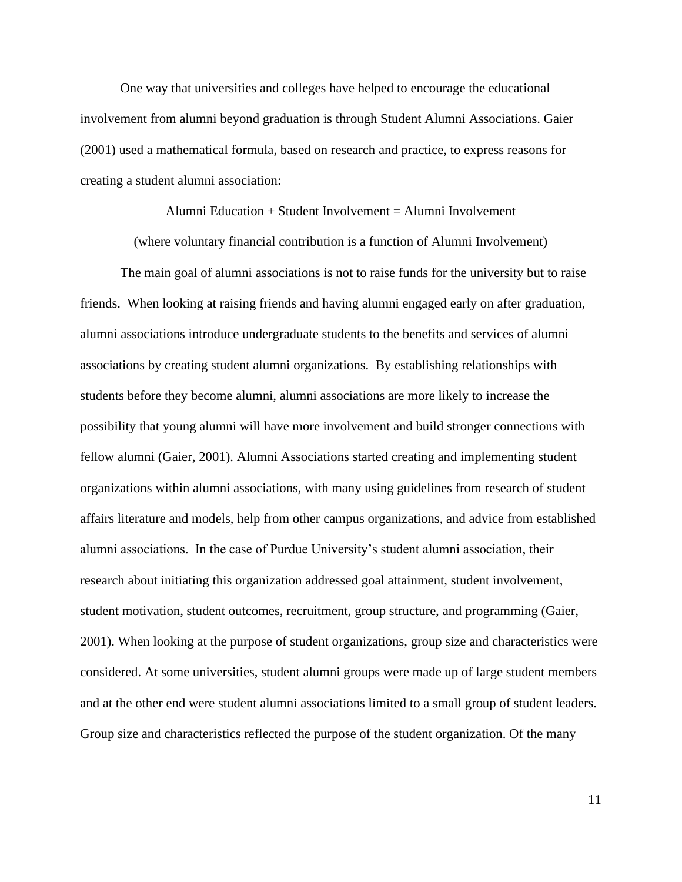One way that universities and colleges have helped to encourage the educational involvement from alumni beyond graduation is through Student Alumni Associations. Gaier (2001) used a mathematical formula, based on research and practice, to express reasons for creating a student alumni association:

Alumni Education + Student Involvement = Alumni Involvement

(where voluntary financial contribution is a function of Alumni Involvement)

The main goal of alumni associations is not to raise funds for the university but to raise friends. When looking at raising friends and having alumni engaged early on after graduation, alumni associations introduce undergraduate students to the benefits and services of alumni associations by creating student alumni organizations. By establishing relationships with students before they become alumni, alumni associations are more likely to increase the possibility that young alumni will have more involvement and build stronger connections with fellow alumni (Gaier, 2001). Alumni Associations started creating and implementing student organizations within alumni associations, with many using guidelines from research of student affairs literature and models, help from other campus organizations, and advice from established alumni associations. In the case of Purdue University's student alumni association, their research about initiating this organization addressed goal attainment, student involvement, student motivation, student outcomes, recruitment, group structure, and programming (Gaier, 2001). When looking at the purpose of student organizations, group size and characteristics were considered. At some universities, student alumni groups were made up of large student members and at the other end were student alumni associations limited to a small group of student leaders. Group size and characteristics reflected the purpose of the student organization. Of the many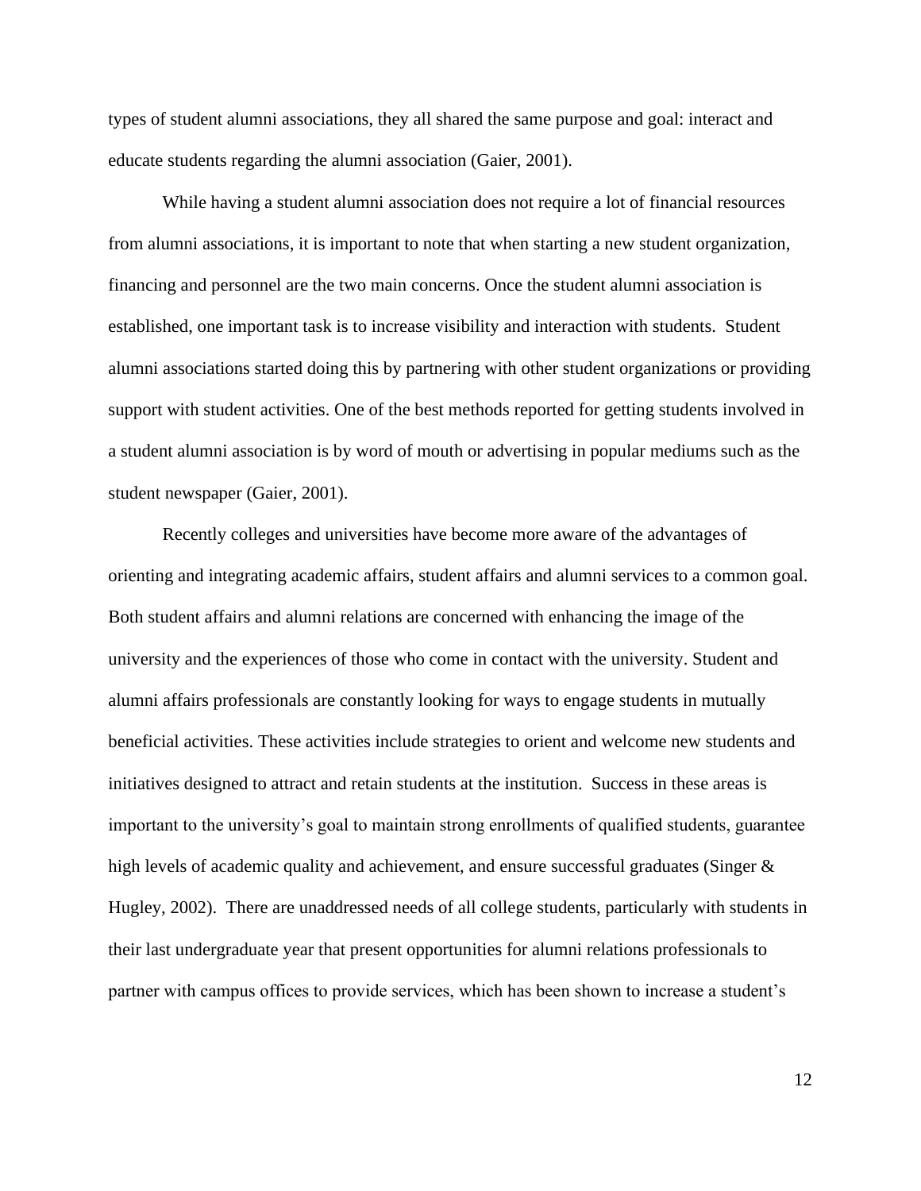types of student alumni associations, they all shared the same purpose and goal: interact and educate students regarding the alumni association (Gaier, 2001).

While having a student alumni association does not require a lot of financial resources from alumni associations, it is important to note that when starting a new student organization, financing and personnel are the two main concerns. Once the student alumni association is established, one important task is to increase visibility and interaction with students. Student alumni associations started doing this by partnering with other student organizations or providing support with student activities. One of the best methods reported for getting students involved in a student alumni association is by word of mouth or advertising in popular mediums such as the student newspaper (Gaier, 2001).

Recently colleges and universities have become more aware of the advantages of orienting and integrating academic affairs, student affairs and alumni services to a common goal. Both student affairs and alumni relations are concerned with enhancing the image of the university and the experiences of those who come in contact with the university. Student and alumni affairs professionals are constantly looking for ways to engage students in mutually beneficial activities. These activities include strategies to orient and welcome new students and initiatives designed to attract and retain students at the institution. Success in these areas is important to the university's goal to maintain strong enrollments of qualified students, guarantee high levels of academic quality and achievement, and ensure successful graduates (Singer & Hugley, 2002). There are unaddressed needs of all college students, particularly with students in their last undergraduate year that present opportunities for alumni relations professionals to partner with campus offices to provide services, which has been shown to increase a student's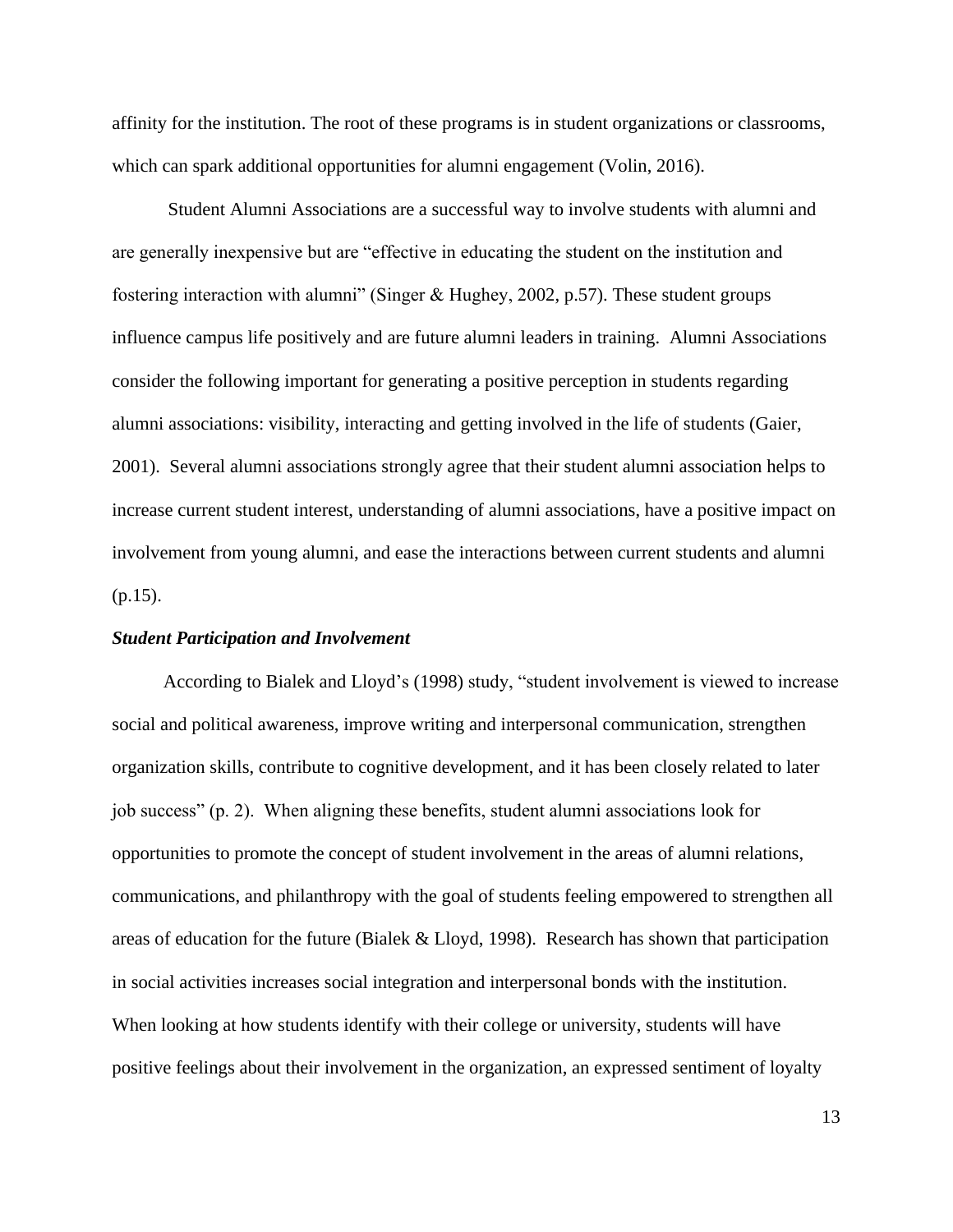affinity for the institution. The root of these programs is in student organizations or classrooms, which can spark additional opportunities for alumni engagement (Volin, 2016).

Student Alumni Associations are a successful way to involve students with alumni and are generally inexpensive but are "effective in educating the student on the institution and fostering interaction with alumni" (Singer & Hughey, 2002, p.57). These student groups influence campus life positively and are future alumni leaders in training. Alumni Associations consider the following important for generating a positive perception in students regarding alumni associations: visibility, interacting and getting involved in the life of students (Gaier, 2001). Several alumni associations strongly agree that their student alumni association helps to increase current student interest, understanding of alumni associations, have a positive impact on involvement from young alumni, and ease the interactions between current students and alumni (p.15).

### *Student Participation and Involvement*

According to Bialek and Lloyd's (1998) study, "student involvement is viewed to increase social and political awareness, improve writing and interpersonal communication, strengthen organization skills, contribute to cognitive development, and it has been closely related to later job success" (p. 2). When aligning these benefits, student alumni associations look for opportunities to promote the concept of student involvement in the areas of alumni relations, communications, and philanthropy with the goal of students feeling empowered to strengthen all areas of education for the future (Bialek & Lloyd, 1998). Research has shown that participation in social activities increases social integration and interpersonal bonds with the institution. When looking at how students identify with their college or university, students will have positive feelings about their involvement in the organization, an expressed sentiment of loyalty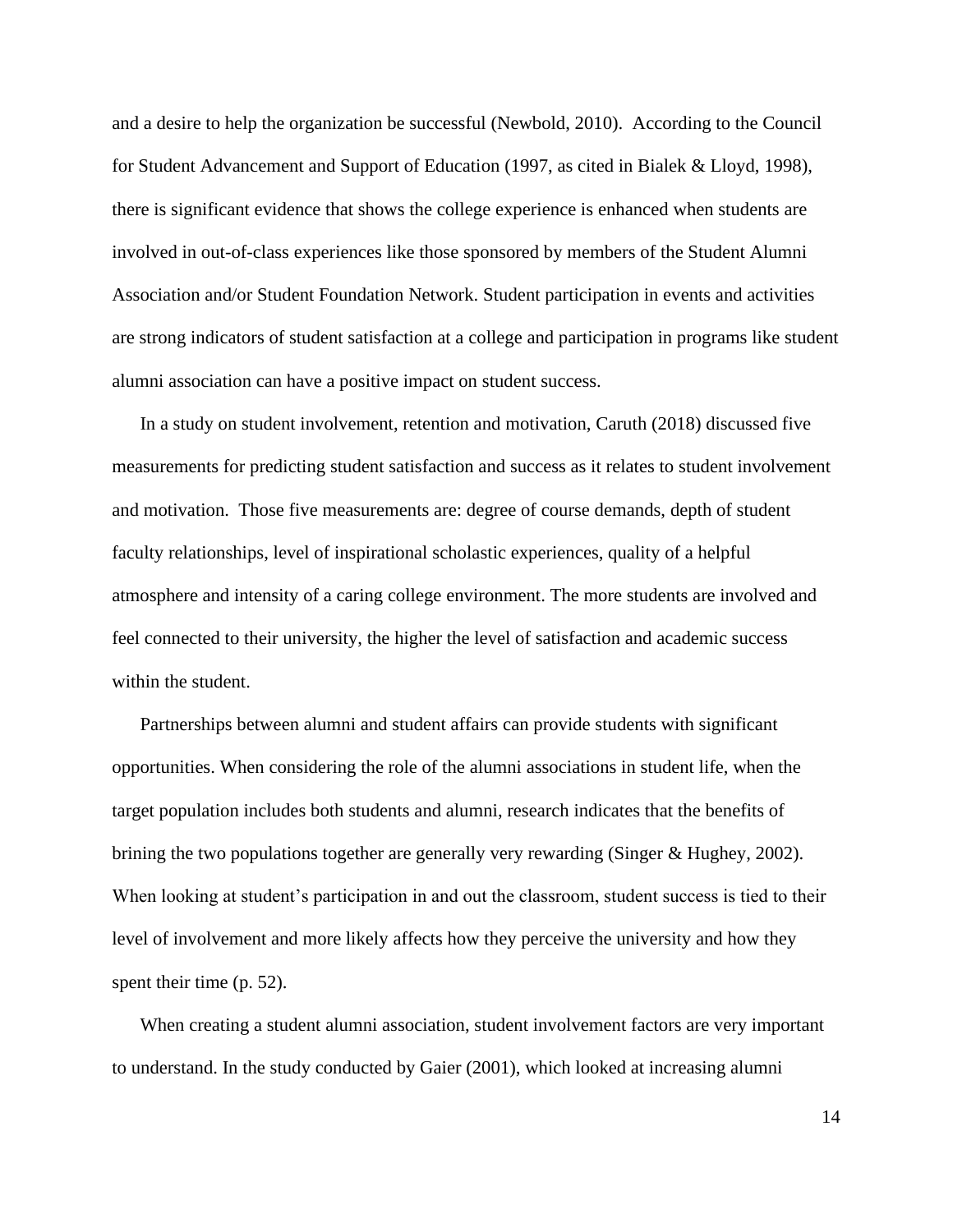and a desire to help the organization be successful (Newbold, 2010). According to the Council for Student Advancement and Support of Education (1997, as cited in Bialek & Lloyd, 1998), there is significant evidence that shows the college experience is enhanced when students are involved in out-of-class experiences like those sponsored by members of the Student Alumni Association and/or Student Foundation Network. Student participation in events and activities are strong indicators of student satisfaction at a college and participation in programs like student alumni association can have a positive impact on student success.

In a study on student involvement, retention and motivation, Caruth (2018) discussed five measurements for predicting student satisfaction and success as it relates to student involvement and motivation. Those five measurements are: degree of course demands, depth of student faculty relationships, level of inspirational scholastic experiences, quality of a helpful atmosphere and intensity of a caring college environment. The more students are involved and feel connected to their university, the higher the level of satisfaction and academic success within the student.

Partnerships between alumni and student affairs can provide students with significant opportunities. When considering the role of the alumni associations in student life, when the target population includes both students and alumni, research indicates that the benefits of brining the two populations together are generally very rewarding (Singer & Hughey, 2002). When looking at student's participation in and out the classroom, student success is tied to their level of involvement and more likely affects how they perceive the university and how they spent their time (p. 52).

When creating a student alumni association, student involvement factors are very important to understand. In the study conducted by Gaier (2001), which looked at increasing alumni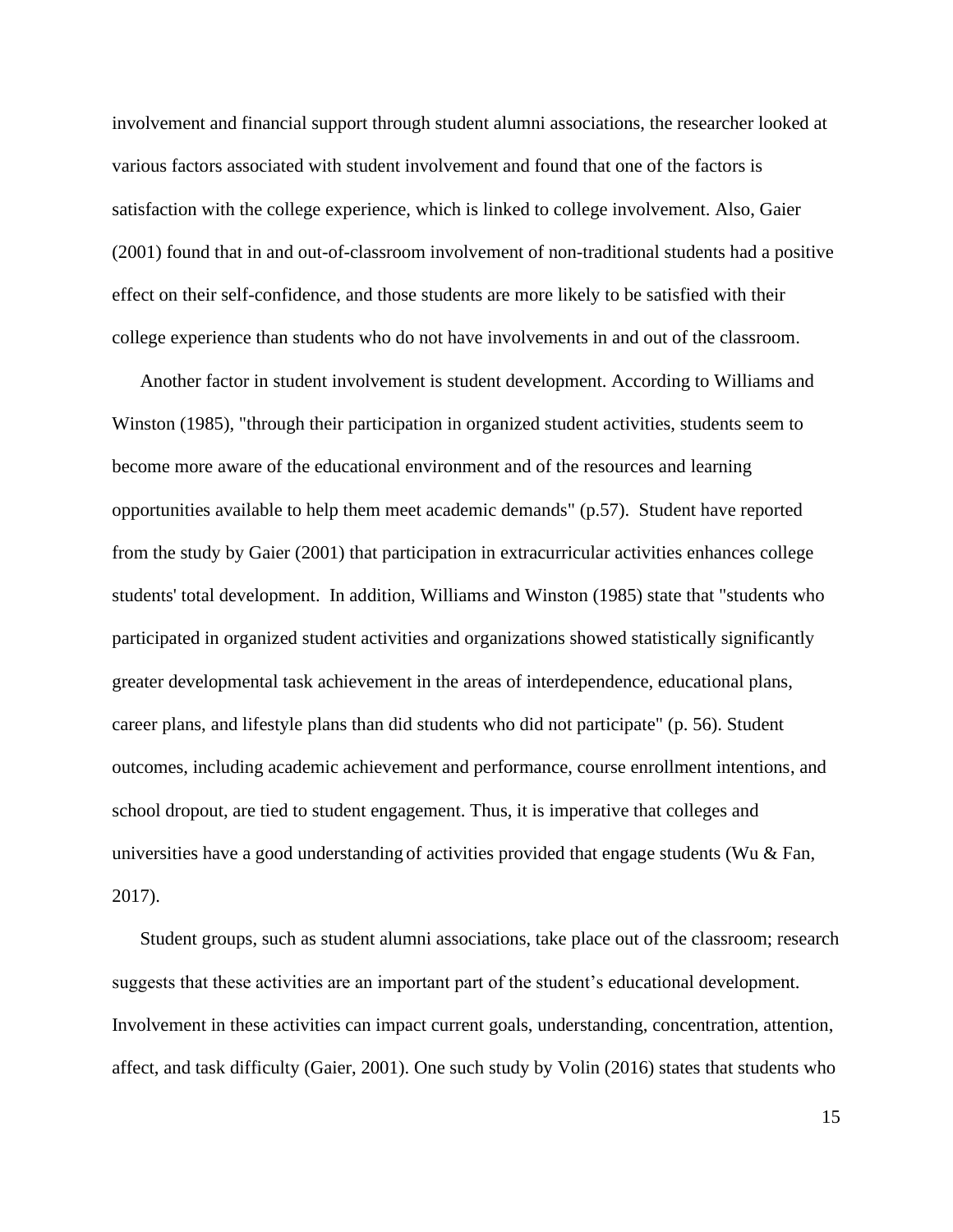involvement and financial support through student alumni associations, the researcher looked at various factors associated with student involvement and found that one of the factors is satisfaction with the college experience, which is linked to college involvement. Also, Gaier (2001) found that in and out-of-classroom involvement of non-traditional students had a positive effect on their self-confidence, and those students are more likely to be satisfied with their college experience than students who do not have involvements in and out of the classroom.

Another factor in student involvement is student development. According to Williams and Winston (1985), "through their participation in organized student activities, students seem to become more aware of the educational environment and of the resources and learning opportunities available to help them meet academic demands" (p.57). Student have reported from the study by Gaier (2001) that participation in extracurricular activities enhances college students' total development. In addition, Williams and Winston (1985) state that "students who participated in organized student activities and organizations showed statistically significantly greater developmental task achievement in the areas of interdependence, educational plans, career plans, and lifestyle plans than did students who did not participate" (p. 56). Student outcomes, including academic achievement and performance, course enrollment intentions, and school dropout, are tied to student engagement. Thus, it is imperative that colleges and universities have a good understanding of activities provided that engage students (Wu & Fan, 2017).

Student groups, such as student alumni associations, take place out of the classroom; research suggests that these activities are an important part of the student's educational development. Involvement in these activities can impact current goals, understanding, concentration, attention, affect, and task difficulty (Gaier, 2001). One such study by Volin (2016) states that students who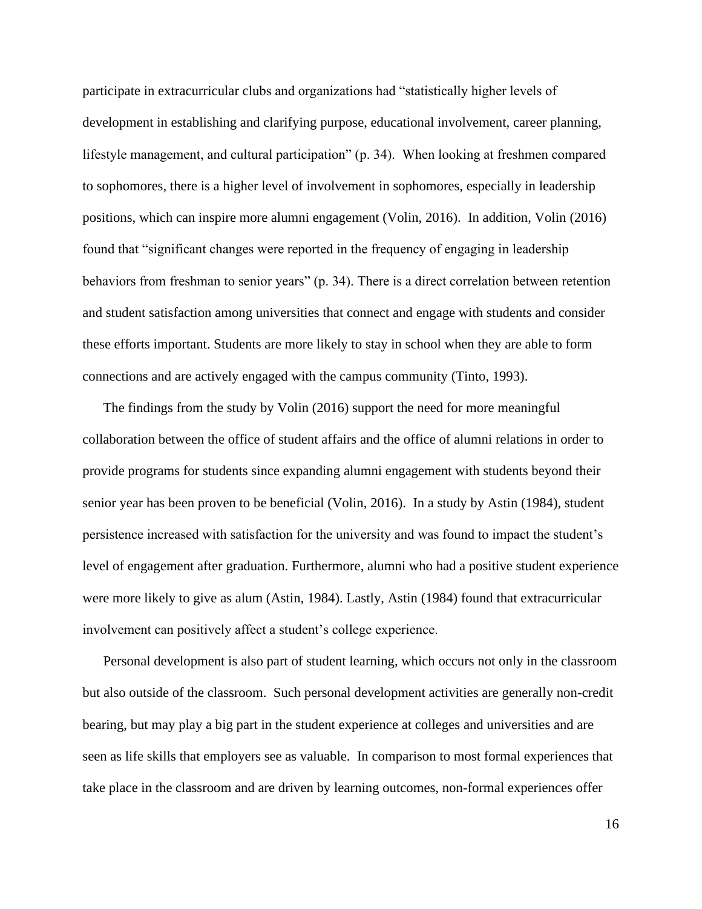participate in extracurricular clubs and organizations had "statistically higher levels of development in establishing and clarifying purpose, educational involvement, career planning, lifestyle management, and cultural participation" (p. 34). When looking at freshmen compared to sophomores, there is a higher level of involvement in sophomores, especially in leadership positions, which can inspire more alumni engagement (Volin, 2016). In addition, Volin (2016) found that "significant changes were reported in the frequency of engaging in leadership behaviors from freshman to senior years" (p. 34). There is a direct correlation between retention and student satisfaction among universities that connect and engage with students and consider these efforts important. Students are more likely to stay in school when they are able to form connections and are actively engaged with the campus community (Tinto, 1993).

The findings from the study by Volin (2016) support the need for more meaningful collaboration between the office of student affairs and the office of alumni relations in order to provide programs for students since expanding alumni engagement with students beyond their senior year has been proven to be beneficial (Volin, 2016). In a study by Astin (1984), student persistence increased with satisfaction for the university and was found to impact the student's level of engagement after graduation. Furthermore, alumni who had a positive student experience were more likely to give as alum (Astin, 1984). Lastly, Astin (1984) found that extracurricular involvement can positively affect a student's college experience.

Personal development is also part of student learning, which occurs not only in the classroom but also outside of the classroom. Such personal development activities are generally non-credit bearing, but may play a big part in the student experience at colleges and universities and are seen as life skills that employers see as valuable. In comparison to most formal experiences that take place in the classroom and are driven by learning outcomes, non-formal experiences offer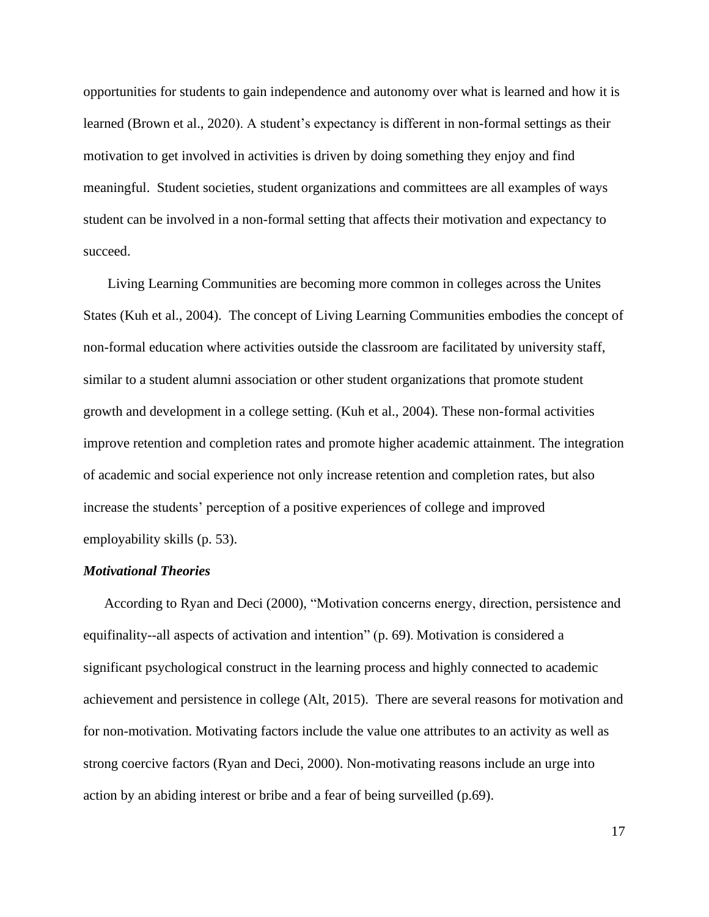opportunities for students to gain independence and autonomy over what is learned and how it is learned (Brown et al., 2020). A student's expectancy is different in non-formal settings as their motivation to get involved in activities is driven by doing something they enjoy and find meaningful. Student societies, student organizations and committees are all examples of ways student can be involved in a non-formal setting that affects their motivation and expectancy to succeed.

Living Learning Communities are becoming more common in colleges across the Unites States (Kuh et al., 2004). The concept of Living Learning Communities embodies the concept of non-formal education where activities outside the classroom are facilitated by university staff, similar to a student alumni association or other student organizations that promote student growth and development in a college setting. (Kuh et al., 2004). These non-formal activities improve retention and completion rates and promote higher academic attainment. The integration of academic and social experience not only increase retention and completion rates, but also increase the students' perception of a positive experiences of college and improved employability skills (p. 53).

***Motivational Theories***

According to Ryan and Deci (2000), "Motivation concerns energy, direction, persistence and equifinality--all aspects of activation and intention" (p. 69). Motivation is considered a significant psychological construct in the learning process and highly connected to academic achievement and persistence in college (Alt, 2015). There are several reasons for motivation and for non-motivation. Motivating factors include the value one attributes to an activity as well as strong coercive factors (Ryan and Deci, 2000). Non-motivating reasons include an urge into action by an abiding interest or bribe and a fear of being surveilled (p.69).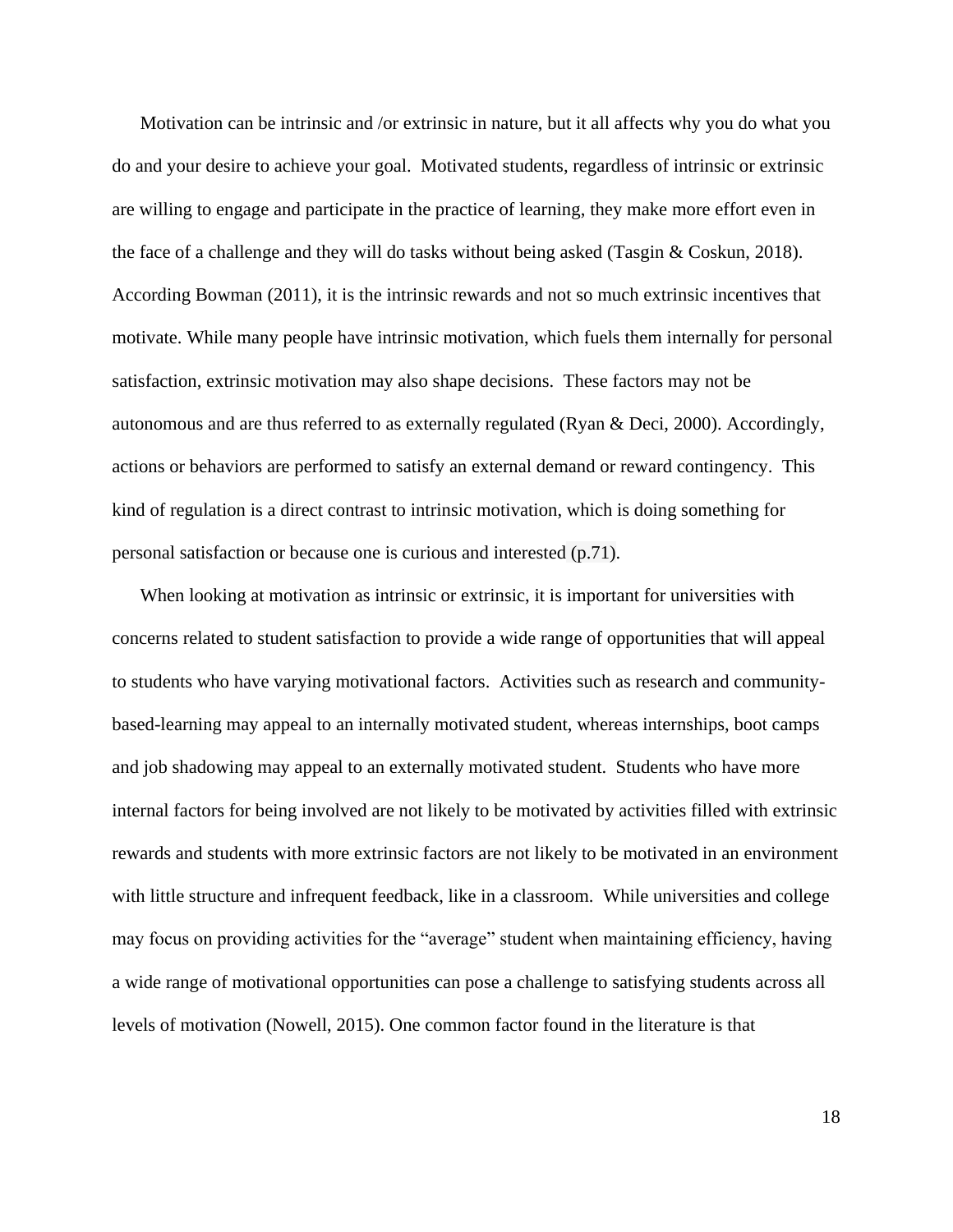Motivation can be intrinsic and /or extrinsic in nature, but it all affects why you do what you do and your desire to achieve your goal. Motivated students, regardless of intrinsic or extrinsic are willing to engage and participate in the practice of learning, they make more effort even in the face of a challenge and they will do tasks without being asked (Tasgin & Coskun, 2018). According Bowman (2011), it is the intrinsic rewards and not so much extrinsic incentives that motivate. While many people have intrinsic motivation, which fuels them internally for personal satisfaction, extrinsic motivation may also shape decisions. These factors may not be autonomous and are thus referred to as externally regulated (Ryan & Deci, 2000). Accordingly, actions or behaviors are performed to satisfy an external demand or reward contingency. This kind of regulation is a direct contrast to intrinsic motivation, which is doing something for personal satisfaction or because one is curious and interested (p.71).

When looking at motivation as intrinsic or extrinsic, it is important for universities with concerns related to student satisfaction to provide a wide range of opportunities that will appeal to students who have varying motivational factors. Activities such as research and community-based-learning may appeal to an internally motivated student, whereas internships, boot camps and job shadowing may appeal to an externally motivated student. Students who have more internal factors for being involved are not likely to be motivated by activities filled with extrinsic rewards and students with more extrinsic factors are not likely to be motivated in an environment with little structure and infrequent feedback, like in a classroom. While universities and college may focus on providing activities for the "average" student when maintaining efficiency, having a wide range of motivational opportunities can pose a challenge to satisfying students across all levels of motivation (Nowell, 2015). One common factor found in the literature is that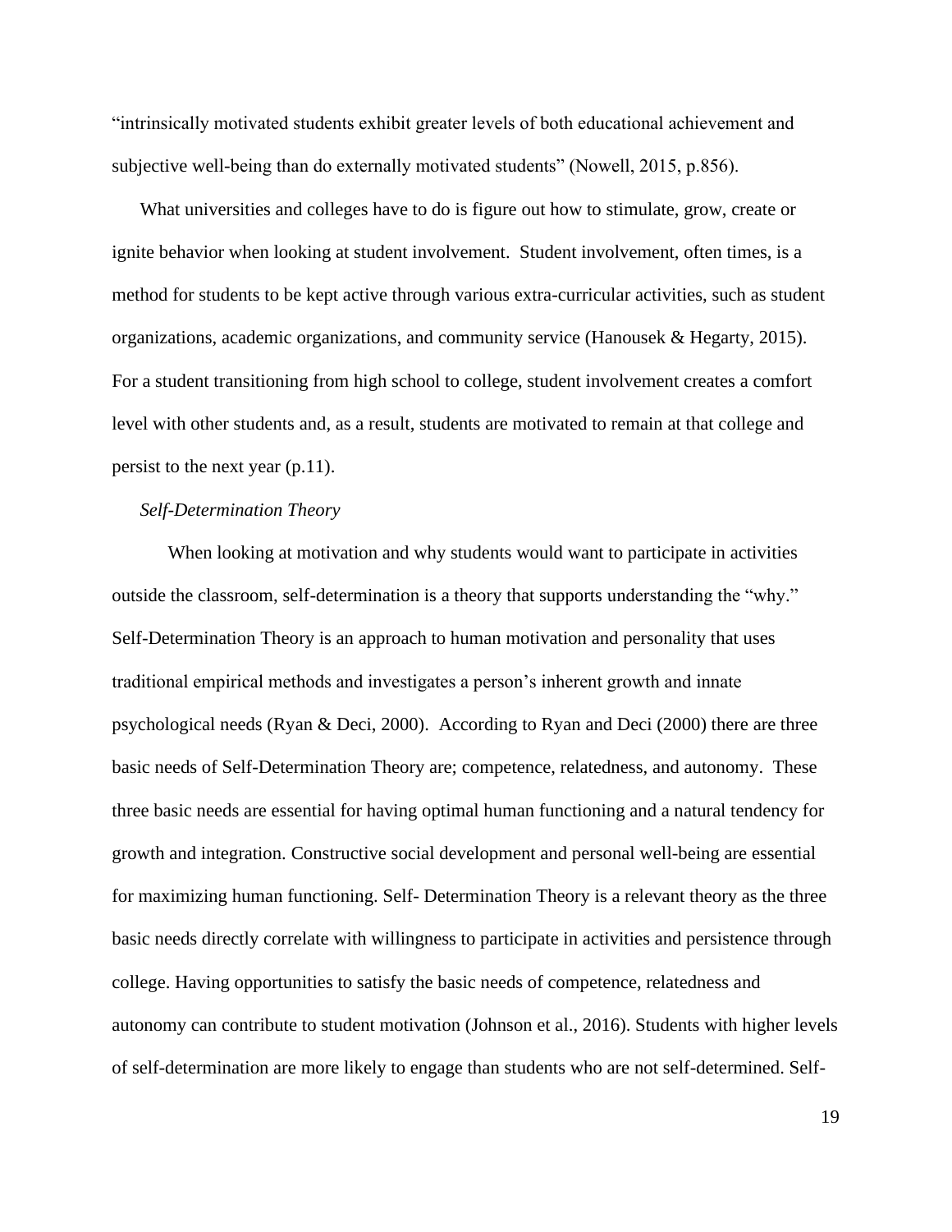"intrinsically motivated students exhibit greater levels of both educational achievement and subjective well-being than do externally motivated students" (Nowell, 2015, p.856).

What universities and colleges have to do is figure out how to stimulate, grow, create or ignite behavior when looking at student involvement. Student involvement, often times, is a method for students to be kept active through various extra-curricular activities, such as student organizations, academic organizations, and community service (Hanousek & Hegarty, 2015). For a student transitioning from high school to college, student involvement creates a comfort level with other students and, as a result, students are motivated to remain at that college and persist to the next year (p.11).

*Self-Determination Theory*

When looking at motivation and why students would want to participate in activities outside the classroom, self-determination is a theory that supports understanding the "why." Self-Determination Theory is an approach to human motivation and personality that uses traditional empirical methods and investigates a person's inherent growth and innate psychological needs (Ryan & Deci, 2000). According to Ryan and Deci (2000) there are three basic needs of Self-Determination Theory are; competence, relatedness, and autonomy. These three basic needs are essential for having optimal human functioning and a natural tendency for growth and integration. Constructive social development and personal well-being are essential for maximizing human functioning. Self- Determination Theory is a relevant theory as the three basic needs directly correlate with willingness to participate in activities and persistence through college. Having opportunities to satisfy the basic needs of competence, relatedness and autonomy can contribute to student motivation (Johnson et al., 2016). Students with higher levels of self-determination are more likely to engage than students who are not self-determined. Self-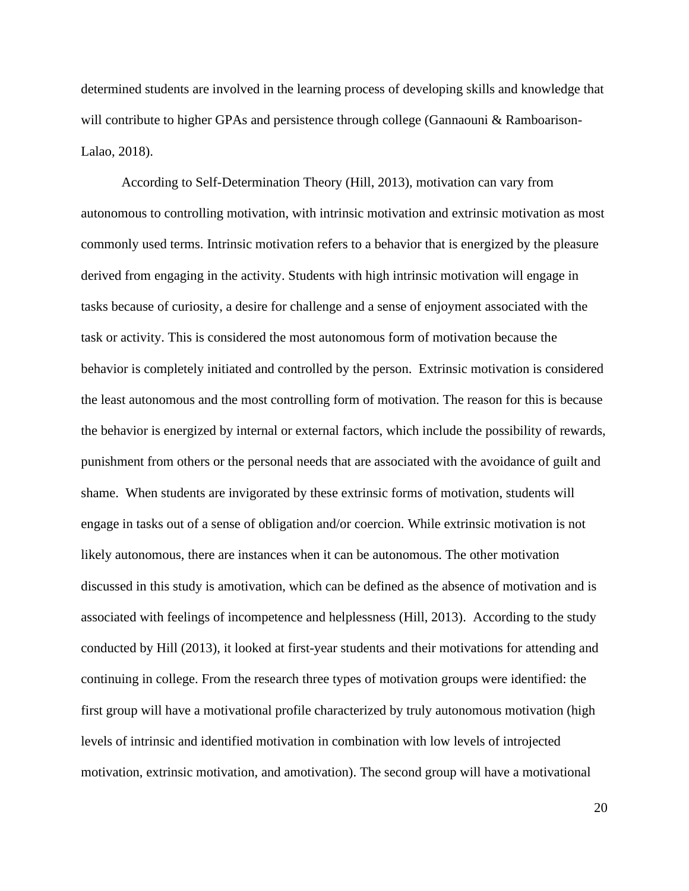determined students are involved in the learning process of developing skills and knowledge that will contribute to higher GPAs and persistence through college (Gannaouni & Ramboarison-Lalao, 2018).

According to Self-Determination Theory (Hill, 2013), motivation can vary from autonomous to controlling motivation, with intrinsic motivation and extrinsic motivation as most commonly used terms. Intrinsic motivation refers to a behavior that is energized by the pleasure derived from engaging in the activity. Students with high intrinsic motivation will engage in tasks because of curiosity, a desire for challenge and a sense of enjoyment associated with the task or activity. This is considered the most autonomous form of motivation because the behavior is completely initiated and controlled by the person. Extrinsic motivation is considered the least autonomous and the most controlling form of motivation. The reason for this is because the behavior is energized by internal or external factors, which include the possibility of rewards, punishment from others or the personal needs that are associated with the avoidance of guilt and shame. When students are invigorated by these extrinsic forms of motivation, students will engage in tasks out of a sense of obligation and/or coercion. While extrinsic motivation is not likely autonomous, there are instances when it can be autonomous. The other motivation discussed in this study is amotivation, which can be defined as the absence of motivation and is associated with feelings of incompetence and helplessness (Hill, 2013). According to the study conducted by Hill (2013), it looked at first-year students and their motivations for attending and continuing in college. From the research three types of motivation groups were identified: the first group will have a motivational profile characterized by truly autonomous motivation (high levels of intrinsic and identified motivation in combination with low levels of introjected motivation, extrinsic motivation, and amotivation). The second group will have a motivational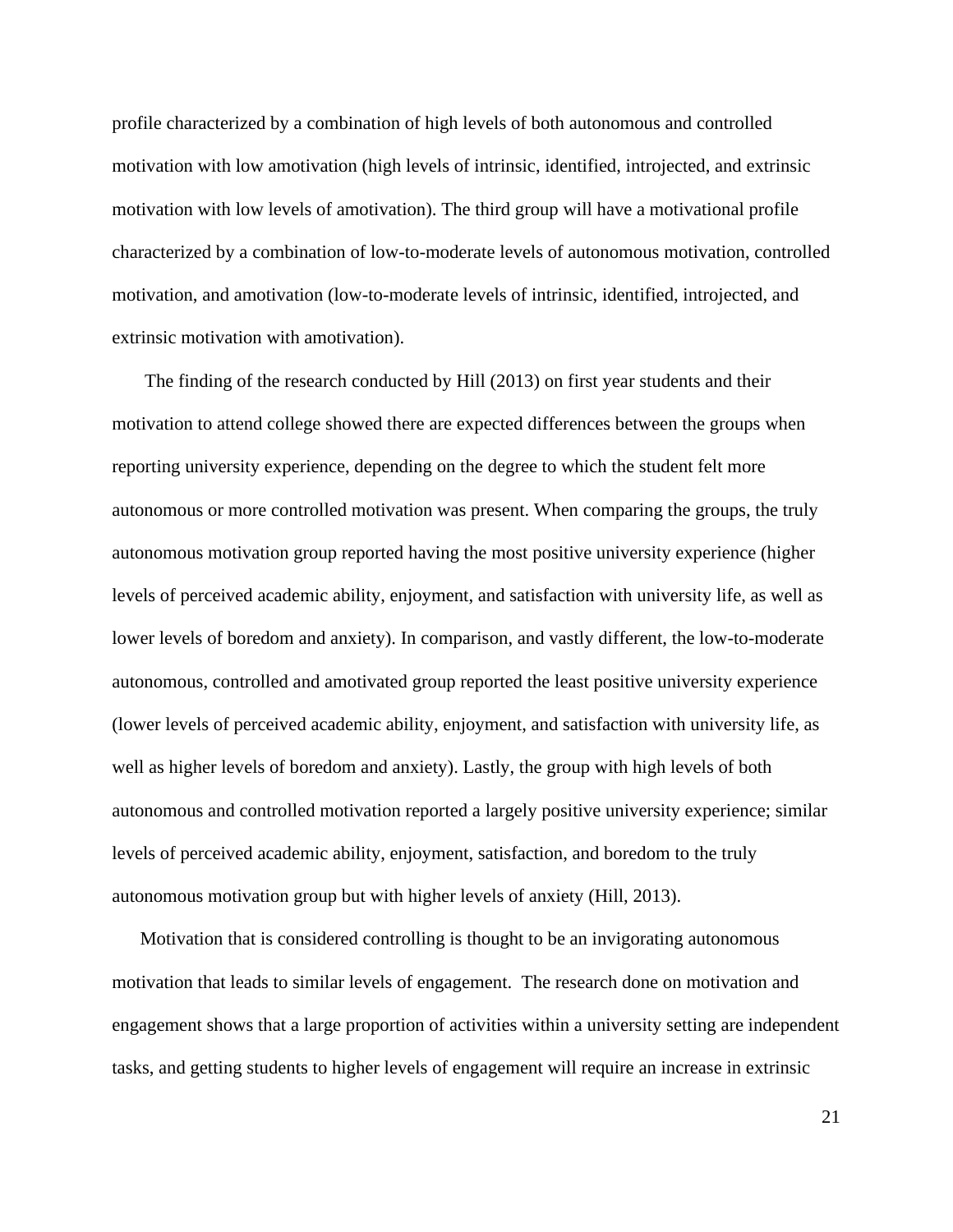profile characterized by a combination of high levels of both autonomous and controlled motivation with low amotivation (high levels of intrinsic, identified, introjected, and extrinsic motivation with low levels of amotivation). The third group will have a motivational profile characterized by a combination of low-to-moderate levels of autonomous motivation, controlled motivation, and amotivation (low-to-moderate levels of intrinsic, identified, introjected, and extrinsic motivation with amotivation).

The finding of the research conducted by Hill (2013) on first year students and their motivation to attend college showed there are expected differences between the groups when reporting university experience, depending on the degree to which the student felt more autonomous or more controlled motivation was present. When comparing the groups, the truly autonomous motivation group reported having the most positive university experience (higher levels of perceived academic ability, enjoyment, and satisfaction with university life, as well as lower levels of boredom and anxiety). In comparison, and vastly different, the low-to-moderate autonomous, controlled and amotivated group reported the least positive university experience (lower levels of perceived academic ability, enjoyment, and satisfaction with university life, as well as higher levels of boredom and anxiety). Lastly, the group with high levels of both autonomous and controlled motivation reported a largely positive university experience; similar levels of perceived academic ability, enjoyment, satisfaction, and boredom to the truly autonomous motivation group but with higher levels of anxiety (Hill, 2013).

Motivation that is considered controlling is thought to be an invigorating autonomous motivation that leads to similar levels of engagement. The research done on motivation and engagement shows that a large proportion of activities within a university setting are independent tasks, and getting students to higher levels of engagement will require an increase in extrinsic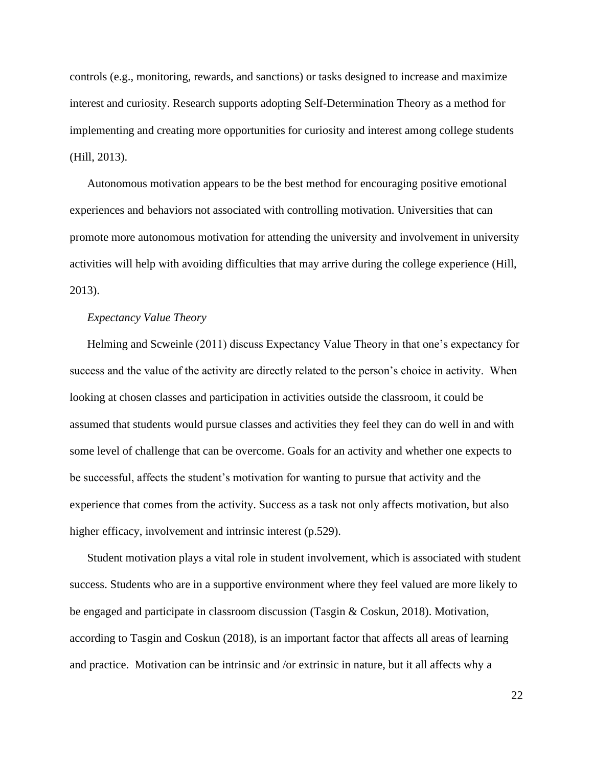controls (e.g., monitoring, rewards, and sanctions) or tasks designed to increase and maximize interest and curiosity. Research supports adopting Self-Determination Theory as a method for implementing and creating more opportunities for curiosity and interest among college students (Hill, 2013).

Autonomous motivation appears to be the best method for encouraging positive emotional experiences and behaviors not associated with controlling motivation. Universities that can promote more autonomous motivation for attending the university and involvement in university activities will help with avoiding difficulties that may arrive during the college experience (Hill, 2013).

*Expectancy Value Theory*

Helming and Scweinle (2011) discuss Expectancy Value Theory in that one's expectancy for success and the value of the activity are directly related to the person's choice in activity. When looking at chosen classes and participation in activities outside the classroom, it could be assumed that students would pursue classes and activities they feel they can do well in and with some level of challenge that can be overcome. Goals for an activity and whether one expects to be successful, affects the student's motivation for wanting to pursue that activity and the experience that comes from the activity. Success as a task not only affects motivation, but also higher efficacy, involvement and intrinsic interest (p.529).

Student motivation plays a vital role in student involvement, which is associated with student success. Students who are in a supportive environment where they feel valued are more likely to be engaged and participate in classroom discussion (Tasgin & Coskun, 2018). Motivation, according to Tasgin and Coskun (2018), is an important factor that affects all areas of learning and practice. Motivation can be intrinsic and /or extrinsic in nature, but it all affects why a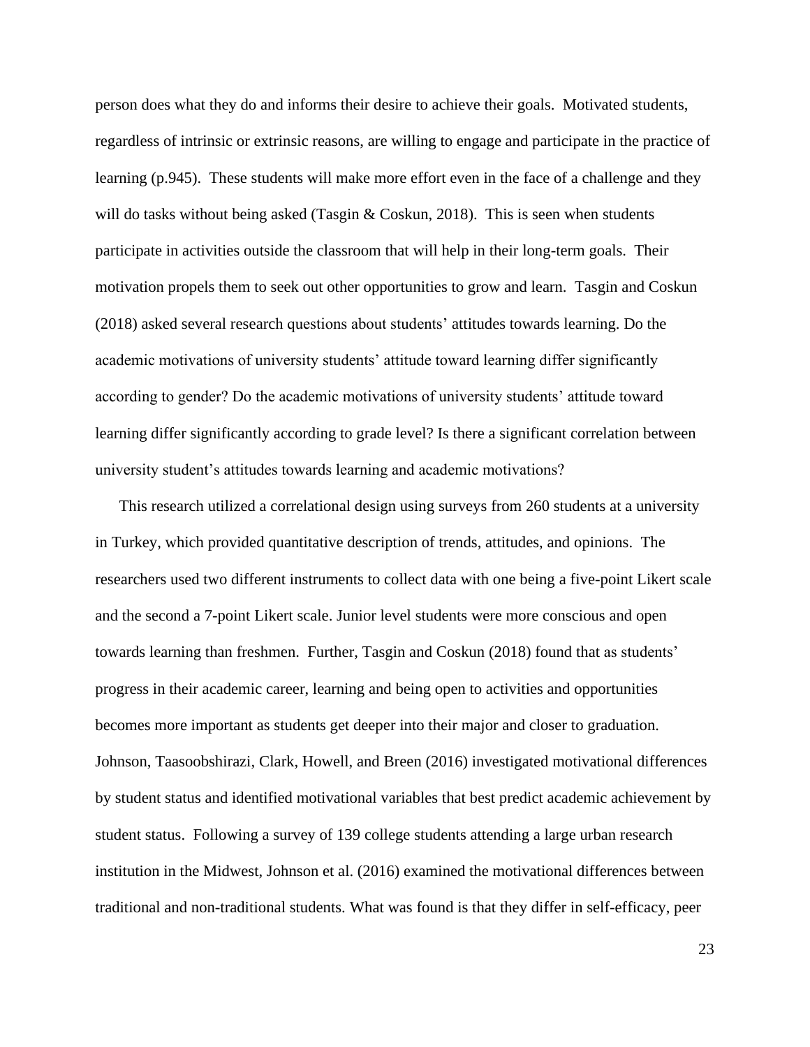person does what they do and informs their desire to achieve their goals. Motivated students, regardless of intrinsic or extrinsic reasons, are willing to engage and participate in the practice of learning (p.945). These students will make more effort even in the face of a challenge and they will do tasks without being asked (Tasgin & Coskun, 2018). This is seen when students participate in activities outside the classroom that will help in their long-term goals. Their motivation propels them to seek out other opportunities to grow and learn. Tasgin and Coskun (2018) asked several research questions about students' attitudes towards learning. Do the academic motivations of university students' attitude toward learning differ significantly according to gender? Do the academic motivations of university students' attitude toward learning differ significantly according to grade level? Is there a significant correlation between university student's attitudes towards learning and academic motivations?

This research utilized a correlational design using surveys from 260 students at a university in Turkey, which provided quantitative description of trends, attitudes, and opinions. The researchers used two different instruments to collect data with one being a five-point Likert scale and the second a 7-point Likert scale. Junior level students were more conscious and open towards learning than freshmen. Further, Tasgin and Coskun (2018) found that as students' progress in their academic career, learning and being open to activities and opportunities becomes more important as students get deeper into their major and closer to graduation. Johnson, Taasoobshirazi, Clark, Howell, and Breen (2016) investigated motivational differences by student status and identified motivational variables that best predict academic achievement by student status. Following a survey of 139 college students attending a large urban research institution in the Midwest, Johnson et al. (2016) examined the motivational differences between traditional and non-traditional students. What was found is that they differ in self-efficacy, peer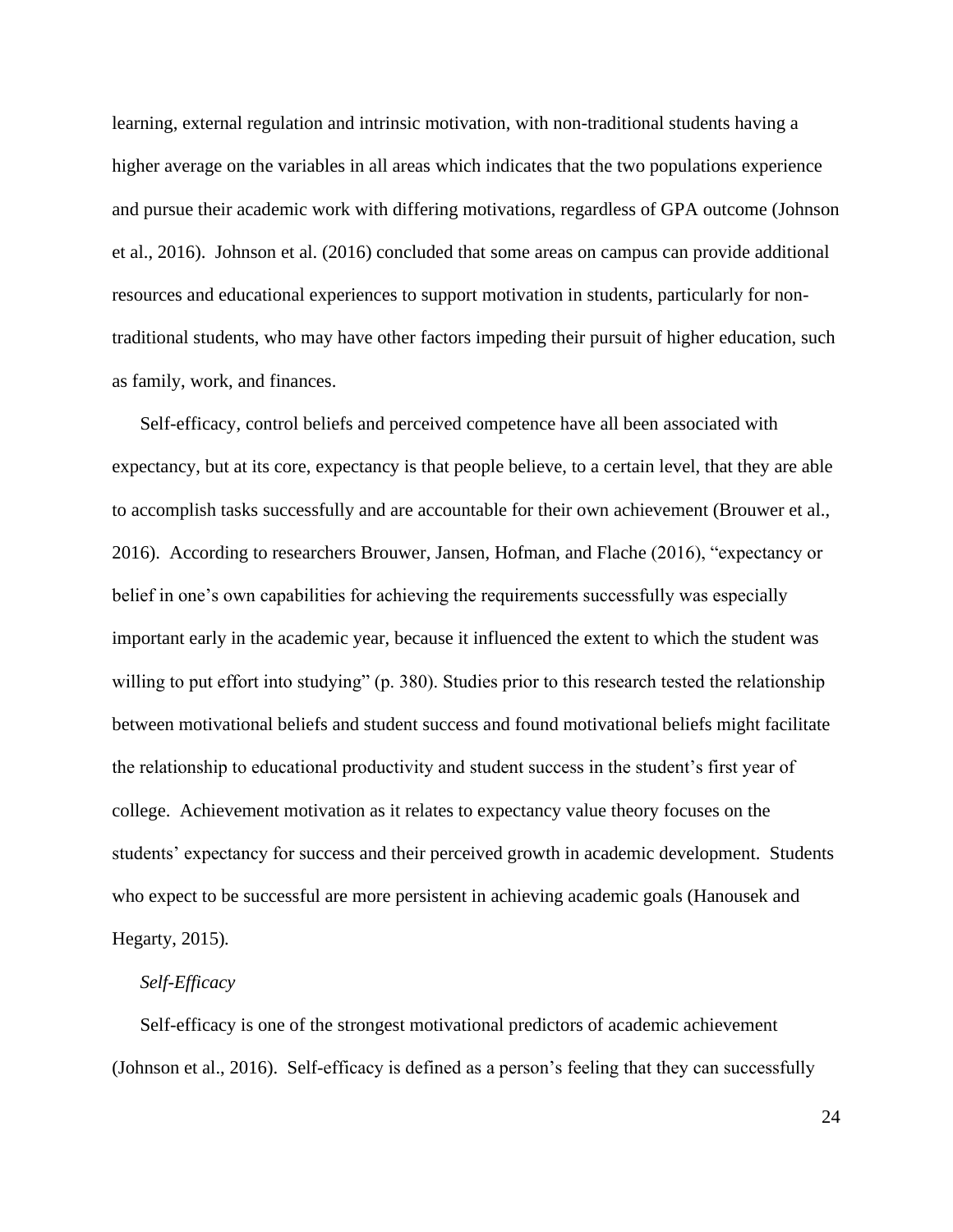learning, external regulation and intrinsic motivation, with non-traditional students having a higher average on the variables in all areas which indicates that the two populations experience and pursue their academic work with differing motivations, regardless of GPA outcome (Johnson et al., 2016). Johnson et al. (2016) concluded that some areas on campus can provide additional resources and educational experiences to support motivation in students, particularly for non-traditional students, who may have other factors impeding their pursuit of higher education, such as family, work, and finances.

Self-efficacy, control beliefs and perceived competence have all been associated with expectancy, but at its core, expectancy is that people believe, to a certain level, that they are able to accomplish tasks successfully and are accountable for their own achievement (Brouwer et al., 2016). According to researchers Brouwer, Jansen, Hofman, and Flache (2016), "expectancy or belief in one's own capabilities for achieving the requirements successfully was especially important early in the academic year, because it influenced the extent to which the student was willing to put effort into studying" (p. 380). Studies prior to this research tested the relationship between motivational beliefs and student success and found motivational beliefs might facilitate the relationship to educational productivity and student success in the student's first year of college. Achievement motivation as it relates to expectancy value theory focuses on the students' expectancy for success and their perceived growth in academic development. Students who expect to be successful are more persistent in achieving academic goals (Hanousek and Hegarty, 2015).

*Self-Efficacy*

Self-efficacy is one of the strongest motivational predictors of academic achievement (Johnson et al., 2016). Self-efficacy is defined as a person's feeling that they can successfully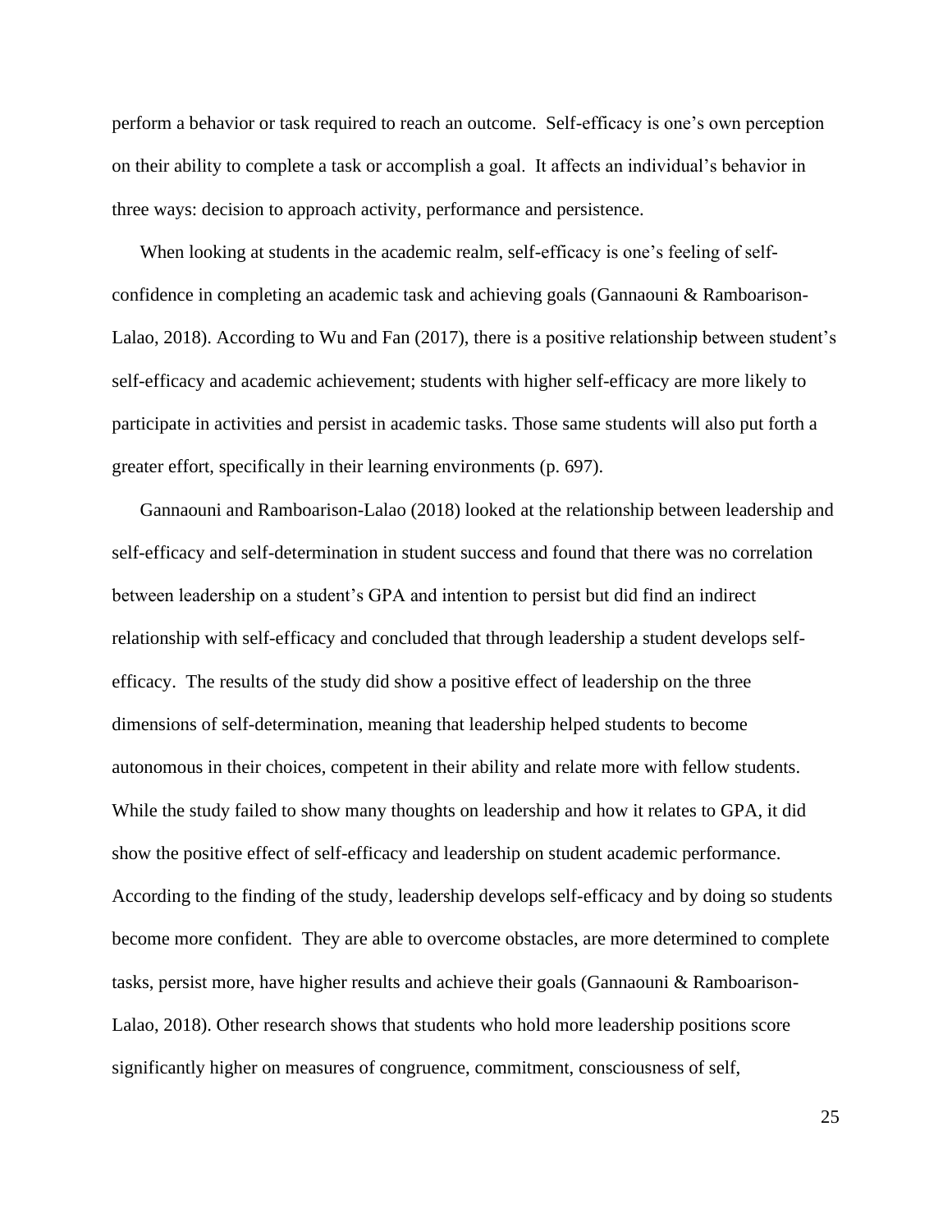perform a behavior or task required to reach an outcome. Self-efficacy is one's own perception on their ability to complete a task or accomplish a goal. It affects an individual's behavior in three ways: decision to approach activity, performance and persistence.

When looking at students in the academic realm, self-efficacy is one's feeling of self-confidence in completing an academic task and achieving goals (Gannaouni & Ramboarison-Lalao, 2018). According to Wu and Fan (2017), there is a positive relationship between student's self-efficacy and academic achievement; students with higher self-efficacy are more likely to participate in activities and persist in academic tasks. Those same students will also put forth a greater effort, specifically in their learning environments (p. 697).

Gannaouni and Ramboarison-Lalao (2018) looked at the relationship between leadership and self-efficacy and self-determination in student success and found that there was no correlation between leadership on a student's GPA and intention to persist but did find an indirect relationship with self-efficacy and concluded that through leadership a student develops self-efficacy. The results of the study did show a positive effect of leadership on the three dimensions of self-determination, meaning that leadership helped students to become autonomous in their choices, competent in their ability and relate more with fellow students. While the study failed to show many thoughts on leadership and how it relates to GPA, it did show the positive effect of self-efficacy and leadership on student academic performance. According to the finding of the study, leadership develops self-efficacy and by doing so students become more confident. They are able to overcome obstacles, are more determined to complete tasks, persist more, have higher results and achieve their goals (Gannaouni & Ramboarison-Lalao, 2018). Other research shows that students who hold more leadership positions score significantly higher on measures of congruence, commitment, consciousness of self,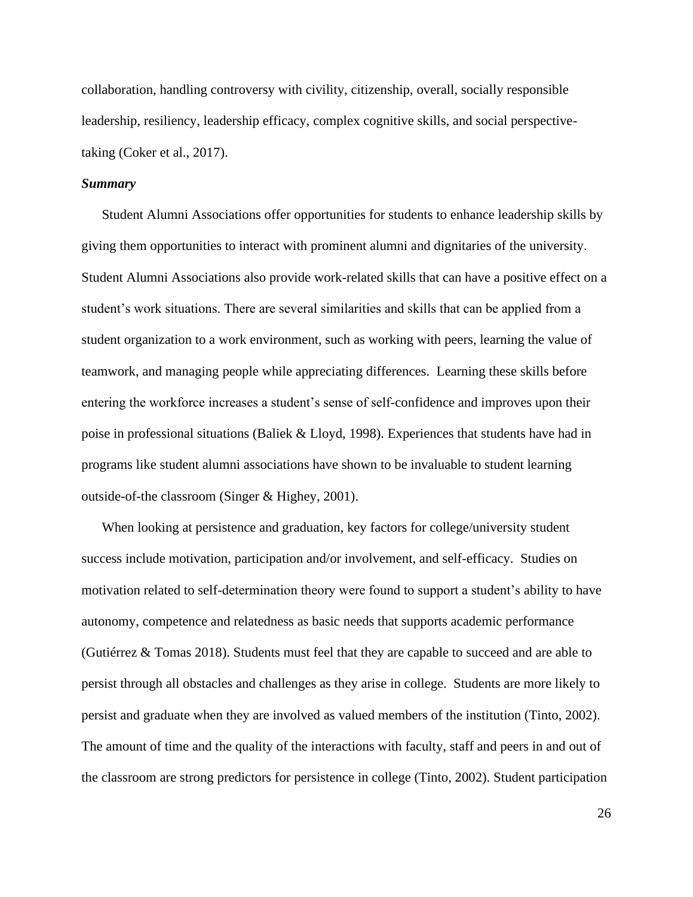collaboration, handling controversy with civility, citizenship, overall, socially responsible leadership, resiliency, leadership efficacy, complex cognitive skills, and social perspective-taking (Coker et al., 2017).

***Summary***

Student Alumni Associations offer opportunities for students to enhance leadership skills by giving them opportunities to interact with prominent alumni and dignitaries of the university. Student Alumni Associations also provide work-related skills that can have a positive effect on a student's work situations. There are several similarities and skills that can be applied from a student organization to a work environment, such as working with peers, learning the value of teamwork, and managing people while appreciating differences. Learning these skills before entering the workforce increases a student's sense of self-confidence and improves upon their poise in professional situations (Baliek & Lloyd, 1998). Experiences that students have had in programs like student alumni associations have shown to be invaluable to student learning outside-of-the classroom (Singer & Highey, 2001).

When looking at persistence and graduation, key factors for college/university student success include motivation, participation and/or involvement, and self-efficacy. Studies on motivation related to self-determination theory were found to support a student's ability to have autonomy, competence and relatedness as basic needs that supports academic performance (Gutiérrez & Tomas 2018). Students must feel that they are capable to succeed and are able to persist through all obstacles and challenges as they arise in college. Students are more likely to persist and graduate when they are involved as valued members of the institution (Tinto, 2002). The amount of time and the quality of the interactions with faculty, staff and peers in and out of the classroom are strong predictors for persistence in college (Tinto, 2002). Student participation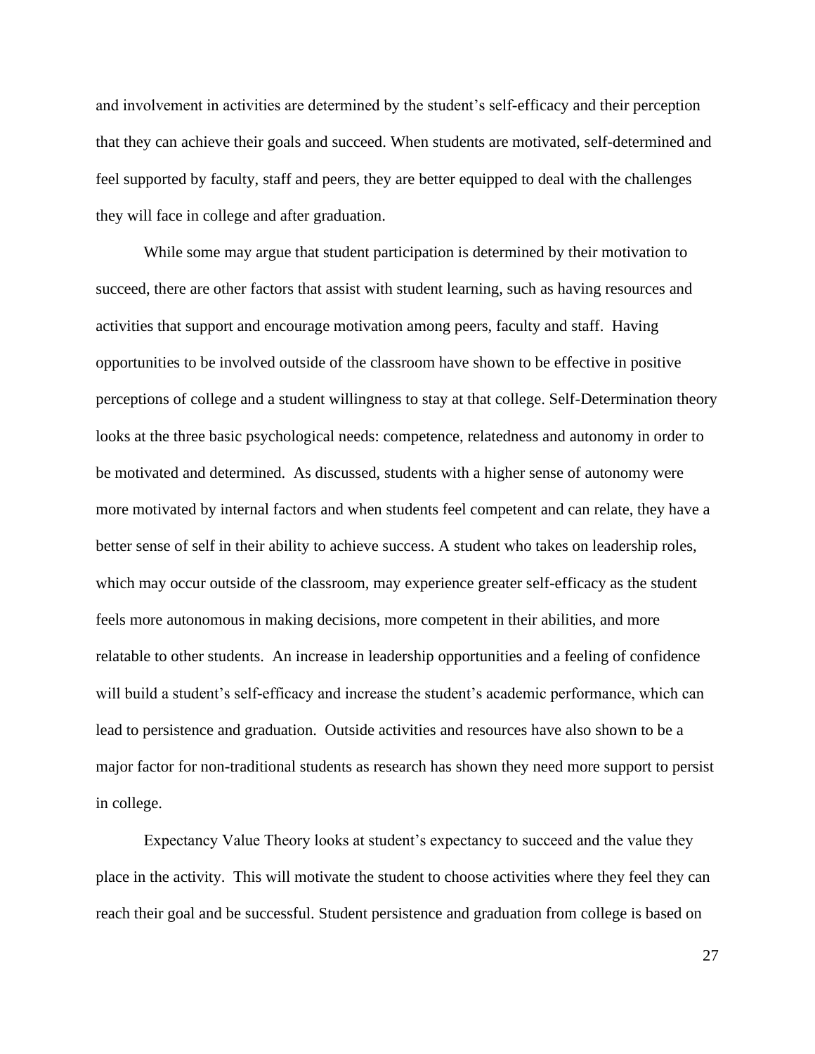and involvement in activities are determined by the student's self-efficacy and their perception that they can achieve their goals and succeed. When students are motivated, self-determined and feel supported by faculty, staff and peers, they are better equipped to deal with the challenges they will face in college and after graduation.

While some may argue that student participation is determined by their motivation to succeed, there are other factors that assist with student learning, such as having resources and activities that support and encourage motivation among peers, faculty and staff. Having opportunities to be involved outside of the classroom have shown to be effective in positive perceptions of college and a student willingness to stay at that college. Self-Determination theory looks at the three basic psychological needs: competence, relatedness and autonomy in order to be motivated and determined. As discussed, students with a higher sense of autonomy were more motivated by internal factors and when students feel competent and can relate, they have a better sense of self in their ability to achieve success. A student who takes on leadership roles, which may occur outside of the classroom, may experience greater self-efficacy as the student feels more autonomous in making decisions, more competent in their abilities, and more relatable to other students. An increase in leadership opportunities and a feeling of confidence will build a student's self-efficacy and increase the student's academic performance, which can lead to persistence and graduation. Outside activities and resources have also shown to be a major factor for non-traditional students as research has shown they need more support to persist in college.

Expectancy Value Theory looks at student's expectancy to succeed and the value they place in the activity. This will motivate the student to choose activities where they feel they can reach their goal and be successful. Student persistence and graduation from college is based on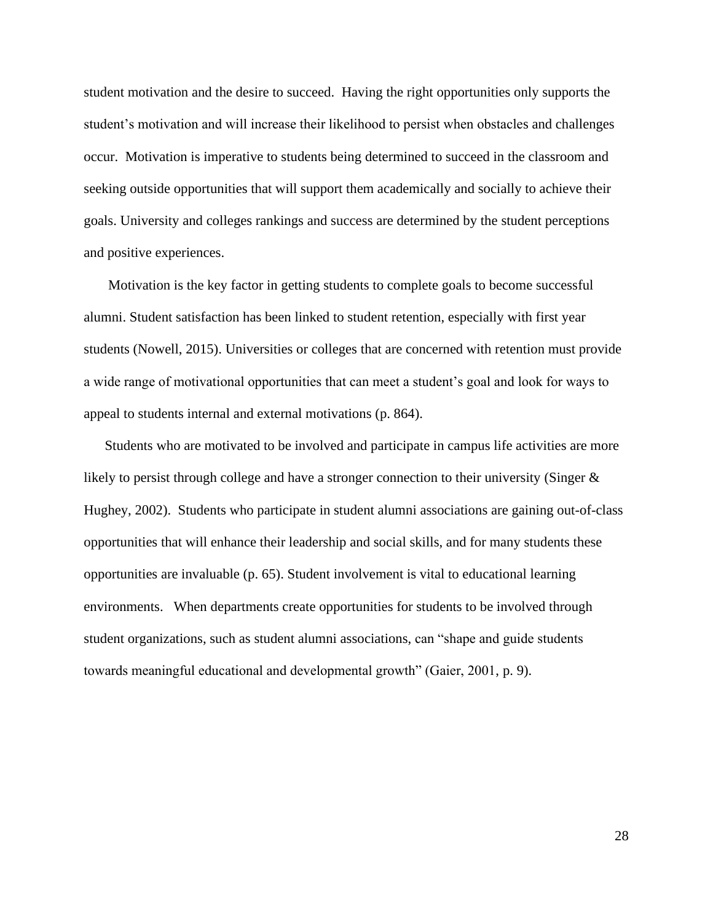student motivation and the desire to succeed. Having the right opportunities only supports the student's motivation and will increase their likelihood to persist when obstacles and challenges occur. Motivation is imperative to students being determined to succeed in the classroom and seeking outside opportunities that will support them academically and socially to achieve their goals. University and colleges rankings and success are determined by the student perceptions and positive experiences.

Motivation is the key factor in getting students to complete goals to become successful alumni. Student satisfaction has been linked to student retention, especially with first year students (Nowell, 2015). Universities or colleges that are concerned with retention must provide a wide range of motivational opportunities that can meet a student's goal and look for ways to appeal to students internal and external motivations (p. 864).

Students who are motivated to be involved and participate in campus life activities are more likely to persist through college and have a stronger connection to their university (Singer & Hughey, 2002). Students who participate in student alumni associations are gaining out-of-class opportunities that will enhance their leadership and social skills, and for many students these opportunities are invaluable (p. 65). Student involvement is vital to educational learning environments. When departments create opportunities for students to be involved through student organizations, such as student alumni associations, can "shape and guide students towards meaningful educational and developmental growth" (Gaier, 2001, p. 9).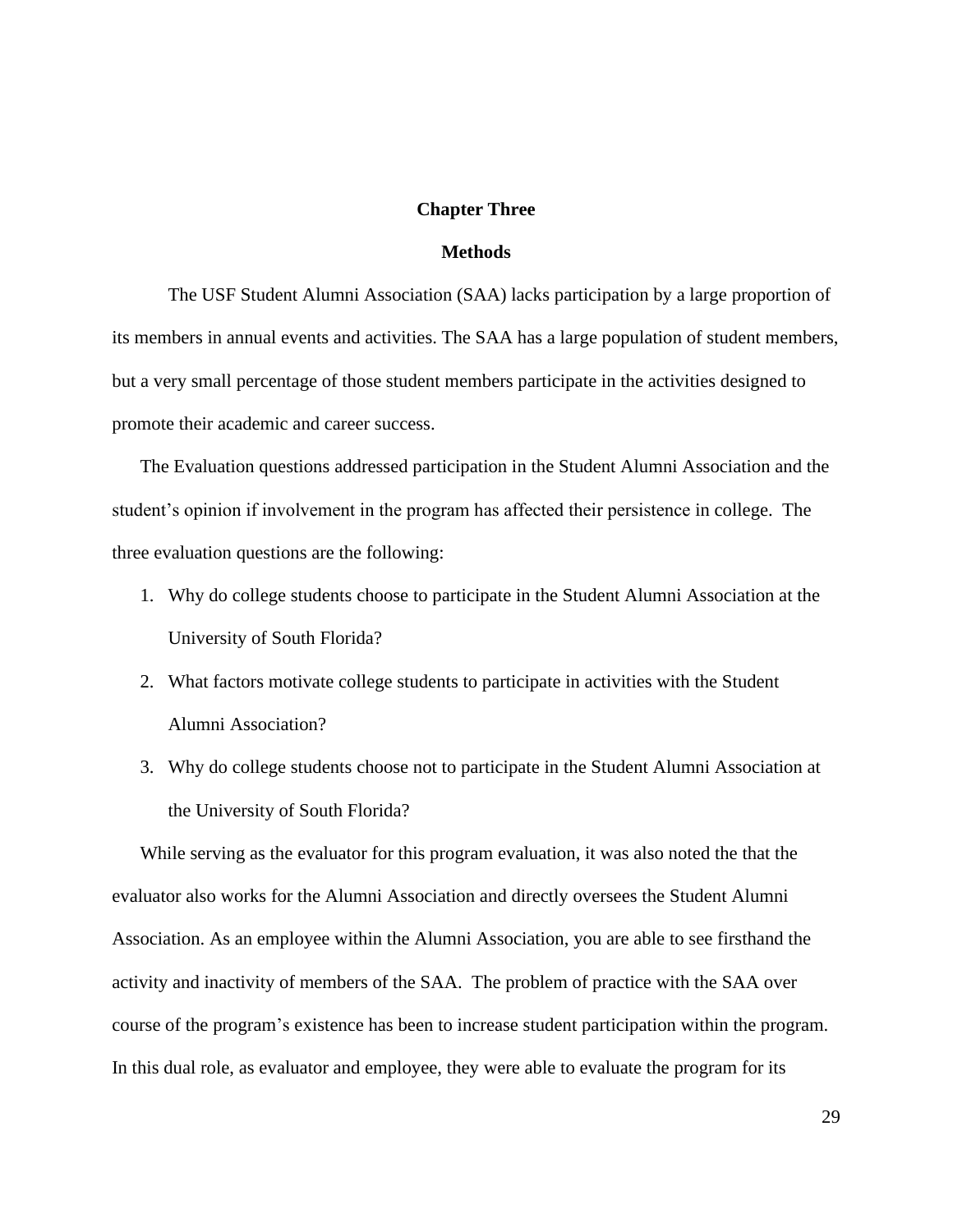# Chapter Three

## Methods

The USF Student Alumni Association (SAA) lacks participation by a large proportion of its members in annual events and activities. The SAA has a large population of student members, but a very small percentage of those student members participate in the activities designed to promote their academic and career success.

The Evaluation questions addressed participation in the Student Alumni Association and the student's opinion if involvement in the program has affected their persistence in college. The three evaluation questions are the following:

1. Why do college students choose to participate in the Student Alumni Association at the University of South Florida?
2. What factors motivate college students to participate in activities with the Student Alumni Association?
3. Why do college students choose not to participate in the Student Alumni Association at the University of South Florida?

While serving as the evaluator for this program evaluation, it was also noted the that the evaluator also works for the Alumni Association and directly oversees the Student Alumni Association. As an employee within the Alumni Association, you are able to see firsthand the activity and inactivity of members of the SAA. The problem of practice with the SAA over course of the program's existence has been to increase student participation within the program. In this dual role, as evaluator and employee, they were able to evaluate the program for its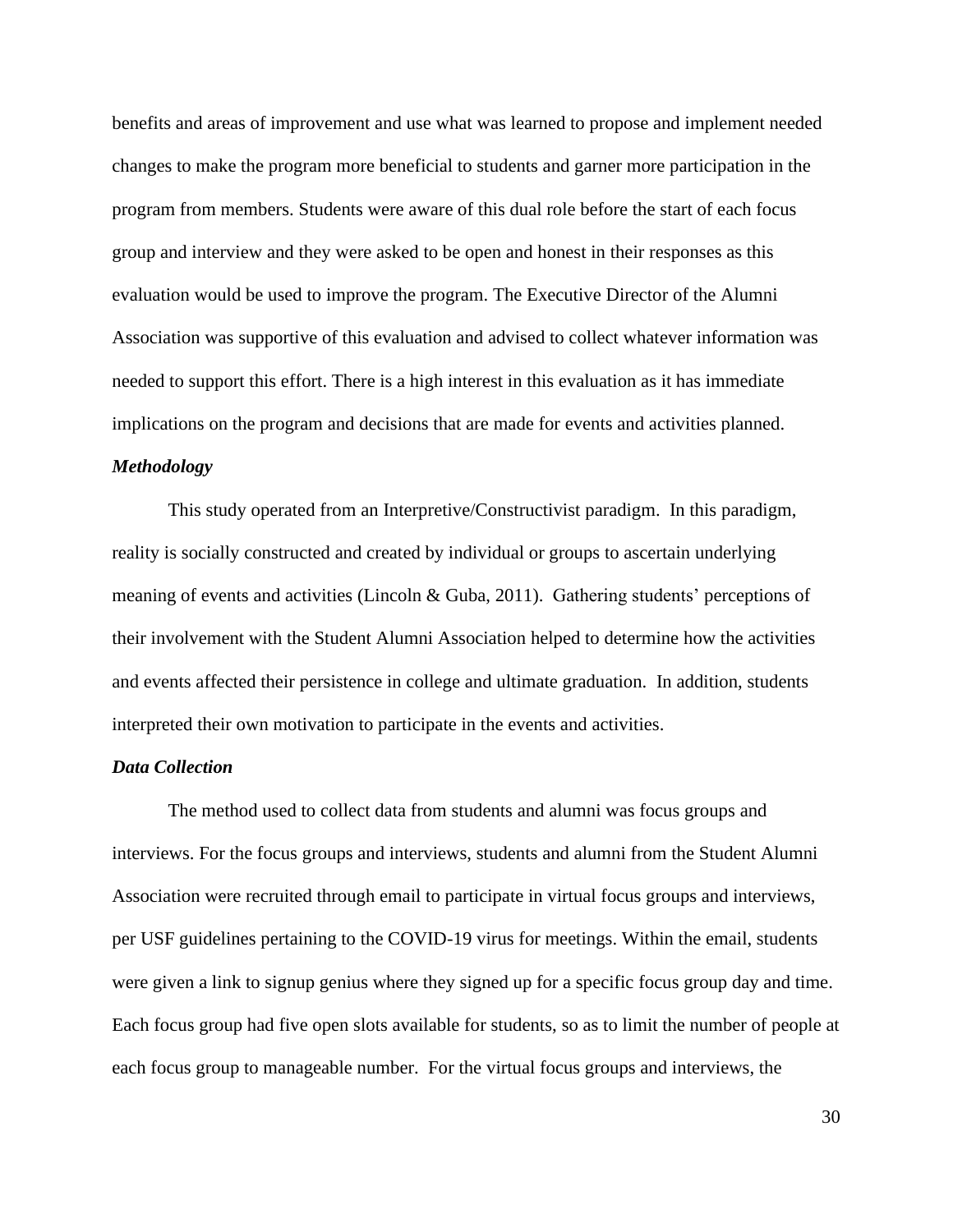benefits and areas of improvement and use what was learned to propose and implement needed changes to make the program more beneficial to students and garner more participation in the program from members. Students were aware of this dual role before the start of each focus group and interview and they were asked to be open and honest in their responses as this evaluation would be used to improve the program. The Executive Director of the Alumni Association was supportive of this evaluation and advised to collect whatever information was needed to support this effort. There is a high interest in this evaluation as it has immediate implications on the program and decisions that are made for events and activities planned.

***Methodology***

This study operated from an Interpretive/Constructivist paradigm. In this paradigm, reality is socially constructed and created by individual or groups to ascertain underlying meaning of events and activities (Lincoln & Guba, 2011). Gathering students' perceptions of their involvement with the Student Alumni Association helped to determine how the activities and events affected their persistence in college and ultimate graduation. In addition, students interpreted their own motivation to participate in the events and activities.

***Data Collection***

The method used to collect data from students and alumni was focus groups and interviews. For the focus groups and interviews, students and alumni from the Student Alumni Association were recruited through email to participate in virtual focus groups and interviews, per USF guidelines pertaining to the COVID-19 virus for meetings. Within the email, students were given a link to signup genius where they signed up for a specific focus group day and time. Each focus group had five open slots available for students, so as to limit the number of people at each focus group to manageable number. For the virtual focus groups and interviews, the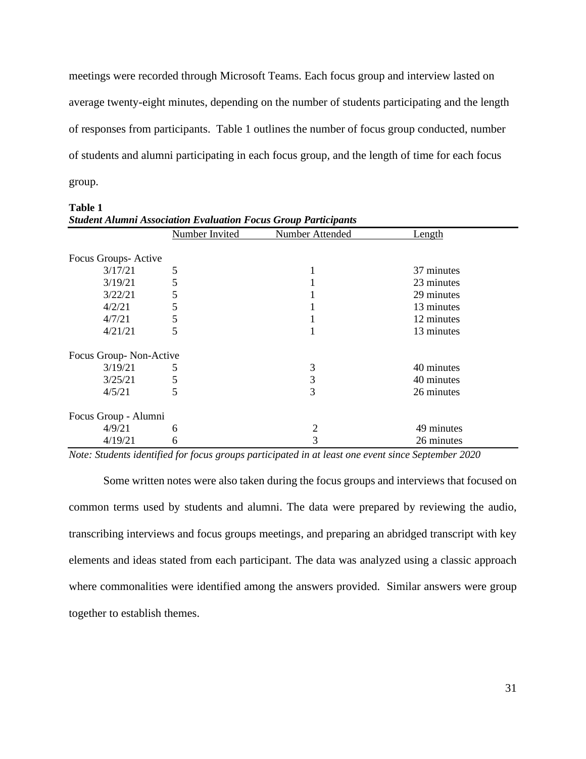meetings were recorded through Microsoft Teams. Each focus group and interview lasted on average twenty-eight minutes, depending on the number of students participating and the length of responses from participants. Table 1 outlines the number of focus group conducted, number of students and alumni participating in each focus group, and the length of time for each focus group.

**Table 1**
***Student Alumni Association Evaluation Focus Group Participants***

| | Number Invited | Number Attended | Length |
|---|---|---|---|
| Focus Groups- Active | | | |
| 3/17/21 | 5 | 1 | 37 minutes |
| 3/19/21 | 5 | 1 | 23 minutes |
| 3/22/21 | 5 | 1 | 29 minutes |
| 4/2/21 | 5 | 1 | 13 minutes |
| 4/7/21 | 5 | 1 | 12 minutes |
| 4/21/21 | 5 | 1 | 13 minutes |
| Focus Group- Non-Active | | | |
| 3/19/21 | 5 | 3 | 40 minutes |
| 3/25/21 | 5 | 3 | 40 minutes |
| 4/5/21 | 5 | 3 | 26 minutes |
| Focus Group - Alumni | | | |
| 4/9/21 | 6 | 2 | 49 minutes |
| 4/19/21 | 6 | 3 | 26 minutes |

*Note: Students identified for focus groups participated in at least one event since September 2020*

Some written notes were also taken during the focus groups and interviews that focused on common terms used by students and alumni. The data were prepared by reviewing the audio, transcribing interviews and focus groups meetings, and preparing an abridged transcript with key elements and ideas stated from each participant. The data was analyzed using a classic approach where commonalities were identified among the answers provided. Similar answers were group together to establish themes.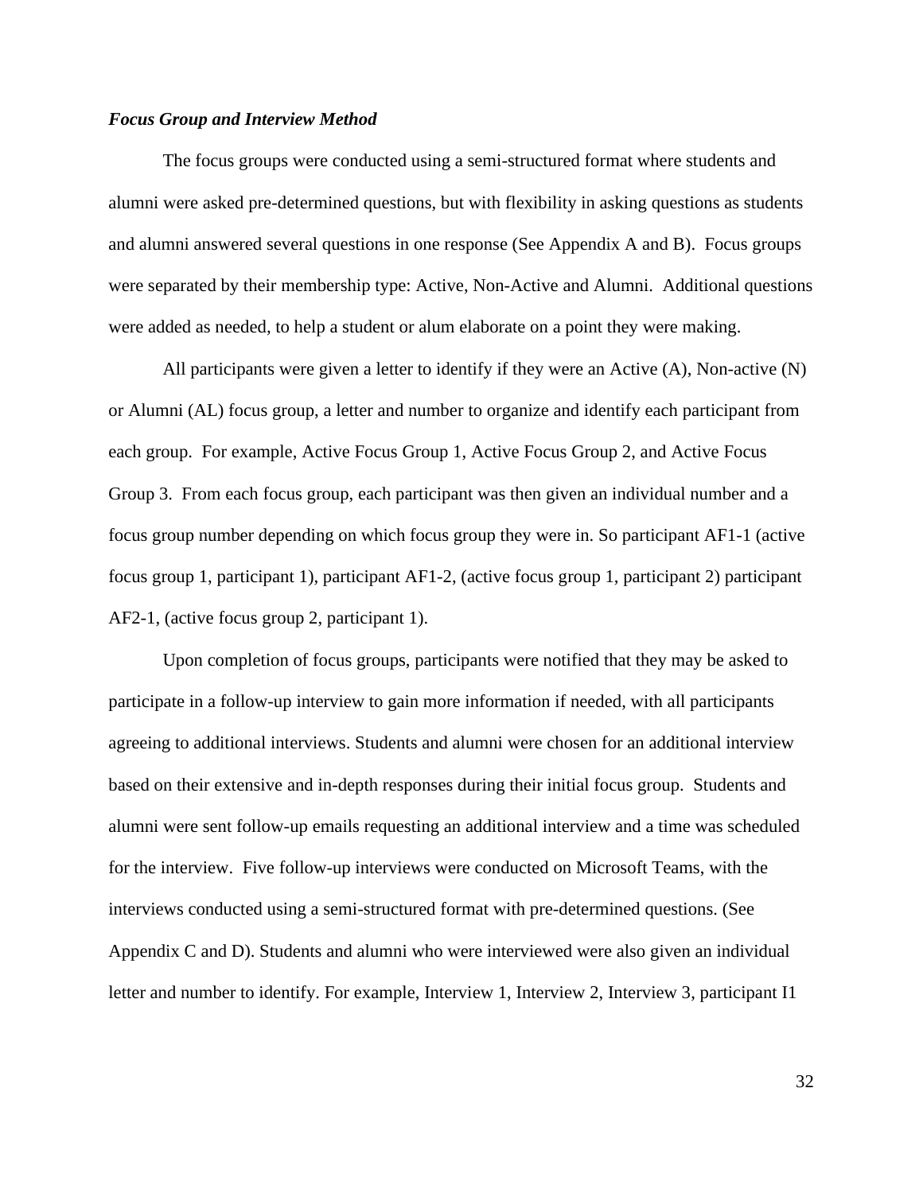### *Focus Group and Interview Method*

The focus groups were conducted using a semi-structured format where students and alumni were asked pre-determined questions, but with flexibility in asking questions as students and alumni answered several questions in one response (See Appendix A and B). Focus groups were separated by their membership type: Active, Non-Active and Alumni. Additional questions were added as needed, to help a student or alum elaborate on a point they were making.

All participants were given a letter to identify if they were an Active (A), Non-active (N) or Alumni (AL) focus group, a letter and number to organize and identify each participant from each group. For example, Active Focus Group 1, Active Focus Group 2, and Active Focus Group 3. From each focus group, each participant was then given an individual number and a focus group number depending on which focus group they were in. So participant AF1-1 (active focus group 1, participant 1), participant AF1-2, (active focus group 1, participant 2) participant AF2-1, (active focus group 2, participant 1).

Upon completion of focus groups, participants were notified that they may be asked to participate in a follow-up interview to gain more information if needed, with all participants agreeing to additional interviews. Students and alumni were chosen for an additional interview based on their extensive and in-depth responses during their initial focus group. Students and alumni were sent follow-up emails requesting an additional interview and a time was scheduled for the interview. Five follow-up interviews were conducted on Microsoft Teams, with the interviews conducted using a semi-structured format with pre-determined questions. (See Appendix C and D). Students and alumni who were interviewed were also given an individual letter and number to identify. For example, Interview 1, Interview 2, Interview 3, participant I1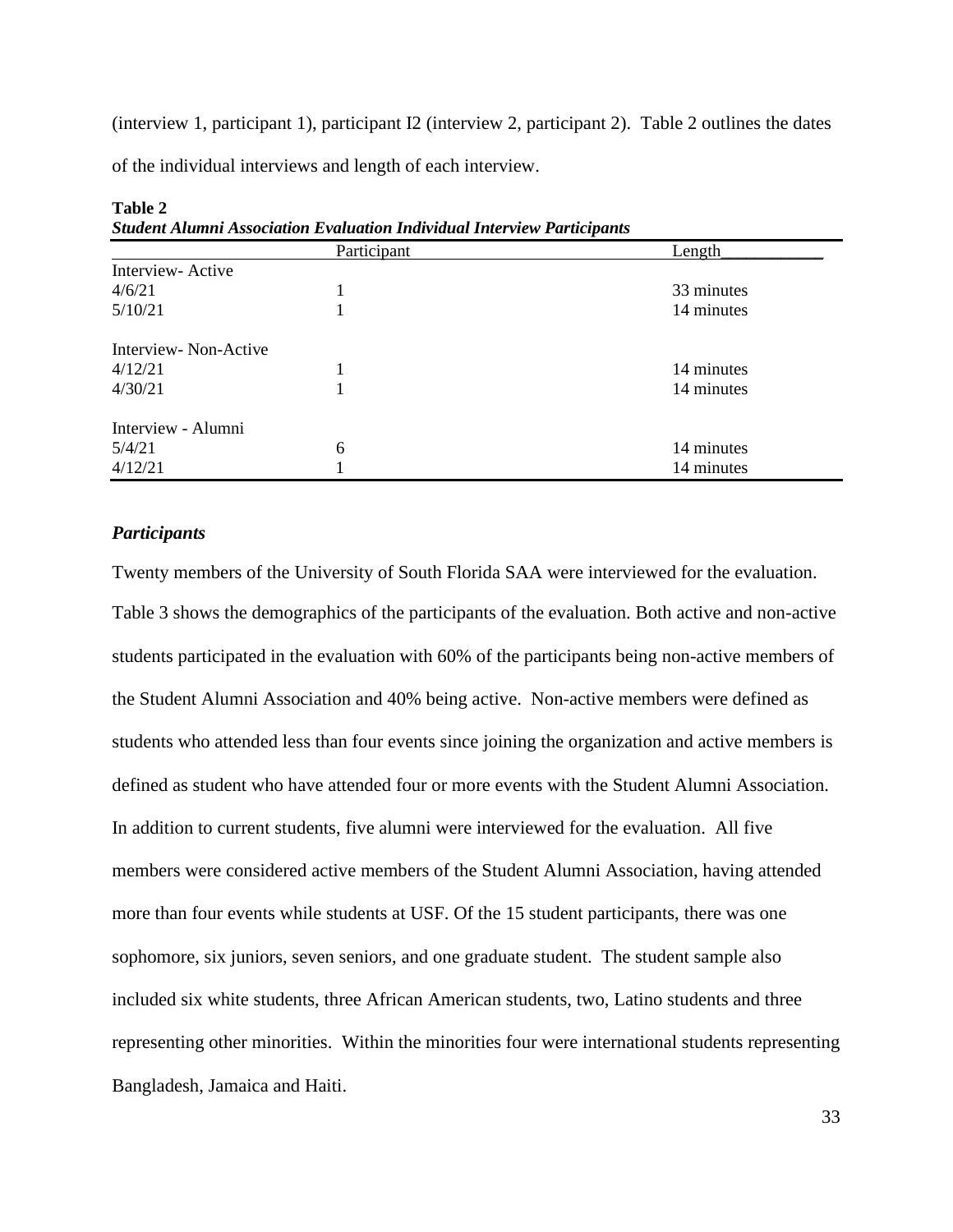(interview 1, participant 1), participant I2 (interview 2, participant 2). Table 2 outlines the dates of the individual interviews and length of each interview.

**Table 2**
***Student Alumni Association Evaluation Individual Interview Participants***

| | Participant | Length |
|---|---|---|
| Interview- Active | | |
| 4/6/21 | 1 | 33 minutes |
| 5/10/21 | 1 | 14 minutes |
| Interview- Non-Active | | |
| 4/12/21 | 1 | 14 minutes |
| 4/30/21 | 1 | 14 minutes |
| Interview - Alumni | | |
| 5/4/21 | 6 | 14 minutes |
| 4/12/21 | 1 | 14 minutes |

### *Participants*

Twenty members of the University of South Florida SAA were interviewed for the evaluation. Table 3 shows the demographics of the participants of the evaluation. Both active and non-active students participated in the evaluation with 60% of the participants being non-active members of the Student Alumni Association and 40% being active. Non-active members were defined as students who attended less than four events since joining the organization and active members is defined as student who have attended four or more events with the Student Alumni Association. In addition to current students, five alumni were interviewed for the evaluation. All five members were considered active members of the Student Alumni Association, having attended more than four events while students at USF. Of the 15 student participants, there was one sophomore, six juniors, seven seniors, and one graduate student. The student sample also included six white students, three African American students, two, Latino students and three representing other minorities. Within the minorities four were international students representing Bangladesh, Jamaica and Haiti.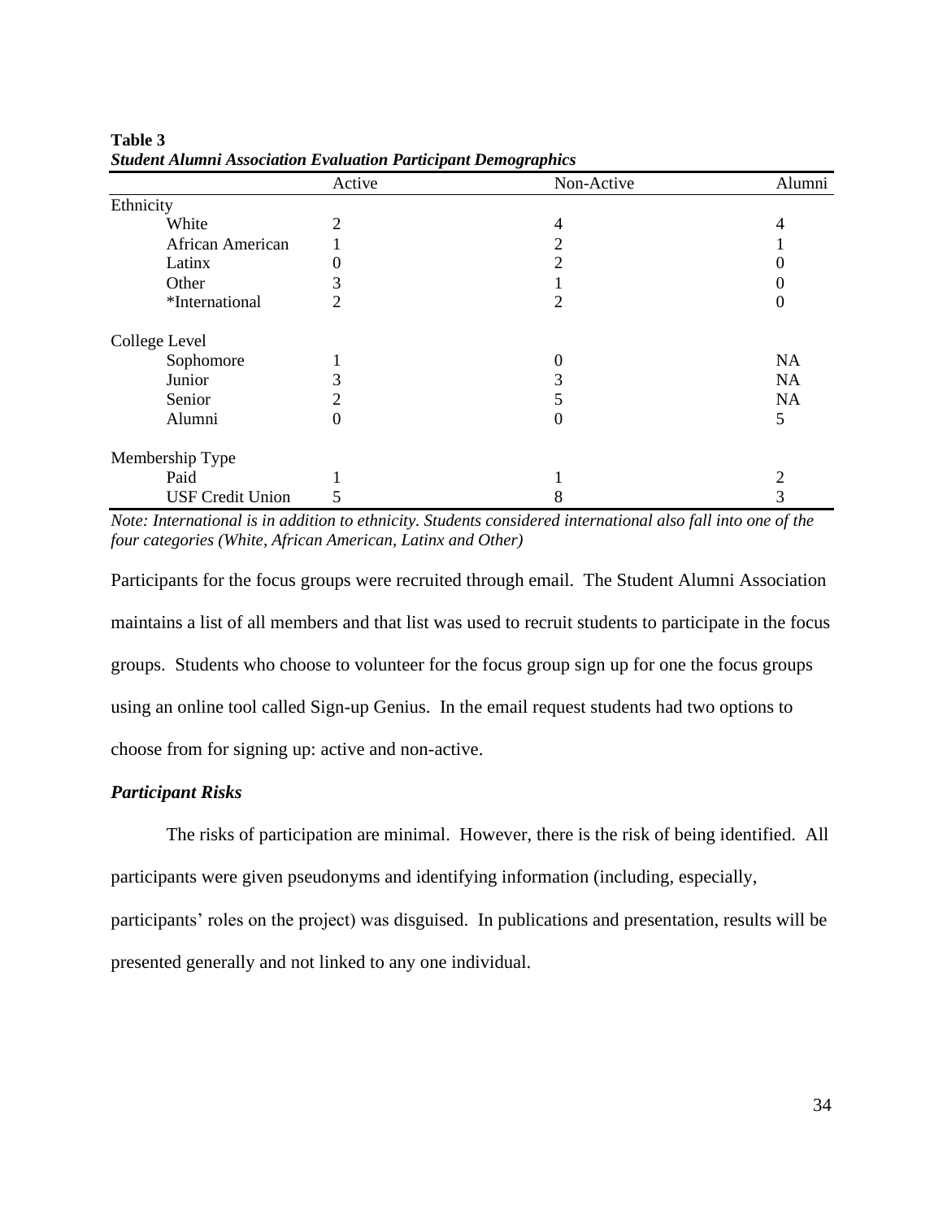**Table 3**
***Student Alumni Association Evaluation Participant Demographics***

| | Active | Non-Active | Alumni |
|---|---|---|---|
| Ethnicity | | | |
| White | 2 | 4 | 4 |
| African American | 1 | 2 | 1 |
| Latinx | 0 | 2 | 0 |
| Other | 3 | 1 | 0 |
| *International | 2 | 2 | 0 |
| College Level | | | |
| Sophomore | 1 | 0 | NA |
| Junior | 3 | 3 | NA |
| Senior | 2 | 5 | NA |
| Alumni | 0 | 0 | 5 |
| Membership Type | | | |
| Paid | 1 | 1 | 2 |
| USF Credit Union | 5 | 8 | 3 |

*Note: International is in addition to ethnicity. Students considered international also fall into one of the four categories (White, African American, Latinx and Other)*

Participants for the focus groups were recruited through email. The Student Alumni Association maintains a list of all members and that list was used to recruit students to participate in the focus groups. Students who choose to volunteer for the focus group sign up for one the focus groups using an online tool called Sign-up Genius. In the email request students had two options to choose from for signing up: active and non-active.

***Participant Risks***

The risks of participation are minimal. However, there is the risk of being identified. All participants were given pseudonyms and identifying information (including, especially, participants' roles on the project) was disguised. In publications and presentation, results will be presented generally and not linked to any one individual.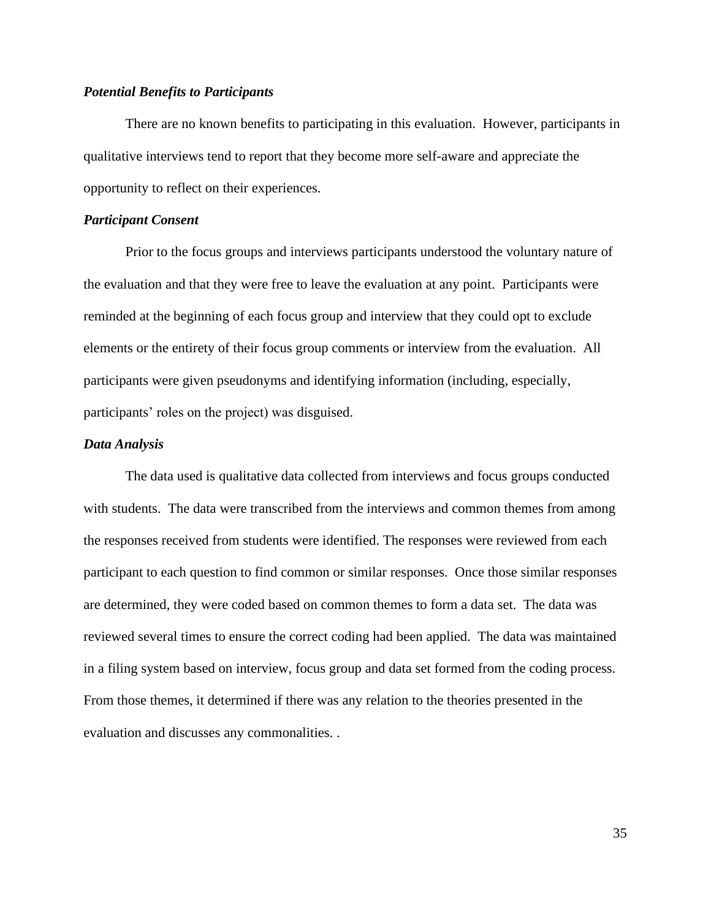### ***Potential Benefits to Participants***

There are no known benefits to participating in this evaluation. However, participants in qualitative interviews tend to report that they become more self-aware and appreciate the opportunity to reflect on their experiences.

### ***Participant Consent***

Prior to the focus groups and interviews participants understood the voluntary nature of the evaluation and that they were free to leave the evaluation at any point. Participants were reminded at the beginning of each focus group and interview that they could opt to exclude elements or the entirety of their focus group comments or interview from the evaluation. All participants were given pseudonyms and identifying information (including, especially, participants' roles on the project) was disguised.

### ***Data Analysis***

The data used is qualitative data collected from interviews and focus groups conducted with students. The data were transcribed from the interviews and common themes from among the responses received from students were identified. The responses were reviewed from each participant to each question to find common or similar responses. Once those similar responses are determined, they were coded based on common themes to form a data set. The data was reviewed several times to ensure the correct coding had been applied. The data was maintained in a filing system based on interview, focus group and data set formed from the coding process. From those themes, it determined if there was any relation to the theories presented in the evaluation and discusses any commonalities. .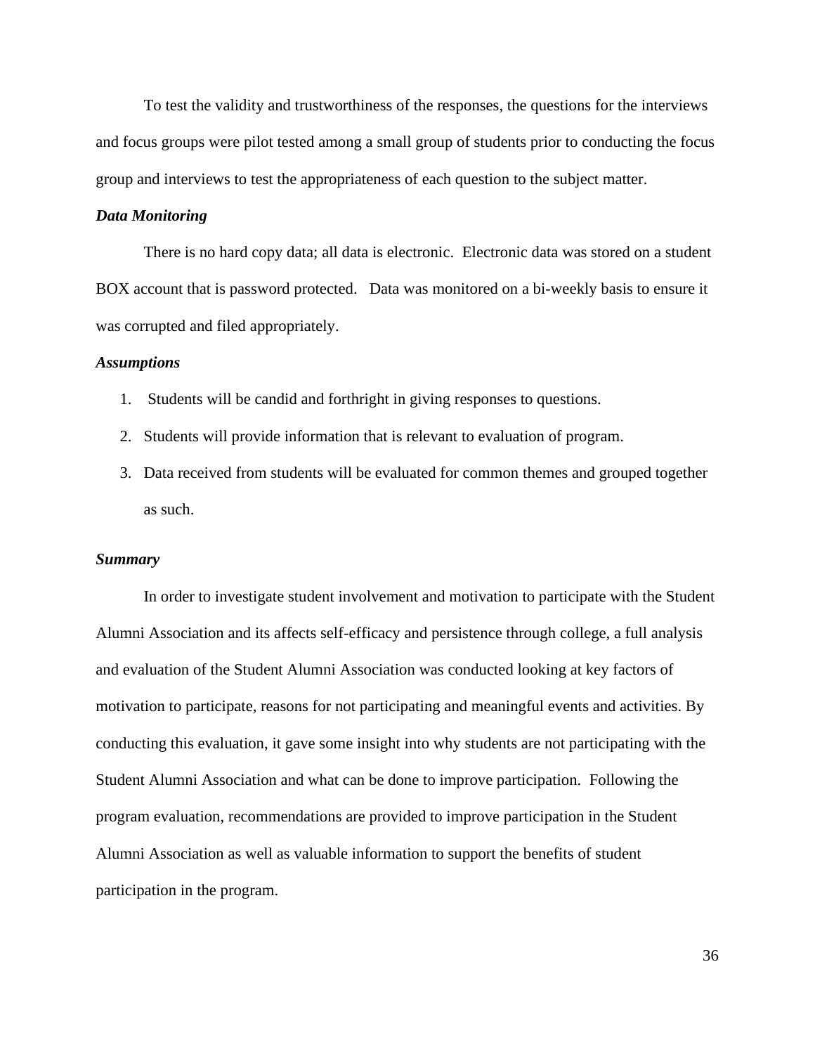To test the validity and trustworthiness of the responses, the questions for the interviews and focus groups were pilot tested among a small group of students prior to conducting the focus group and interviews to test the appropriateness of each question to the subject matter.

***Data Monitoring***

There is no hard copy data; all data is electronic. Electronic data was stored on a student BOX account that is password protected. Data was monitored on a bi-weekly basis to ensure it was corrupted and filed appropriately.

***Assumptions***

1. Students will be candid and forthright in giving responses to questions.
2. Students will provide information that is relevant to evaluation of program.
3. Data received from students will be evaluated for common themes and grouped together as such.

***Summary***

In order to investigate student involvement and motivation to participate with the Student Alumni Association and its affects self-efficacy and persistence through college, a full analysis and evaluation of the Student Alumni Association was conducted looking at key factors of motivation to participate, reasons for not participating and meaningful events and activities. By conducting this evaluation, it gave some insight into why students are not participating with the Student Alumni Association and what can be done to improve participation. Following the program evaluation, recommendations are provided to improve participation in the Student Alumni Association as well as valuable information to support the benefits of student participation in the program.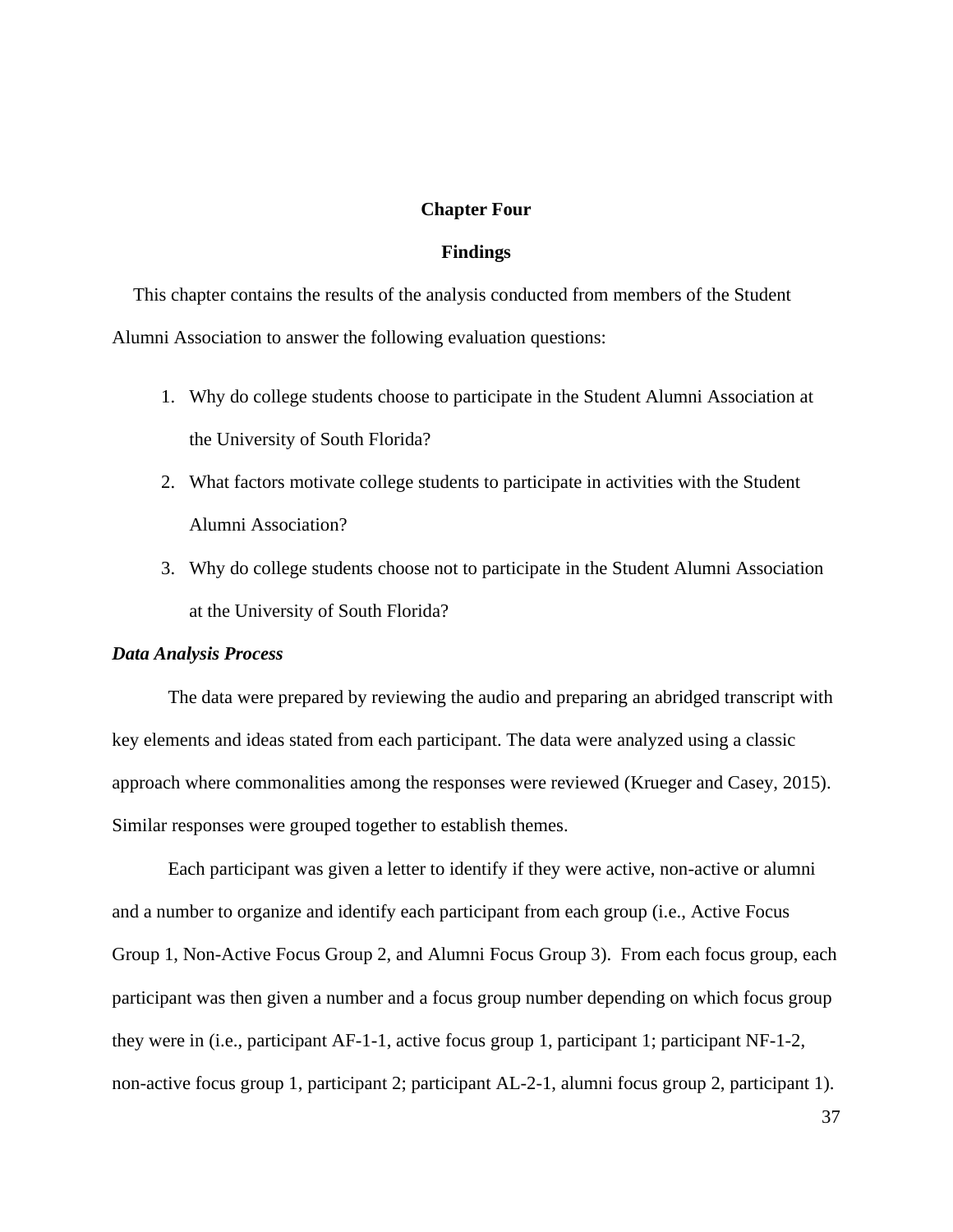# Chapter Four

## Findings

This chapter contains the results of the analysis conducted from members of the Student Alumni Association to answer the following evaluation questions:

1. Why do college students choose to participate in the Student Alumni Association at the University of South Florida?
2. What factors motivate college students to participate in activities with the Student Alumni Association?
3. Why do college students choose not to participate in the Student Alumni Association at the University of South Florida?

### ***Data Analysis Process***

The data were prepared by reviewing the audio and preparing an abridged transcript with key elements and ideas stated from each participant. The data were analyzed using a classic approach where commonalities among the responses were reviewed (Krueger and Casey, 2015). Similar responses were grouped together to establish themes.

Each participant was given a letter to identify if they were active, non-active or alumni and a number to organize and identify each participant from each group (i.e., Active Focus Group 1, Non-Active Focus Group 2, and Alumni Focus Group 3). From each focus group, each participant was then given a number and a focus group number depending on which focus group they were in (i.e., participant AF-1-1, active focus group 1, participant 1; participant NF-1-2, non-active focus group 1, participant 2; participant AL-2-1, alumni focus group 2, participant 1).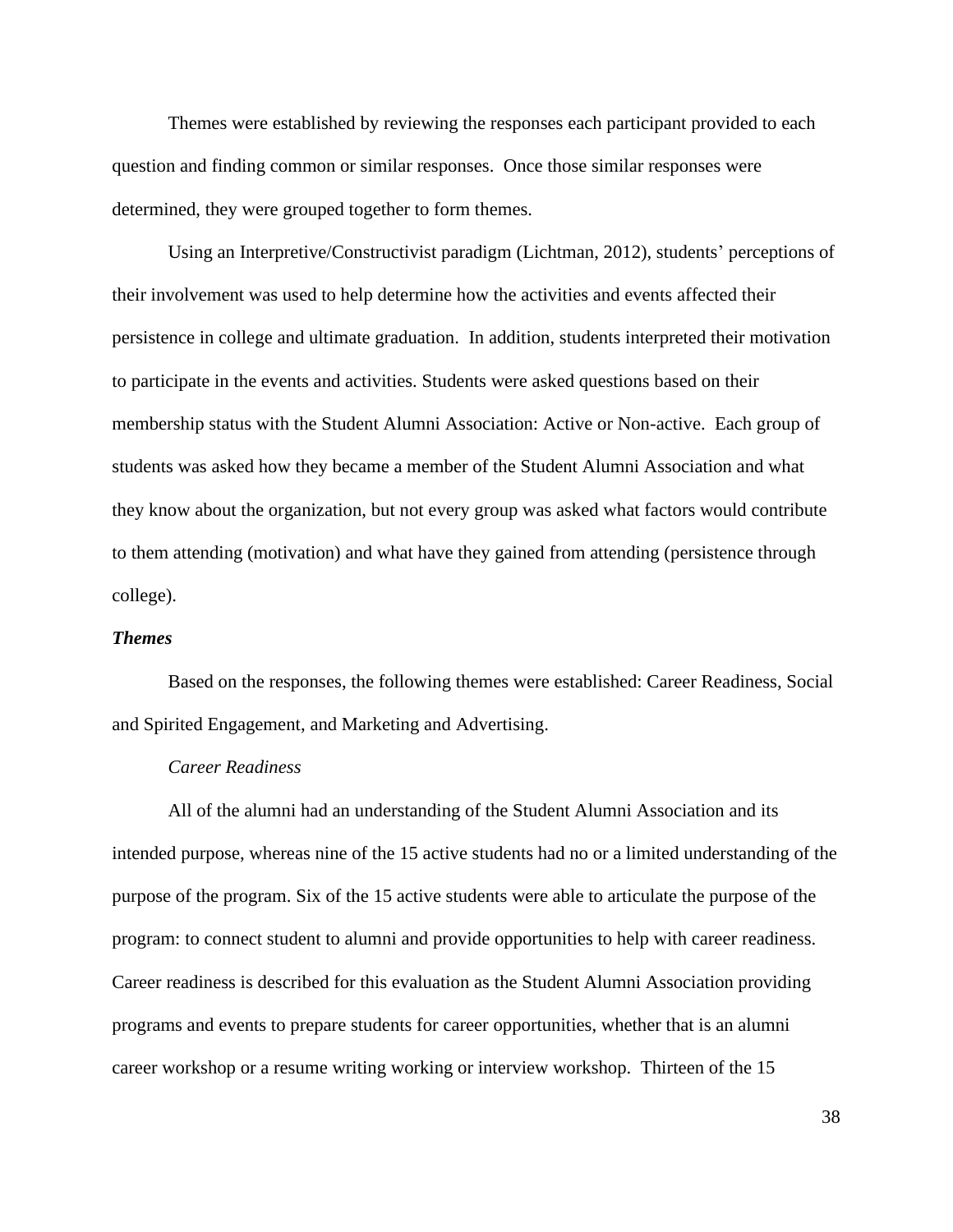Themes were established by reviewing the responses each participant provided to each question and finding common or similar responses. Once those similar responses were determined, they were grouped together to form themes.

Using an Interpretive/Constructivist paradigm (Lichtman, 2012), students' perceptions of their involvement was used to help determine how the activities and events affected their persistence in college and ultimate graduation. In addition, students interpreted their motivation to participate in the events and activities. Students were asked questions based on their membership status with the Student Alumni Association: Active or Non-active. Each group of students was asked how they became a member of the Student Alumni Association and what they know about the organization, but not every group was asked what factors would contribute to them attending (motivation) and what have they gained from attending (persistence through college).

### *Themes*

Based on the responses, the following themes were established: Career Readiness, Social and Spirited Engagement, and Marketing and Advertising.

#### *Career Readiness*

All of the alumni had an understanding of the Student Alumni Association and its intended purpose, whereas nine of the 15 active students had no or a limited understanding of the purpose of the program. Six of the 15 active students were able to articulate the purpose of the program: to connect student to alumni and provide opportunities to help with career readiness. Career readiness is described for this evaluation as the Student Alumni Association providing programs and events to prepare students for career opportunities, whether that is an alumni career workshop or a resume writing working or interview workshop. Thirteen of the 15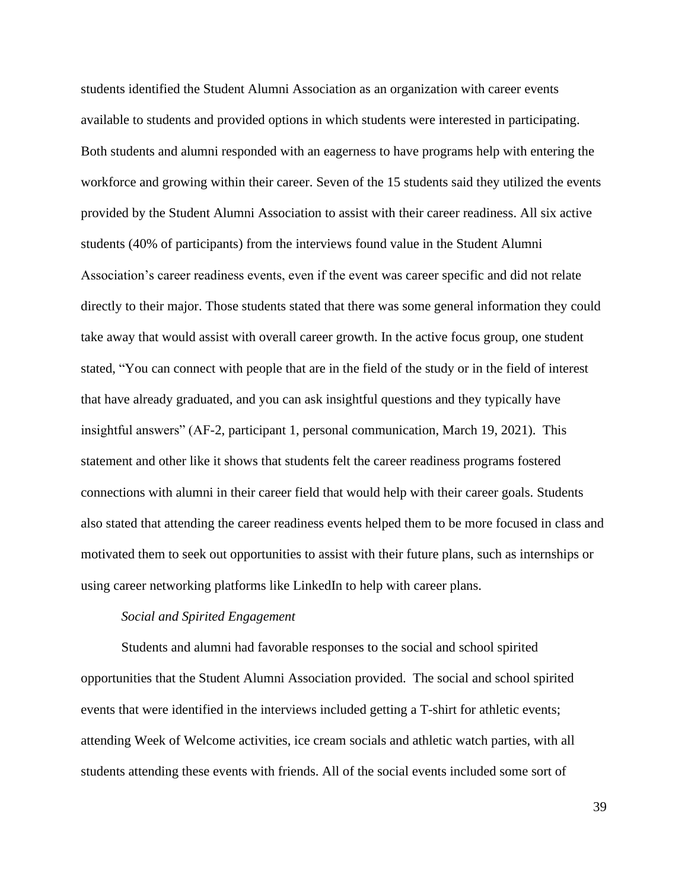students identified the Student Alumni Association as an organization with career events available to students and provided options in which students were interested in participating. Both students and alumni responded with an eagerness to have programs help with entering the workforce and growing within their career. Seven of the 15 students said they utilized the events provided by the Student Alumni Association to assist with their career readiness. All six active students (40% of participants) from the interviews found value in the Student Alumni Association's career readiness events, even if the event was career specific and did not relate directly to their major. Those students stated that there was some general information they could take away that would assist with overall career growth. In the active focus group, one student stated, "You can connect with people that are in the field of the study or in the field of interest that have already graduated, and you can ask insightful questions and they typically have insightful answers" (AF-2, participant 1, personal communication, March 19, 2021). This statement and other like it shows that students felt the career readiness programs fostered connections with alumni in their career field that would help with their career goals. Students also stated that attending the career readiness events helped them to be more focused in class and motivated them to seek out opportunities to assist with their future plans, such as internships or using career networking platforms like LinkedIn to help with career plans.

*Social and Spirited Engagement*

Students and alumni had favorable responses to the social and school spirited opportunities that the Student Alumni Association provided. The social and school spirited events that were identified in the interviews included getting a T-shirt for athletic events; attending Week of Welcome activities, ice cream socials and athletic watch parties, with all students attending these events with friends. All of the social events included some sort of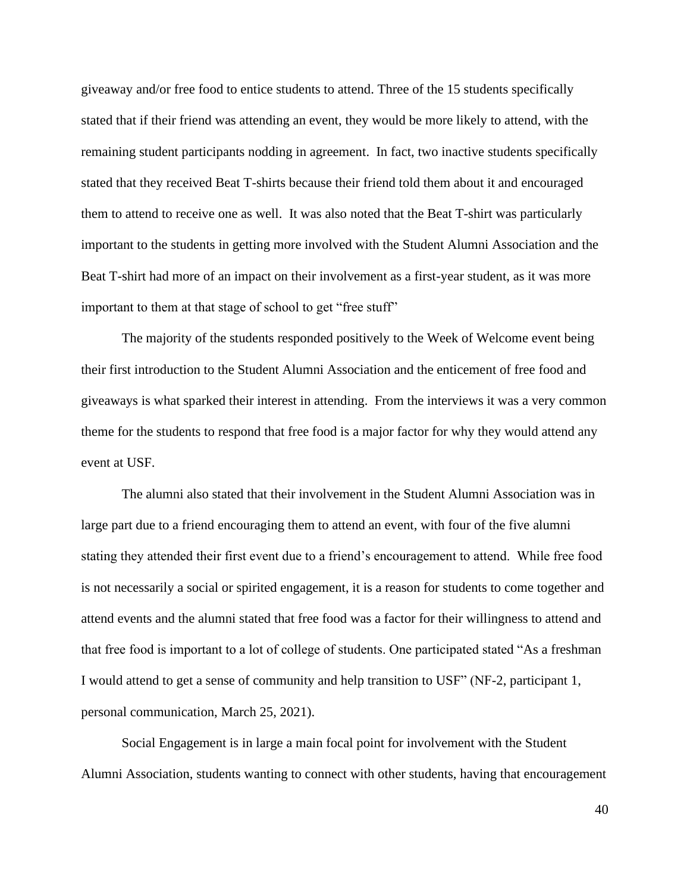giveaway and/or free food to entice students to attend. Three of the 15 students specifically stated that if their friend was attending an event, they would be more likely to attend, with the remaining student participants nodding in agreement. In fact, two inactive students specifically stated that they received Beat T-shirts because their friend told them about it and encouraged them to attend to receive one as well. It was also noted that the Beat T-shirt was particularly important to the students in getting more involved with the Student Alumni Association and the Beat T-shirt had more of an impact on their involvement as a first-year student, as it was more important to them at that stage of school to get "free stuff"

The majority of the students responded positively to the Week of Welcome event being their first introduction to the Student Alumni Association and the enticement of free food and giveaways is what sparked their interest in attending. From the interviews it was a very common theme for the students to respond that free food is a major factor for why they would attend any event at USF.

The alumni also stated that their involvement in the Student Alumni Association was in large part due to a friend encouraging them to attend an event, with four of the five alumni stating they attended their first event due to a friend's encouragement to attend. While free food is not necessarily a social or spirited engagement, it is a reason for students to come together and attend events and the alumni stated that free food was a factor for their willingness to attend and that free food is important to a lot of college of students. One participated stated "As a freshman I would attend to get a sense of community and help transition to USF" (NF-2, participant 1, personal communication, March 25, 2021).

Social Engagement is in large a main focal point for involvement with the Student Alumni Association, students wanting to connect with other students, having that encouragement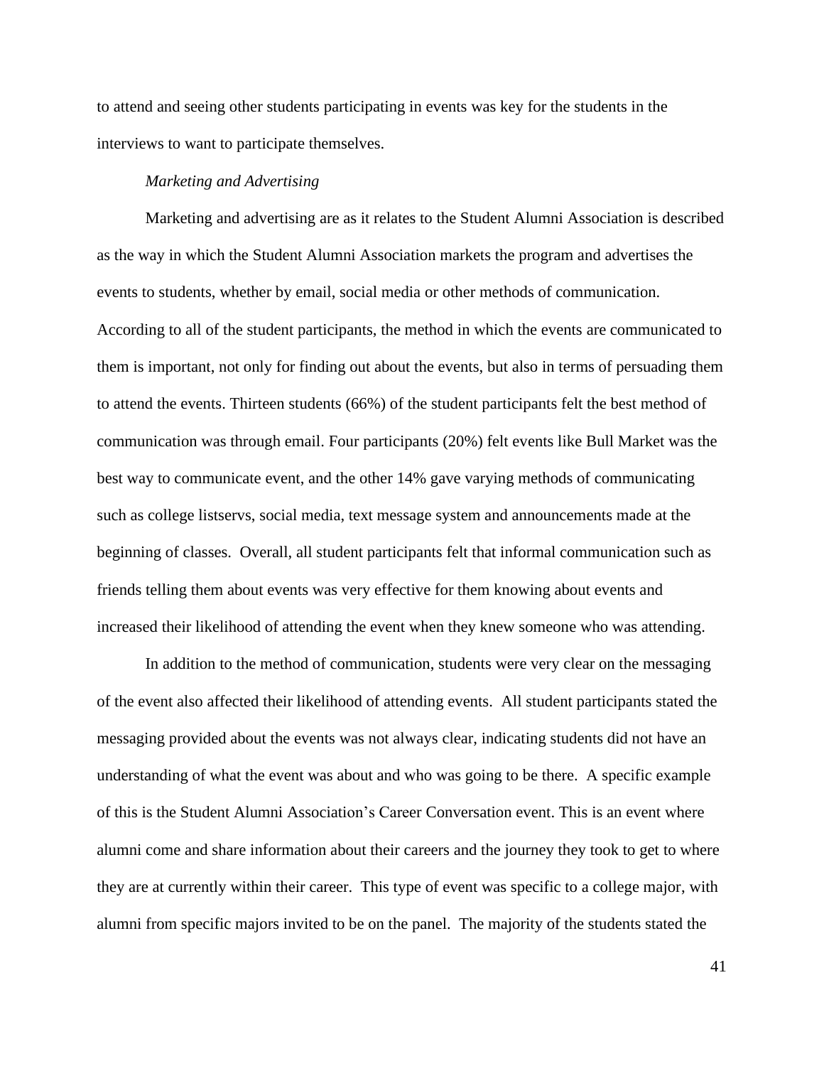to attend and seeing other students participating in events was key for the students in the interviews to want to participate themselves.

*Marketing and Advertising*

Marketing and advertising are as it relates to the Student Alumni Association is described as the way in which the Student Alumni Association markets the program and advertises the events to students, whether by email, social media or other methods of communication. According to all of the student participants, the method in which the events are communicated to them is important, not only for finding out about the events, but also in terms of persuading them to attend the events. Thirteen students (66%) of the student participants felt the best method of communication was through email. Four participants (20%) felt events like Bull Market was the best way to communicate event, and the other 14% gave varying methods of communicating such as college listservs, social media, text message system and announcements made at the beginning of classes. Overall, all student participants felt that informal communication such as friends telling them about events was very effective for them knowing about events and increased their likelihood of attending the event when they knew someone who was attending.

In addition to the method of communication, students were very clear on the messaging of the event also affected their likelihood of attending events. All student participants stated the messaging provided about the events was not always clear, indicating students did not have an understanding of what the event was about and who was going to be there. A specific example of this is the Student Alumni Association's Career Conversation event. This is an event where alumni come and share information about their careers and the journey they took to get to where they are at currently within their career. This type of event was specific to a college major, with alumni from specific majors invited to be on the panel. The majority of the students stated the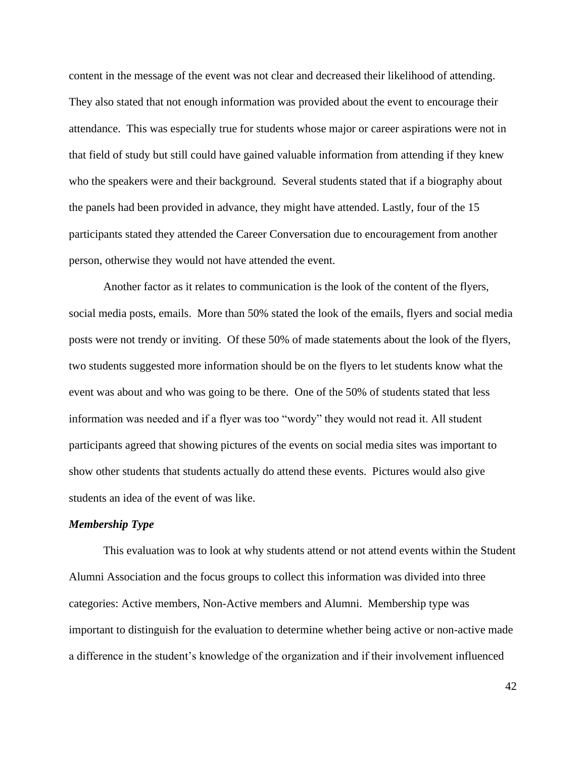content in the message of the event was not clear and decreased their likelihood of attending. They also stated that not enough information was provided about the event to encourage their attendance. This was especially true for students whose major or career aspirations were not in that field of study but still could have gained valuable information from attending if they knew who the speakers were and their background. Several students stated that if a biography about the panels had been provided in advance, they might have attended. Lastly, four of the 15 participants stated they attended the Career Conversation due to encouragement from another person, otherwise they would not have attended the event.

Another factor as it relates to communication is the look of the content of the flyers, social media posts, emails. More than 50% stated the look of the emails, flyers and social media posts were not trendy or inviting. Of these 50% of made statements about the look of the flyers, two students suggested more information should be on the flyers to let students know what the event was about and who was going to be there. One of the 50% of students stated that less information was needed and if a flyer was too "wordy" they would not read it. All student participants agreed that showing pictures of the events on social media sites was important to show other students that students actually do attend these events. Pictures would also give students an idea of the event of was like.

***Membership Type***

This evaluation was to look at why students attend or not attend events within the Student Alumni Association and the focus groups to collect this information was divided into three categories: Active members, Non-Active members and Alumni. Membership type was important to distinguish for the evaluation to determine whether being active or non-active made a difference in the student's knowledge of the organization and if their involvement influenced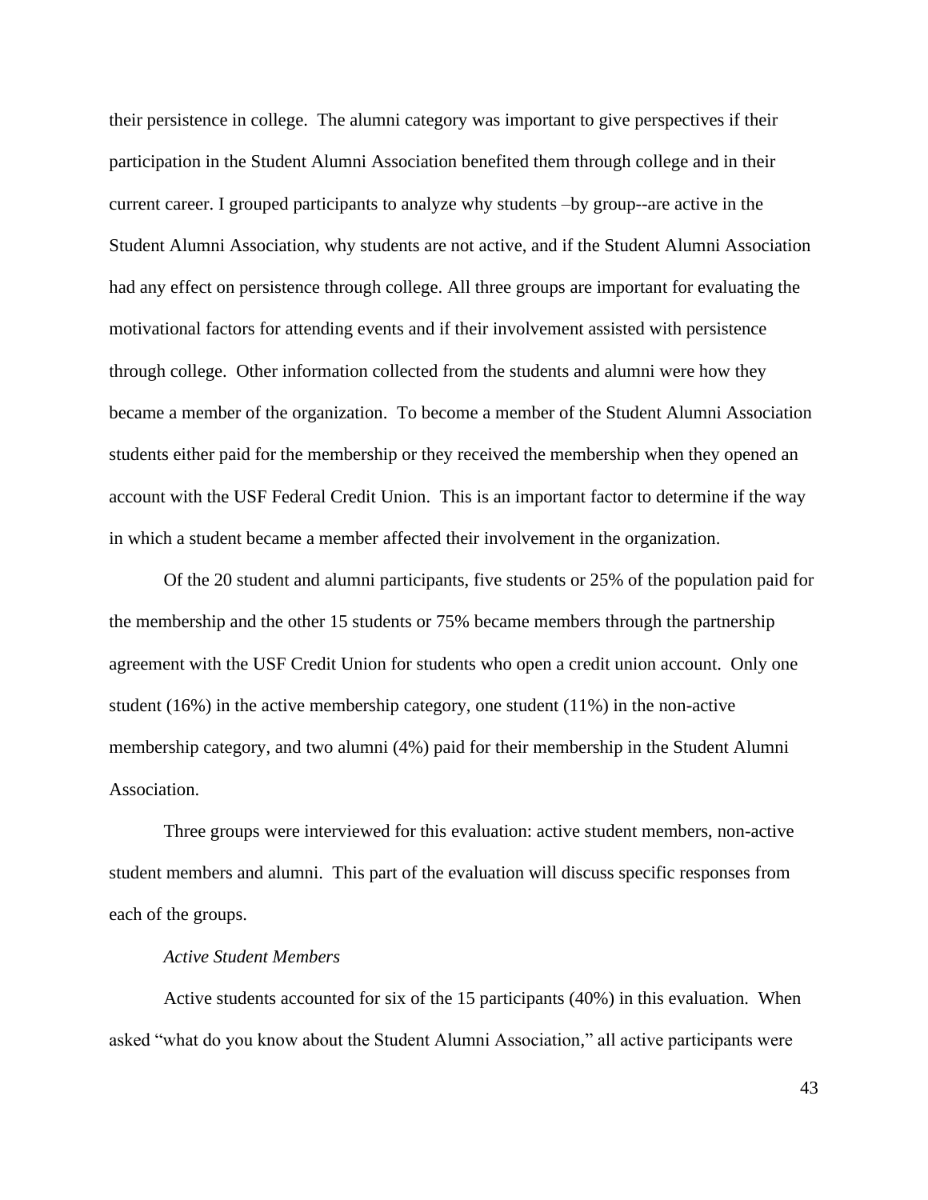their persistence in college. The alumni category was important to give perspectives if their participation in the Student Alumni Association benefited them through college and in their current career. I grouped participants to analyze why students –by group--are active in the Student Alumni Association, why students are not active, and if the Student Alumni Association had any effect on persistence through college. All three groups are important for evaluating the motivational factors for attending events and if their involvement assisted with persistence through college. Other information collected from the students and alumni were how they became a member of the organization. To become a member of the Student Alumni Association students either paid for the membership or they received the membership when they opened an account with the USF Federal Credit Union. This is an important factor to determine if the way in which a student became a member affected their involvement in the organization.

Of the 20 student and alumni participants, five students or 25% of the population paid for the membership and the other 15 students or 75% became members through the partnership agreement with the USF Credit Union for students who open a credit union account. Only one student (16%) in the active membership category, one student (11%) in the non-active membership category, and two alumni (4%) paid for their membership in the Student Alumni Association.

Three groups were interviewed for this evaluation: active student members, non-active student members and alumni. This part of the evaluation will discuss specific responses from each of the groups.

*Active Student Members*

Active students accounted for six of the 15 participants (40%) in this evaluation. When asked "what do you know about the Student Alumni Association," all active participants were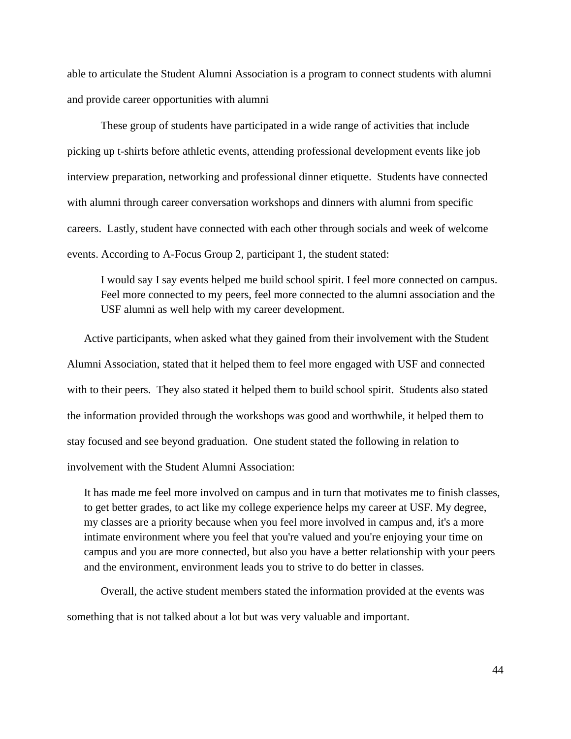able to articulate the Student Alumni Association is a program to connect students with alumni and provide career opportunities with alumni

These group of students have participated in a wide range of activities that include picking up t-shirts before athletic events, attending professional development events like job interview preparation, networking and professional dinner etiquette. Students have connected with alumni through career conversation workshops and dinners with alumni from specific careers. Lastly, student have connected with each other through socials and week of welcome events. According to A-Focus Group 2, participant 1, the student stated:

> I would say I say events helped me build school spirit. I feel more connected on campus. Feel more connected to my peers, feel more connected to the alumni association and the USF alumni as well help with my career development.

Active participants, when asked what they gained from their involvement with the Student Alumni Association, stated that it helped them to feel more engaged with USF and connected with to their peers. They also stated it helped them to build school spirit. Students also stated the information provided through the workshops was good and worthwhile, it helped them to stay focused and see beyond graduation. One student stated the following in relation to involvement with the Student Alumni Association:

> It has made me feel more involved on campus and in turn that motivates me to finish classes, to get better grades, to act like my college experience helps my career at USF. My degree, my classes are a priority because when you feel more involved in campus and, it's a more intimate environment where you feel that you're valued and you're enjoying your time on campus and you are more connected, but also you have a better relationship with your peers and the environment, environment leads you to strive to do better in classes.

Overall, the active student members stated the information provided at the events was something that is not talked about a lot but was very valuable and important.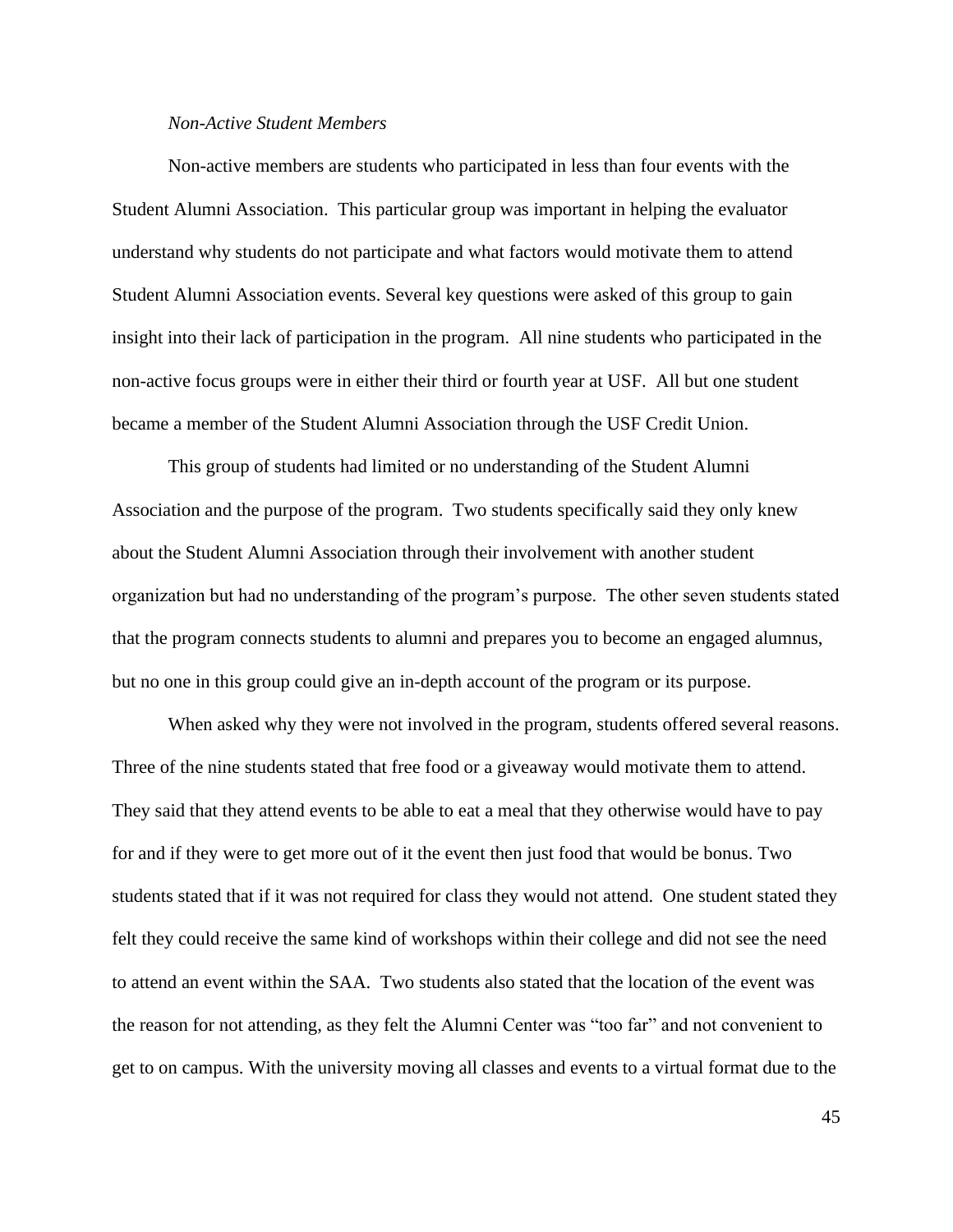#### *Non-Active Student Members*

Non-active members are students who participated in less than four events with the Student Alumni Association. This particular group was important in helping the evaluator understand why students do not participate and what factors would motivate them to attend Student Alumni Association events. Several key questions were asked of this group to gain insight into their lack of participation in the program. All nine students who participated in the non-active focus groups were in either their third or fourth year at USF. All but one student became a member of the Student Alumni Association through the USF Credit Union.

This group of students had limited or no understanding of the Student Alumni Association and the purpose of the program. Two students specifically said they only knew about the Student Alumni Association through their involvement with another student organization but had no understanding of the program's purpose. The other seven students stated that the program connects students to alumni and prepares you to become an engaged alumnus, but no one in this group could give an in-depth account of the program or its purpose.

When asked why they were not involved in the program, students offered several reasons. Three of the nine students stated that free food or a giveaway would motivate them to attend. They said that they attend events to be able to eat a meal that they otherwise would have to pay for and if they were to get more out of it the event then just food that would be bonus. Two students stated that if it was not required for class they would not attend. One student stated they felt they could receive the same kind of workshops within their college and did not see the need to attend an event within the SAA. Two students also stated that the location of the event was the reason for not attending, as they felt the Alumni Center was "too far" and not convenient to get to on campus. With the university moving all classes and events to a virtual format due to the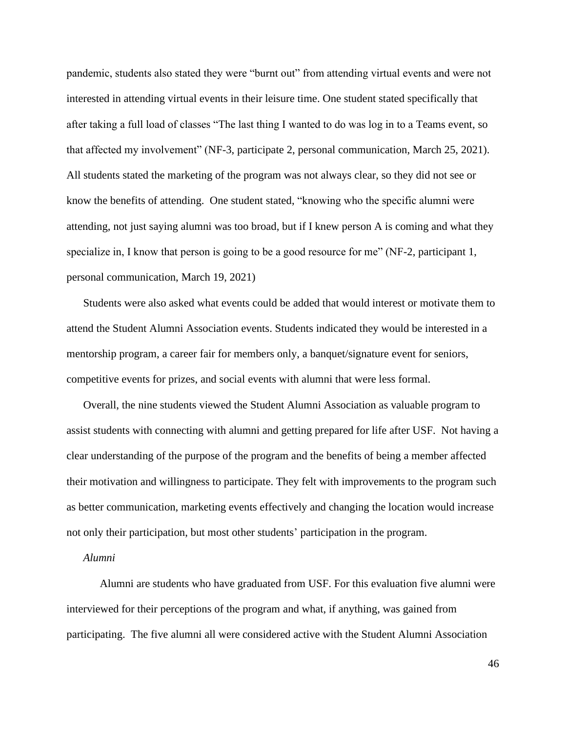pandemic, students also stated they were "burnt out" from attending virtual events and were not interested in attending virtual events in their leisure time. One student stated specifically that after taking a full load of classes "The last thing I wanted to do was log in to a Teams event, so that affected my involvement" (NF-3, participate 2, personal communication, March 25, 2021). All students stated the marketing of the program was not always clear, so they did not see or know the benefits of attending. One student stated, "knowing who the specific alumni were attending, not just saying alumni was too broad, but if I knew person A is coming and what they specialize in, I know that person is going to be a good resource for me" (NF-2, participant 1, personal communication, March 19, 2021)

Students were also asked what events could be added that would interest or motivate them to attend the Student Alumni Association events. Students indicated they would be interested in a mentorship program, a career fair for members only, a banquet/signature event for seniors, competitive events for prizes, and social events with alumni that were less formal.

Overall, the nine students viewed the Student Alumni Association as valuable program to assist students with connecting with alumni and getting prepared for life after USF. Not having a clear understanding of the purpose of the program and the benefits of being a member affected their motivation and willingness to participate. They felt with improvements to the program such as better communication, marketing events effectively and changing the location would increase not only their participation, but most other students' participation in the program.

### *Alumni*

Alumni are students who have graduated from USF. For this evaluation five alumni were interviewed for their perceptions of the program and what, if anything, was gained from participating. The five alumni all were considered active with the Student Alumni Association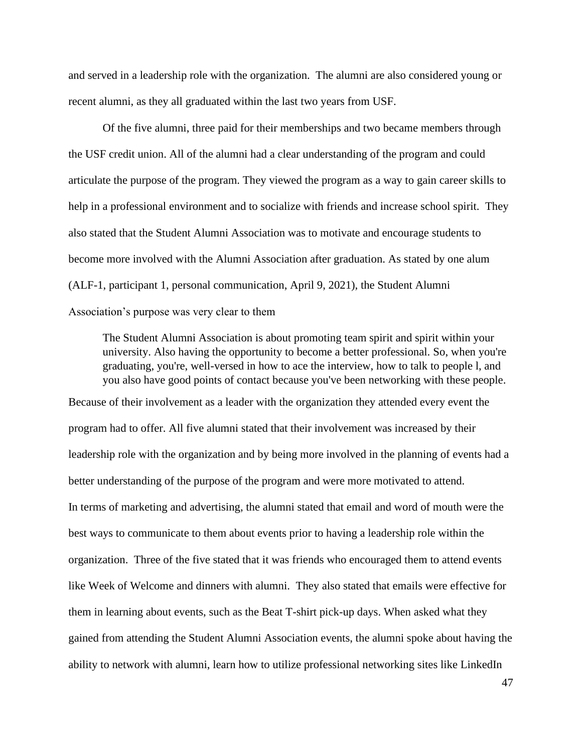and served in a leadership role with the organization. The alumni are also considered young or recent alumni, as they all graduated within the last two years from USF.

Of the five alumni, three paid for their memberships and two became members through the USF credit union. All of the alumni had a clear understanding of the program and could articulate the purpose of the program. They viewed the program as a way to gain career skills to help in a professional environment and to socialize with friends and increase school spirit. They also stated that the Student Alumni Association was to motivate and encourage students to become more involved with the Alumni Association after graduation. As stated by one alum (ALF-1, participant 1, personal communication, April 9, 2021), the Student Alumni Association's purpose was very clear to them

> The Student Alumni Association is about promoting team spirit and spirit within your university. Also having the opportunity to become a better professional. So, when you're graduating, you're, well-versed in how to ace the interview, how to talk to people l, and you also have good points of contact because you've been networking with these people.

Because of their involvement as a leader with the organization they attended every event the program had to offer. All five alumni stated that their involvement was increased by their leadership role with the organization and by being more involved in the planning of events had a better understanding of the purpose of the program and were more motivated to attend.

In terms of marketing and advertising, the alumni stated that email and word of mouth were the best ways to communicate to them about events prior to having a leadership role within the organization. Three of the five stated that it was friends who encouraged them to attend events like Week of Welcome and dinners with alumni. They also stated that emails were effective for them in learning about events, such as the Beat T-shirt pick-up days. When asked what they gained from attending the Student Alumni Association events, the alumni spoke about having the ability to network with alumni, learn how to utilize professional networking sites like LinkedIn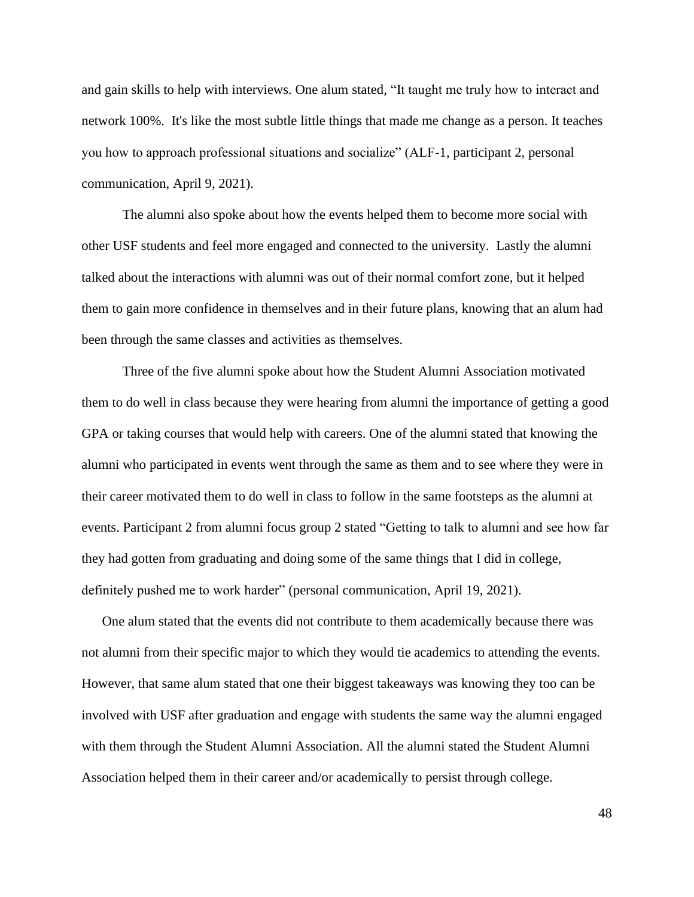and gain skills to help with interviews. One alum stated, "It taught me truly how to interact and network 100%. It's like the most subtle little things that made me change as a person. It teaches you how to approach professional situations and socialize" (ALF-1, participant 2, personal communication, April 9, 2021).

The alumni also spoke about how the events helped them to become more social with other USF students and feel more engaged and connected to the university. Lastly the alumni talked about the interactions with alumni was out of their normal comfort zone, but it helped them to gain more confidence in themselves and in their future plans, knowing that an alum had been through the same classes and activities as themselves.

Three of the five alumni spoke about how the Student Alumni Association motivated them to do well in class because they were hearing from alumni the importance of getting a good GPA or taking courses that would help with careers. One of the alumni stated that knowing the alumni who participated in events went through the same as them and to see where they were in their career motivated them to do well in class to follow in the same footsteps as the alumni at events. Participant 2 from alumni focus group 2 stated "Getting to talk to alumni and see how far they had gotten from graduating and doing some of the same things that I did in college, definitely pushed me to work harder" (personal communication, April 19, 2021).

One alum stated that the events did not contribute to them academically because there was not alumni from their specific major to which they would tie academics to attending the events. However, that same alum stated that one their biggest takeaways was knowing they too can be involved with USF after graduation and engage with students the same way the alumni engaged with them through the Student Alumni Association. All the alumni stated the Student Alumni Association helped them in their career and/or academically to persist through college.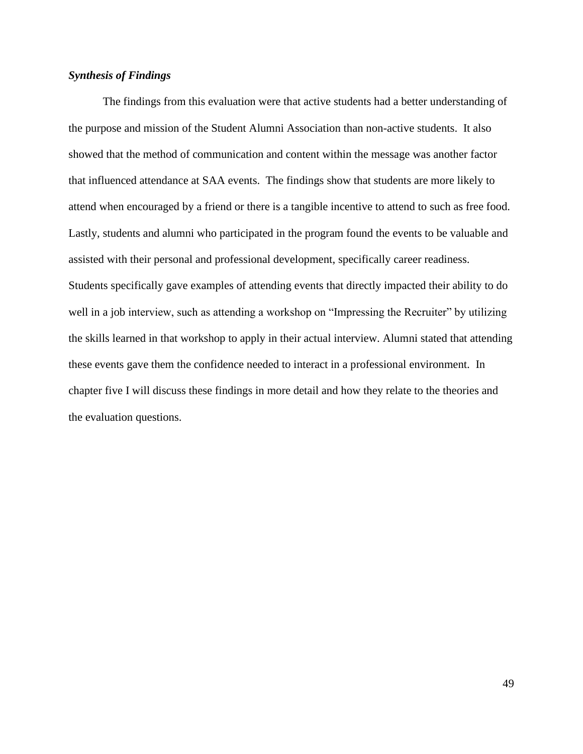### *Synthesis of Findings*

The findings from this evaluation were that active students had a better understanding of the purpose and mission of the Student Alumni Association than non-active students. It also showed that the method of communication and content within the message was another factor that influenced attendance at SAA events. The findings show that students are more likely to attend when encouraged by a friend or there is a tangible incentive to attend to such as free food. Lastly, students and alumni who participated in the program found the events to be valuable and assisted with their personal and professional development, specifically career readiness. Students specifically gave examples of attending events that directly impacted their ability to do well in a job interview, such as attending a workshop on "Impressing the Recruiter" by utilizing the skills learned in that workshop to apply in their actual interview. Alumni stated that attending these events gave them the confidence needed to interact in a professional environment. In chapter five I will discuss these findings in more detail and how they relate to the theories and the evaluation questions.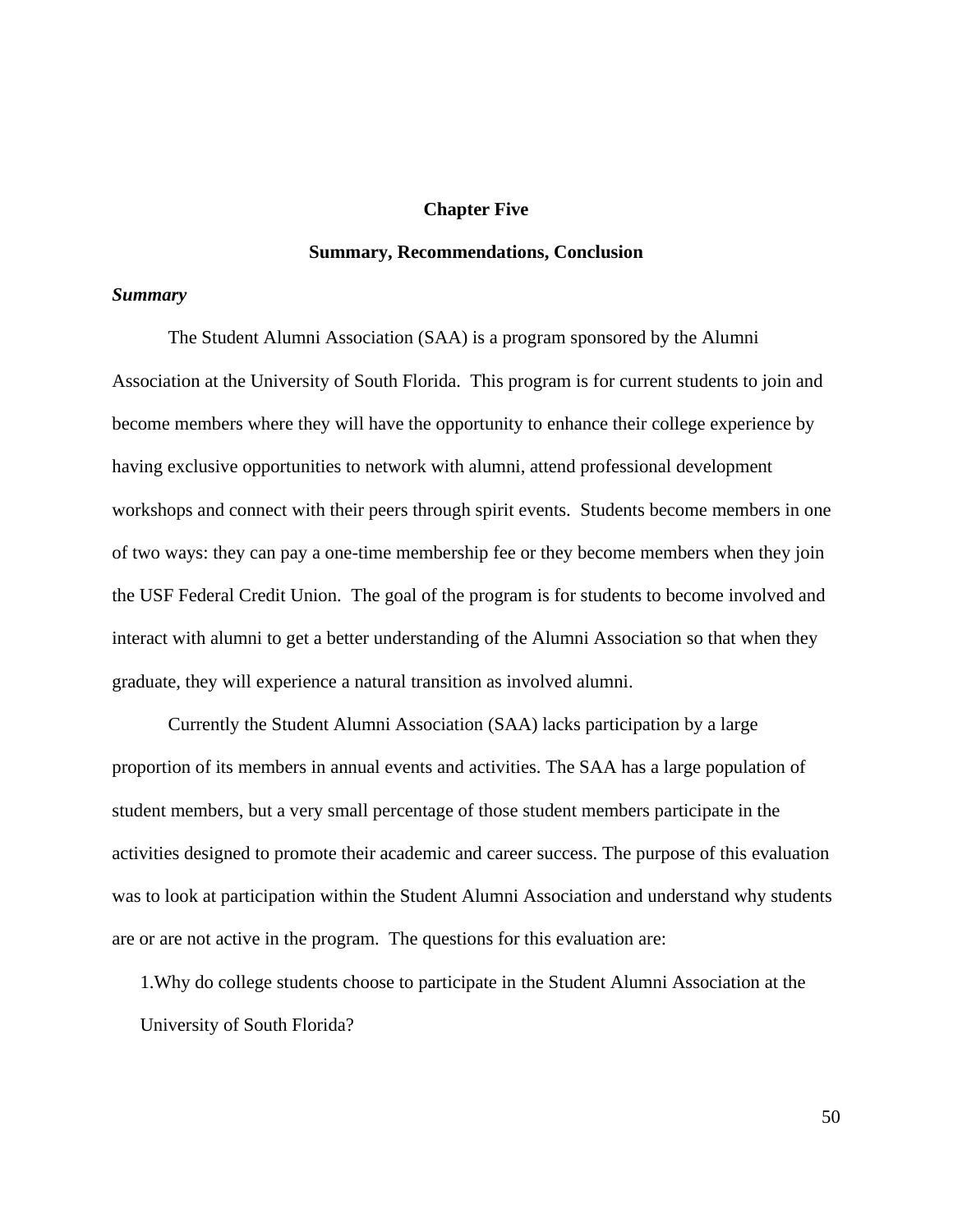# Chapter Five

## Summary, Recommendations, Conclusion

***Summary***

The Student Alumni Association (SAA) is a program sponsored by the Alumni Association at the University of South Florida. This program is for current students to join and become members where they will have the opportunity to enhance their college experience by having exclusive opportunities to network with alumni, attend professional development workshops and connect with their peers through spirit events. Students become members in one of two ways: they can pay a one-time membership fee or they become members when they join the USF Federal Credit Union. The goal of the program is for students to become involved and interact with alumni to get a better understanding of the Alumni Association so that when they graduate, they will experience a natural transition as involved alumni.

Currently the Student Alumni Association (SAA) lacks participation by a large proportion of its members in annual events and activities. The SAA has a large population of student members, but a very small percentage of those student members participate in the activities designed to promote their academic and career success. The purpose of this evaluation was to look at participation within the Student Alumni Association and understand why students are or are not active in the program. The questions for this evaluation are:

1. Why do college students choose to participate in the Student Alumni Association at the University of South Florida?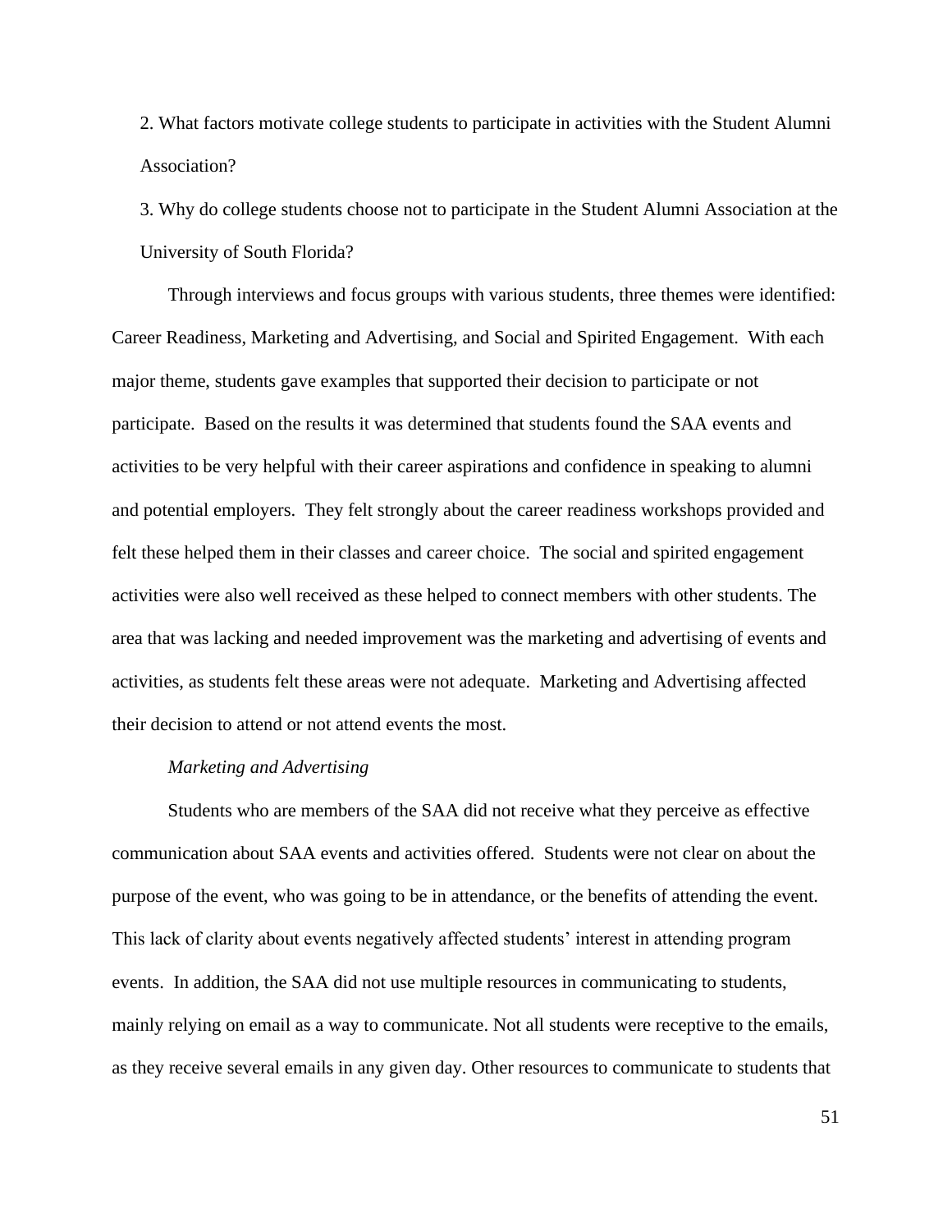2. What factors motivate college students to participate in activities with the Student Alumni Association?

3. Why do college students choose not to participate in the Student Alumni Association at the University of South Florida?

Through interviews and focus groups with various students, three themes were identified: Career Readiness, Marketing and Advertising, and Social and Spirited Engagement. With each major theme, students gave examples that supported their decision to participate or not participate. Based on the results it was determined that students found the SAA events and activities to be very helpful with their career aspirations and confidence in speaking to alumni and potential employers. They felt strongly about the career readiness workshops provided and felt these helped them in their classes and career choice. The social and spirited engagement activities were also well received as these helped to connect members with other students. The area that was lacking and needed improvement was the marketing and advertising of events and activities, as students felt these areas were not adequate. Marketing and Advertising affected their decision to attend or not attend events the most.

*Marketing and Advertising*

Students who are members of the SAA did not receive what they perceive as effective communication about SAA events and activities offered. Students were not clear on about the purpose of the event, who was going to be in attendance, or the benefits of attending the event. This lack of clarity about events negatively affected students' interest in attending program events. In addition, the SAA did not use multiple resources in communicating to students, mainly relying on email as a way to communicate. Not all students were receptive to the emails, as they receive several emails in any given day. Other resources to communicate to students that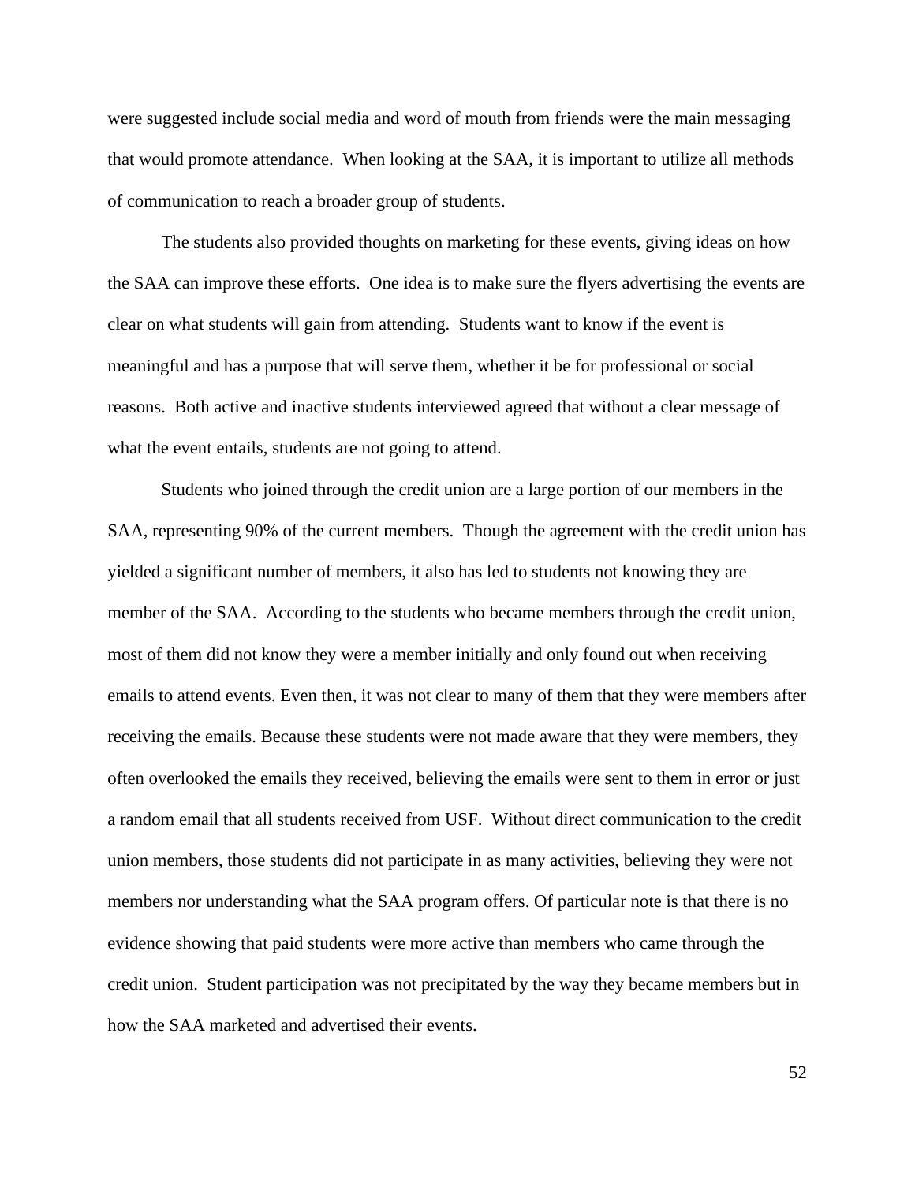were suggested include social media and word of mouth from friends were the main messaging that would promote attendance. When looking at the SAA, it is important to utilize all methods of communication to reach a broader group of students.

The students also provided thoughts on marketing for these events, giving ideas on how the SAA can improve these efforts. One idea is to make sure the flyers advertising the events are clear on what students will gain from attending. Students want to know if the event is meaningful and has a purpose that will serve them, whether it be for professional or social reasons. Both active and inactive students interviewed agreed that without a clear message of what the event entails, students are not going to attend.

Students who joined through the credit union are a large portion of our members in the SAA, representing 90% of the current members. Though the agreement with the credit union has yielded a significant number of members, it also has led to students not knowing they are member of the SAA. According to the students who became members through the credit union, most of them did not know they were a member initially and only found out when receiving emails to attend events. Even then, it was not clear to many of them that they were members after receiving the emails. Because these students were not made aware that they were members, they often overlooked the emails they received, believing the emails were sent to them in error or just a random email that all students received from USF. Without direct communication to the credit union members, those students did not participate in as many activities, believing they were not members nor understanding what the SAA program offers. Of particular note is that there is no evidence showing that paid students were more active than members who came through the credit union. Student participation was not precipitated by the way they became members but in how the SAA marketed and advertised their events.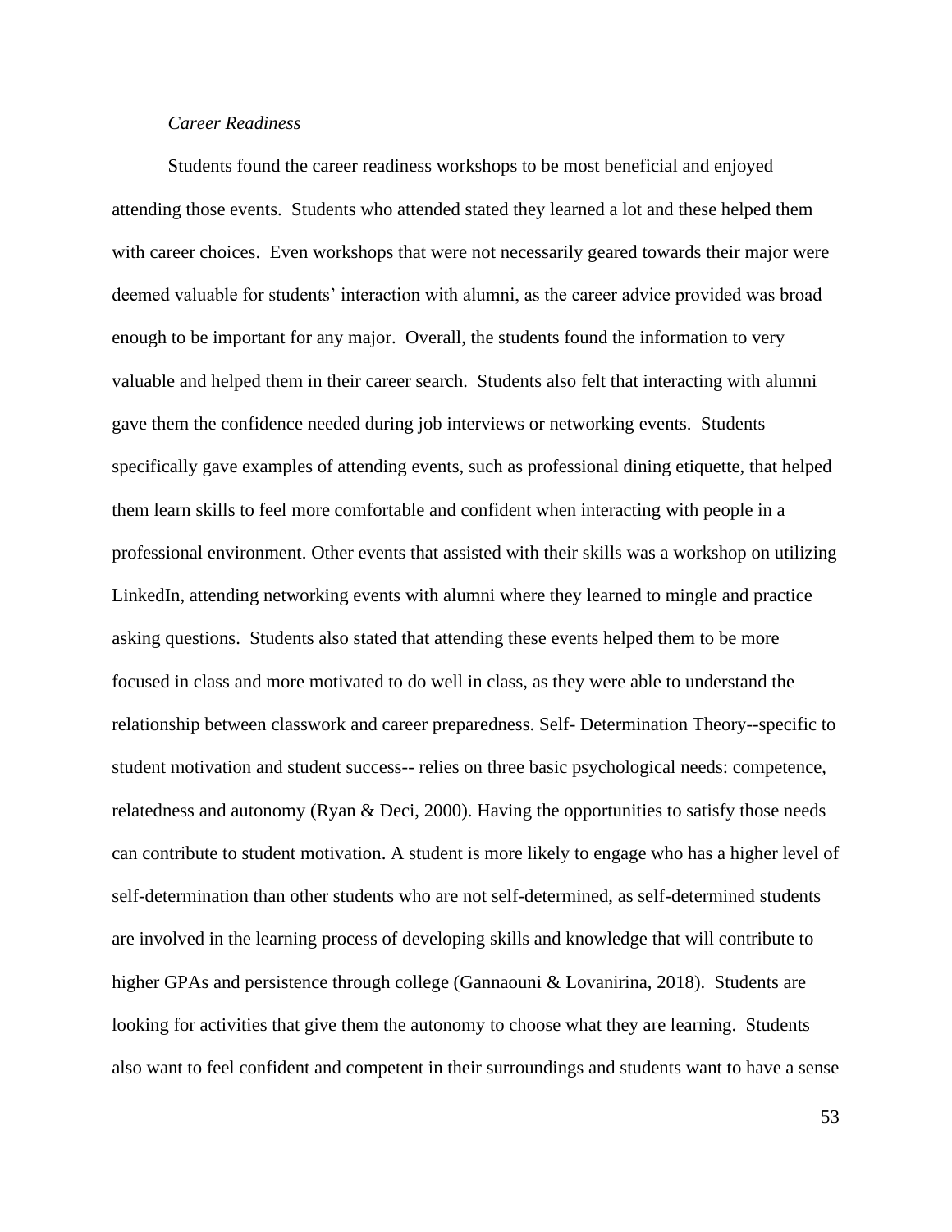*Career Readiness*

Students found the career readiness workshops to be most beneficial and enjoyed attending those events. Students who attended stated they learned a lot and these helped them with career choices. Even workshops that were not necessarily geared towards their major were deemed valuable for students' interaction with alumni, as the career advice provided was broad enough to be important for any major. Overall, the students found the information to very valuable and helped them in their career search. Students also felt that interacting with alumni gave them the confidence needed during job interviews or networking events. Students specifically gave examples of attending events, such as professional dining etiquette, that helped them learn skills to feel more comfortable and confident when interacting with people in a professional environment. Other events that assisted with their skills was a workshop on utilizing LinkedIn, attending networking events with alumni where they learned to mingle and practice asking questions. Students also stated that attending these events helped them to be more focused in class and more motivated to do well in class, as they were able to understand the relationship between classwork and career preparedness. Self- Determination Theory--specific to student motivation and student success-- relies on three basic psychological needs: competence, relatedness and autonomy (Ryan & Deci, 2000). Having the opportunities to satisfy those needs can contribute to student motivation. A student is more likely to engage who has a higher level of self-determination than other students who are not self-determined, as self-determined students are involved in the learning process of developing skills and knowledge that will contribute to higher GPAs and persistence through college (Gannaouni & Lovanirina, 2018). Students are looking for activities that give them the autonomy to choose what they are learning. Students also want to feel confident and competent in their surroundings and students want to have a sense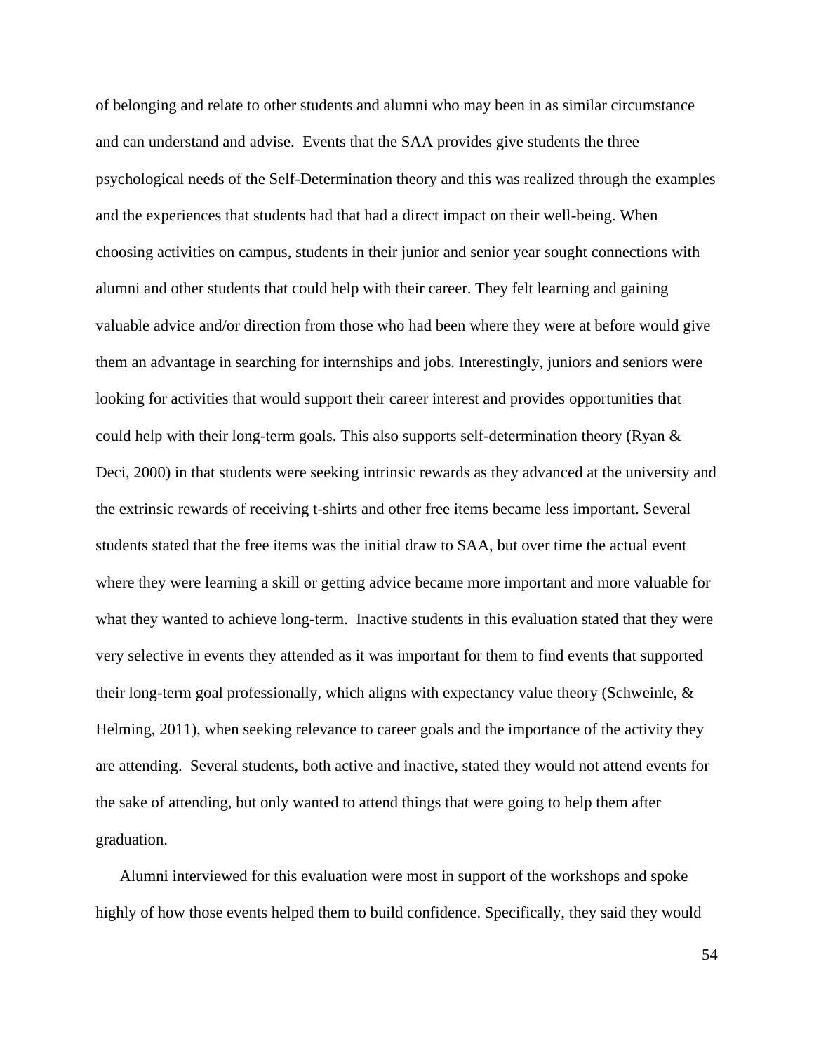of belonging and relate to other students and alumni who may been in as similar circumstance and can understand and advise. Events that the SAA provides give students the three psychological needs of the Self-Determination theory and this was realized through the examples and the experiences that students had that had a direct impact on their well-being. When choosing activities on campus, students in their junior and senior year sought connections with alumni and other students that could help with their career. They felt learning and gaining valuable advice and/or direction from those who had been where they were at before would give them an advantage in searching for internships and jobs. Interestingly, juniors and seniors were looking for activities that would support their career interest and provides opportunities that could help with their long-term goals. This also supports self-determination theory (Ryan & Deci, 2000) in that students were seeking intrinsic rewards as they advanced at the university and the extrinsic rewards of receiving t-shirts and other free items became less important. Several students stated that the free items was the initial draw to SAA, but over time the actual event where they were learning a skill or getting advice became more important and more valuable for what they wanted to achieve long-term. Inactive students in this evaluation stated that they were very selective in events they attended as it was important for them to find events that supported their long-term goal professionally, which aligns with expectancy value theory (Schweinle, & Helming, 2011), when seeking relevance to career goals and the importance of the activity they are attending. Several students, both active and inactive, stated they would not attend events for the sake of attending, but only wanted to attend things that were going to help them after graduation.

Alumni interviewed for this evaluation were most in support of the workshops and spoke highly of how those events helped them to build confidence. Specifically, they said they would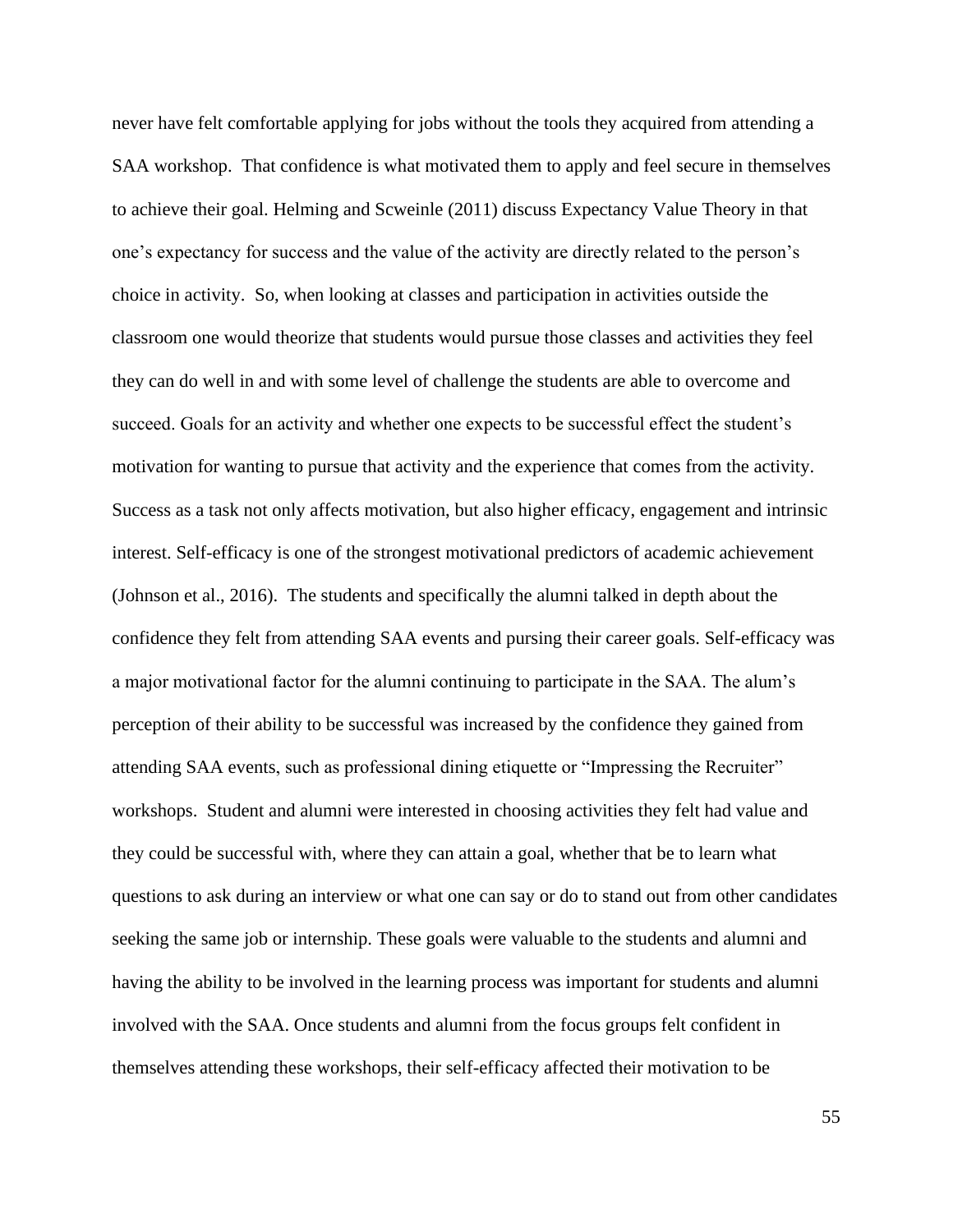never have felt comfortable applying for jobs without the tools they acquired from attending a SAA workshop. That confidence is what motivated them to apply and feel secure in themselves to achieve their goal. Helming and Scweinle (2011) discuss Expectancy Value Theory in that one's expectancy for success and the value of the activity are directly related to the person's choice in activity. So, when looking at classes and participation in activities outside the classroom one would theorize that students would pursue those classes and activities they feel they can do well in and with some level of challenge the students are able to overcome and succeed. Goals for an activity and whether one expects to be successful effect the student's motivation for wanting to pursue that activity and the experience that comes from the activity. Success as a task not only affects motivation, but also higher efficacy, engagement and intrinsic interest. Self-efficacy is one of the strongest motivational predictors of academic achievement (Johnson et al., 2016). The students and specifically the alumni talked in depth about the confidence they felt from attending SAA events and pursing their career goals. Self-efficacy was a major motivational factor for the alumni continuing to participate in the SAA. The alum's perception of their ability to be successful was increased by the confidence they gained from attending SAA events, such as professional dining etiquette or "Impressing the Recruiter" workshops. Student and alumni were interested in choosing activities they felt had value and they could be successful with, where they can attain a goal, whether that be to learn what questions to ask during an interview or what one can say or do to stand out from other candidates seeking the same job or internship. These goals were valuable to the students and alumni and having the ability to be involved in the learning process was important for students and alumni involved with the SAA. Once students and alumni from the focus groups felt confident in themselves attending these workshops, their self-efficacy affected their motivation to be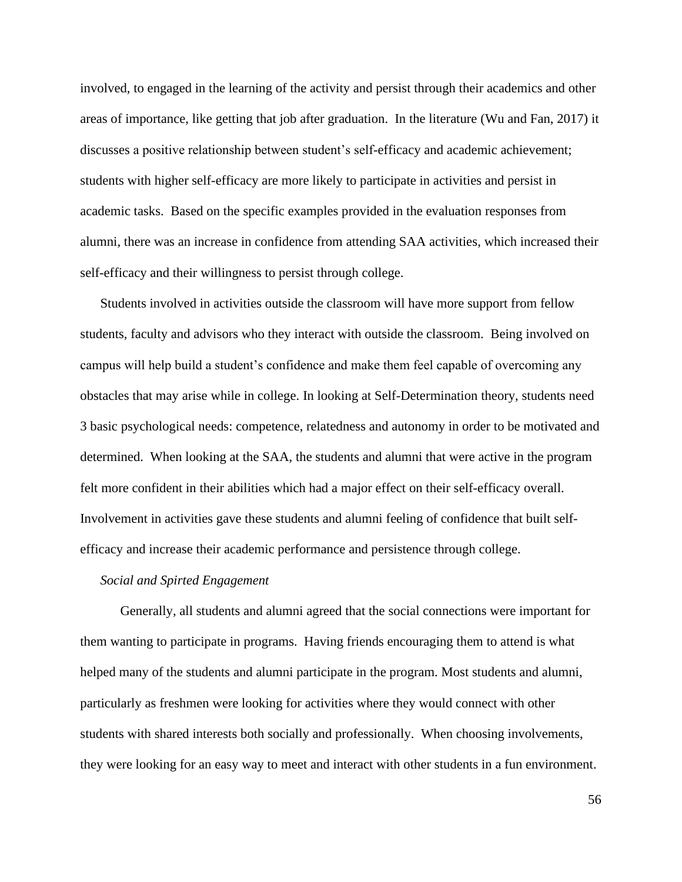involved, to engaged in the learning of the activity and persist through their academics and other areas of importance, like getting that job after graduation. In the literature (Wu and Fan, 2017) it discusses a positive relationship between student's self-efficacy and academic achievement; students with higher self-efficacy are more likely to participate in activities and persist in academic tasks. Based on the specific examples provided in the evaluation responses from alumni, there was an increase in confidence from attending SAA activities, which increased their self-efficacy and their willingness to persist through college.

Students involved in activities outside the classroom will have more support from fellow students, faculty and advisors who they interact with outside the classroom. Being involved on campus will help build a student's confidence and make them feel capable of overcoming any obstacles that may arise while in college. In looking at Self-Determination theory, students need 3 basic psychological needs: competence, relatedness and autonomy in order to be motivated and determined. When looking at the SAA, the students and alumni that were active in the program felt more confident in their abilities which had a major effect on their self-efficacy overall. Involvement in activities gave these students and alumni feeling of confidence that built self-efficacy and increase their academic performance and persistence through college.

*Social and Spirted Engagement*

Generally, all students and alumni agreed that the social connections were important for them wanting to participate in programs. Having friends encouraging them to attend is what helped many of the students and alumni participate in the program. Most students and alumni, particularly as freshmen were looking for activities where they would connect with other students with shared interests both socially and professionally. When choosing involvements, they were looking for an easy way to meet and interact with other students in a fun environment.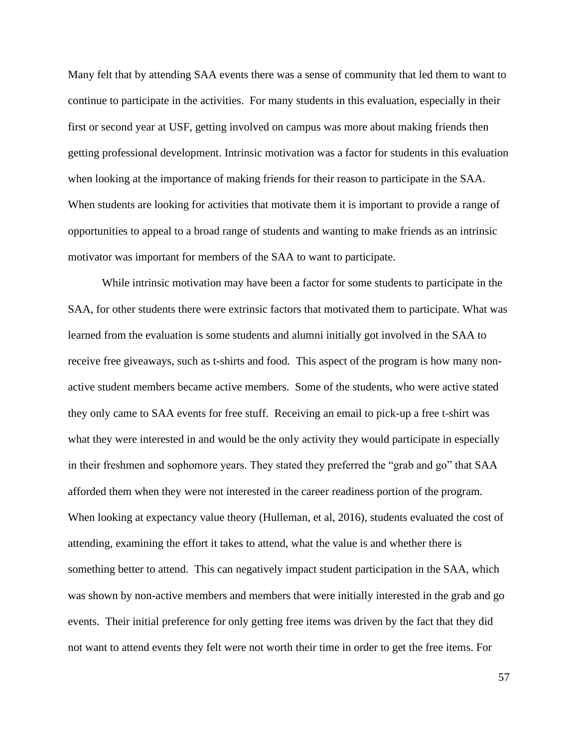Many felt that by attending SAA events there was a sense of community that led them to want to continue to participate in the activities. For many students in this evaluation, especially in their first or second year at USF, getting involved on campus was more about making friends then getting professional development. Intrinsic motivation was a factor for students in this evaluation when looking at the importance of making friends for their reason to participate in the SAA. When students are looking for activities that motivate them it is important to provide a range of opportunities to appeal to a broad range of students and wanting to make friends as an intrinsic motivator was important for members of the SAA to want to participate.

While intrinsic motivation may have been a factor for some students to participate in the SAA, for other students there were extrinsic factors that motivated them to participate. What was learned from the evaluation is some students and alumni initially got involved in the SAA to receive free giveaways, such as t-shirts and food. This aspect of the program is how many non-active student members became active members. Some of the students, who were active stated they only came to SAA events for free stuff. Receiving an email to pick-up a free t-shirt was what they were interested in and would be the only activity they would participate in especially in their freshmen and sophomore years. They stated they preferred the "grab and go" that SAA afforded them when they were not interested in the career readiness portion of the program. When looking at expectancy value theory (Hulleman, et al, 2016), students evaluated the cost of attending, examining the effort it takes to attend, what the value is and whether there is something better to attend. This can negatively impact student participation in the SAA, which was shown by non-active members and members that were initially interested in the grab and go events. Their initial preference for only getting free items was driven by the fact that they did not want to attend events they felt were not worth their time in order to get the free items. For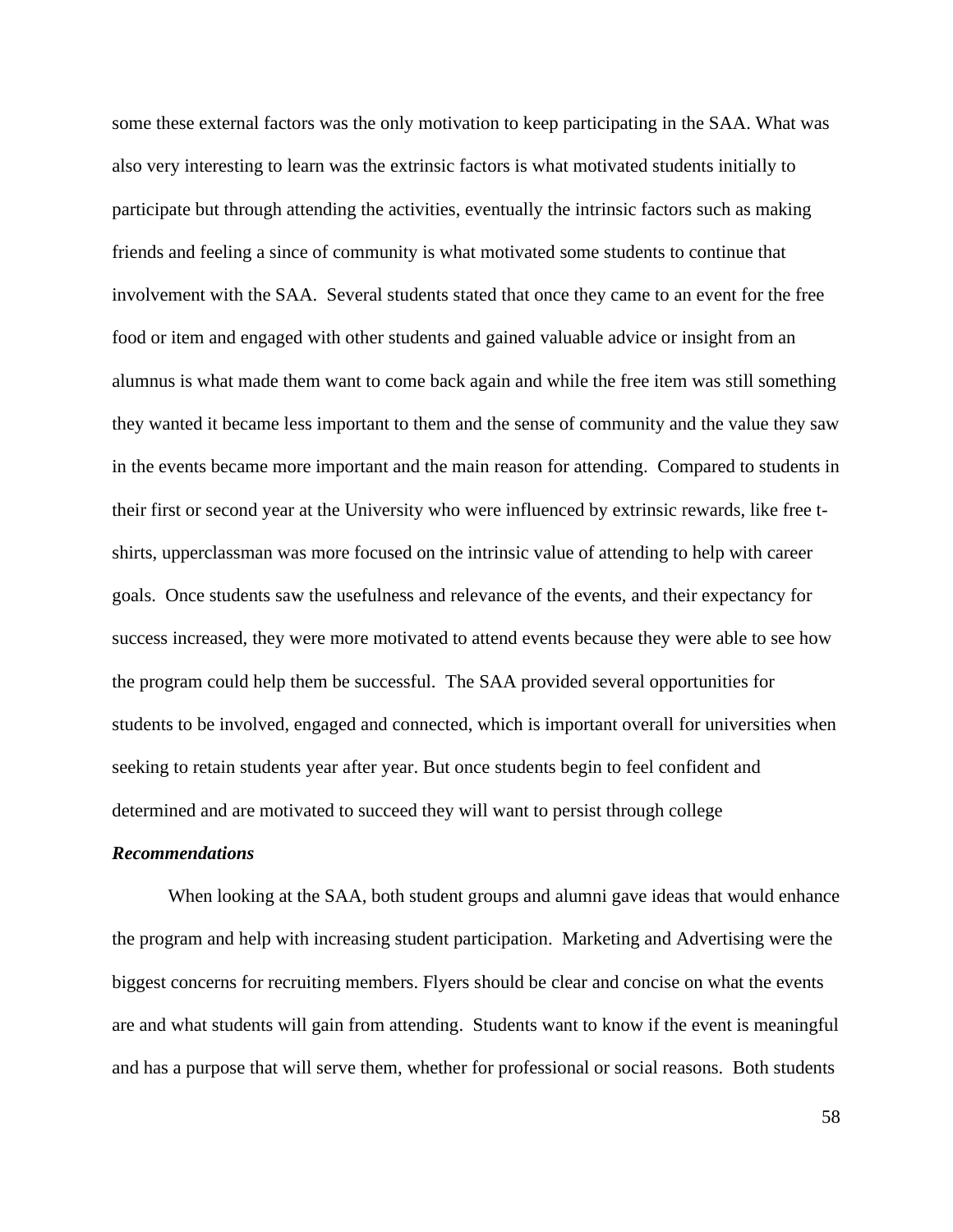some these external factors was the only motivation to keep participating in the SAA. What was also very interesting to learn was the extrinsic factors is what motivated students initially to participate but through attending the activities, eventually the intrinsic factors such as making friends and feeling a since of community is what motivated some students to continue that involvement with the SAA. Several students stated that once they came to an event for the free food or item and engaged with other students and gained valuable advice or insight from an alumnus is what made them want to come back again and while the free item was still something they wanted it became less important to them and the sense of community and the value they saw in the events became more important and the main reason for attending. Compared to students in their first or second year at the University who were influenced by extrinsic rewards, like free t-shirts, upperclassman was more focused on the intrinsic value of attending to help with career goals. Once students saw the usefulness and relevance of the events, and their expectancy for success increased, they were more motivated to attend events because they were able to see how the program could help them be successful. The SAA provided several opportunities for students to be involved, engaged and connected, which is important overall for universities when seeking to retain students year after year. But once students begin to feel confident and determined and are motivated to succeed they will want to persist through college

***Recommendations***

When looking at the SAA, both student groups and alumni gave ideas that would enhance the program and help with increasing student participation. Marketing and Advertising were the biggest concerns for recruiting members. Flyers should be clear and concise on what the events are and what students will gain from attending. Students want to know if the event is meaningful and has a purpose that will serve them, whether for professional or social reasons. Both students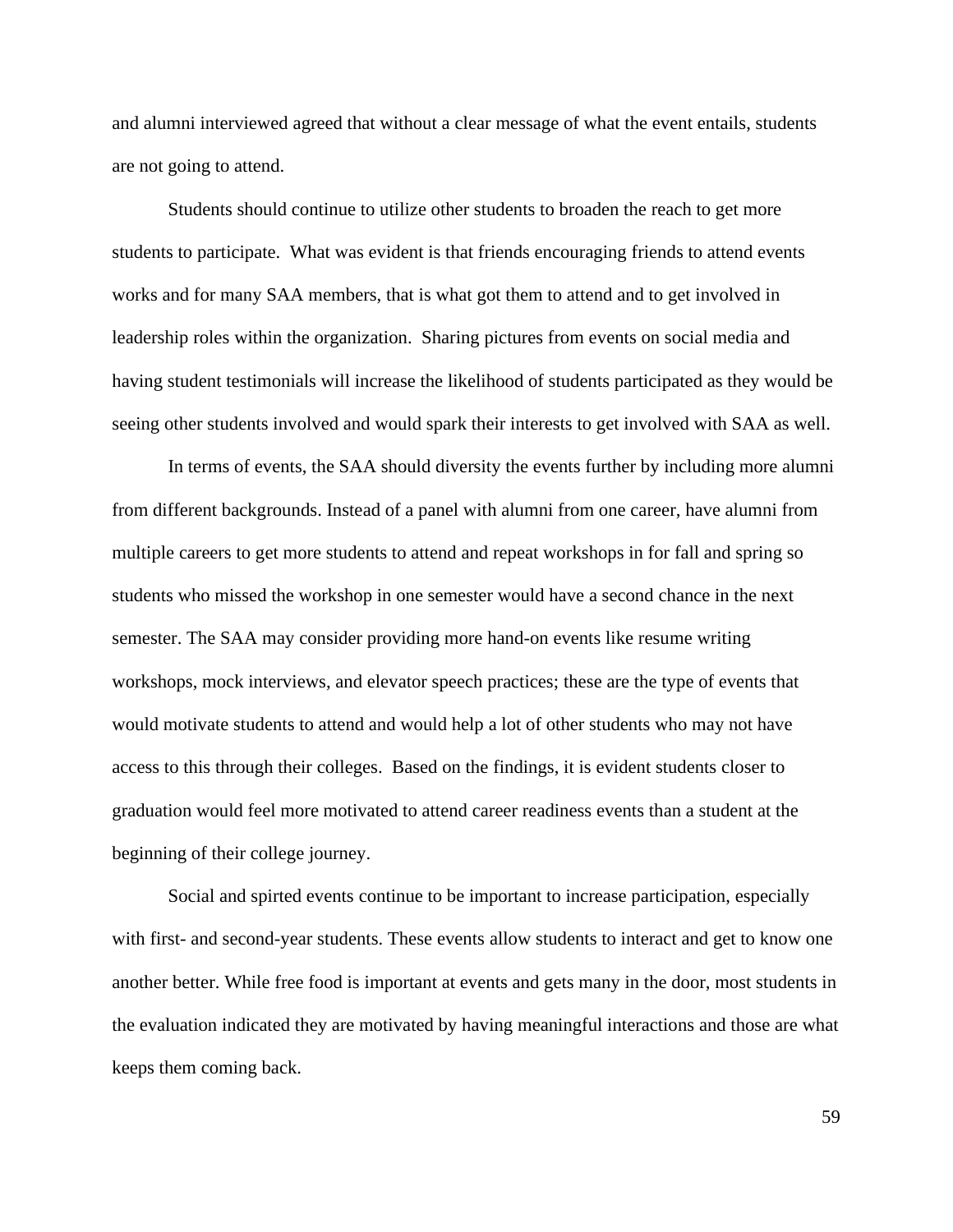and alumni interviewed agreed that without a clear message of what the event entails, students are not going to attend.

Students should continue to utilize other students to broaden the reach to get more students to participate. What was evident is that friends encouraging friends to attend events works and for many SAA members, that is what got them to attend and to get involved in leadership roles within the organization. Sharing pictures from events on social media and having student testimonials will increase the likelihood of students participated as they would be seeing other students involved and would spark their interests to get involved with SAA as well.

In terms of events, the SAA should diversity the events further by including more alumni from different backgrounds. Instead of a panel with alumni from one career, have alumni from multiple careers to get more students to attend and repeat workshops in for fall and spring so students who missed the workshop in one semester would have a second chance in the next semester. The SAA may consider providing more hand-on events like resume writing workshops, mock interviews, and elevator speech practices; these are the type of events that would motivate students to attend and would help a lot of other students who may not have access to this through their colleges. Based on the findings, it is evident students closer to graduation would feel more motivated to attend career readiness events than a student at the beginning of their college journey.

Social and spirted events continue to be important to increase participation, especially with first- and second-year students. These events allow students to interact and get to know one another better. While free food is important at events and gets many in the door, most students in the evaluation indicated they are motivated by having meaningful interactions and those are what keeps them coming back.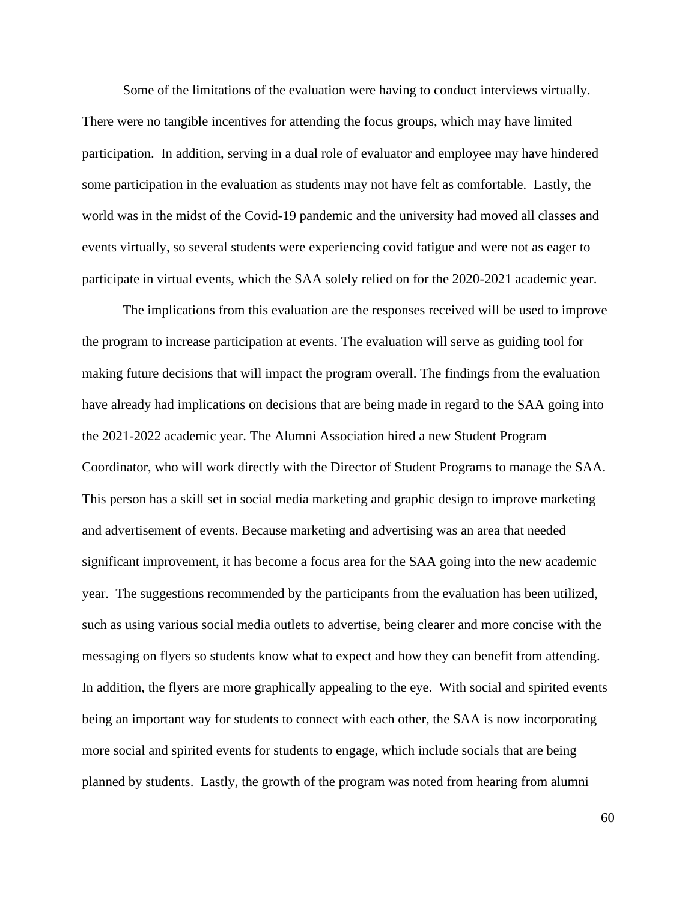Some of the limitations of the evaluation were having to conduct interviews virtually. There were no tangible incentives for attending the focus groups, which may have limited participation. In addition, serving in a dual role of evaluator and employee may have hindered some participation in the evaluation as students may not have felt as comfortable. Lastly, the world was in the midst of the Covid-19 pandemic and the university had moved all classes and events virtually, so several students were experiencing covid fatigue and were not as eager to participate in virtual events, which the SAA solely relied on for the 2020-2021 academic year.

The implications from this evaluation are the responses received will be used to improve the program to increase participation at events. The evaluation will serve as guiding tool for making future decisions that will impact the program overall. The findings from the evaluation have already had implications on decisions that are being made in regard to the SAA going into the 2021-2022 academic year. The Alumni Association hired a new Student Program Coordinator, who will work directly with the Director of Student Programs to manage the SAA. This person has a skill set in social media marketing and graphic design to improve marketing and advertisement of events. Because marketing and advertising was an area that needed significant improvement, it has become a focus area for the SAA going into the new academic year. The suggestions recommended by the participants from the evaluation has been utilized, such as using various social media outlets to advertise, being clearer and more concise with the messaging on flyers so students know what to expect and how they can benefit from attending. In addition, the flyers are more graphically appealing to the eye. With social and spirited events being an important way for students to connect with each other, the SAA is now incorporating more social and spirited events for students to engage, which include socials that are being planned by students. Lastly, the growth of the program was noted from hearing from alumni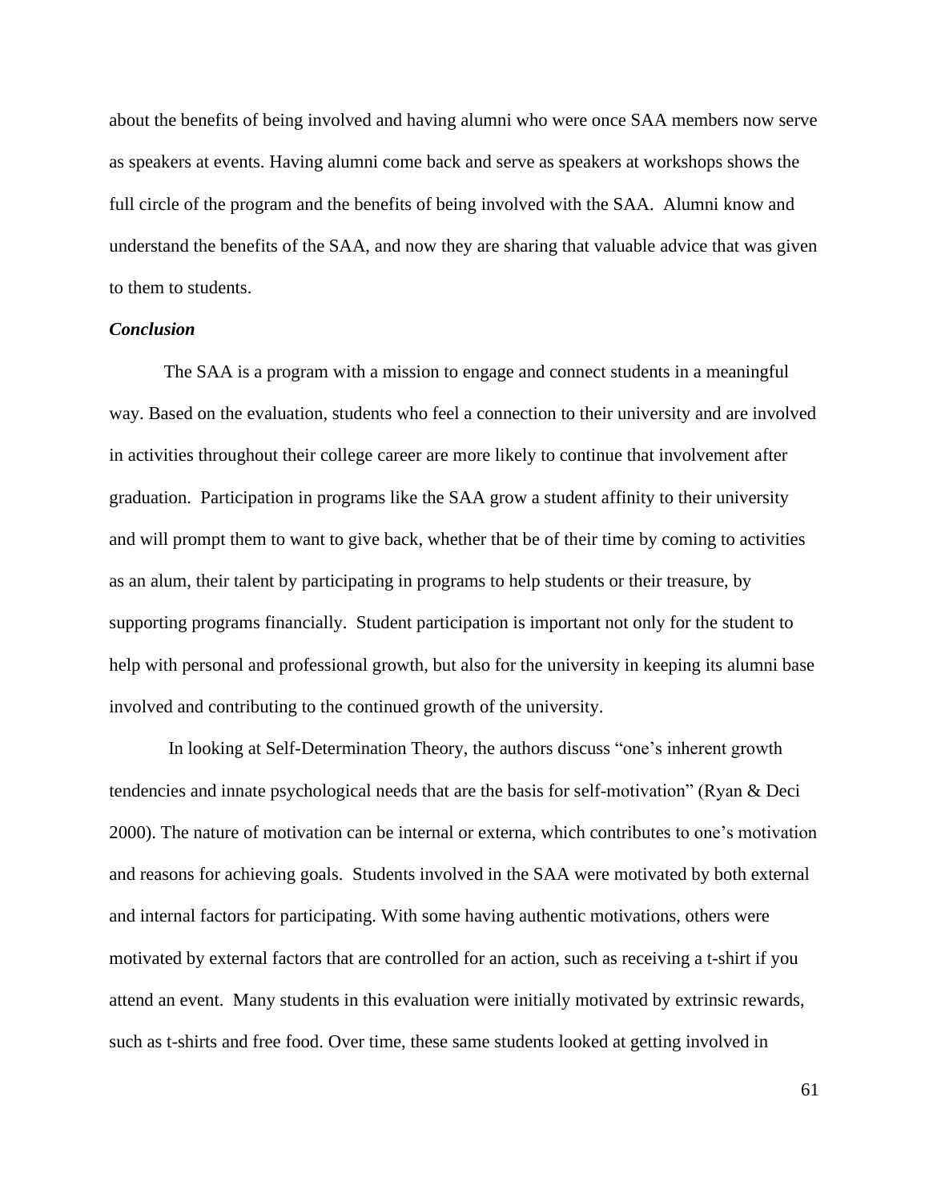about the benefits of being involved and having alumni who were once SAA members now serve as speakers at events. Having alumni come back and serve as speakers at workshops shows the full circle of the program and the benefits of being involved with the SAA. Alumni know and understand the benefits of the SAA, and now they are sharing that valuable advice that was given to them to students.

### *Conclusion*

The SAA is a program with a mission to engage and connect students in a meaningful way. Based on the evaluation, students who feel a connection to their university and are involved in activities throughout their college career are more likely to continue that involvement after graduation. Participation in programs like the SAA grow a student affinity to their university and will prompt them to want to give back, whether that be of their time by coming to activities as an alum, their talent by participating in programs to help students or their treasure, by supporting programs financially. Student participation is important not only for the student to help with personal and professional growth, but also for the university in keeping its alumni base involved and contributing to the continued growth of the university.

In looking at Self-Determination Theory, the authors discuss "one's inherent growth tendencies and innate psychological needs that are the basis for self-motivation" (Ryan & Deci 2000). The nature of motivation can be internal or externa, which contributes to one's motivation and reasons for achieving goals. Students involved in the SAA were motivated by both external and internal factors for participating. With some having authentic motivations, others were motivated by external factors that are controlled for an action, such as receiving a t-shirt if you attend an event. Many students in this evaluation were initially motivated by extrinsic rewards, such as t-shirts and free food. Over time, these same students looked at getting involved in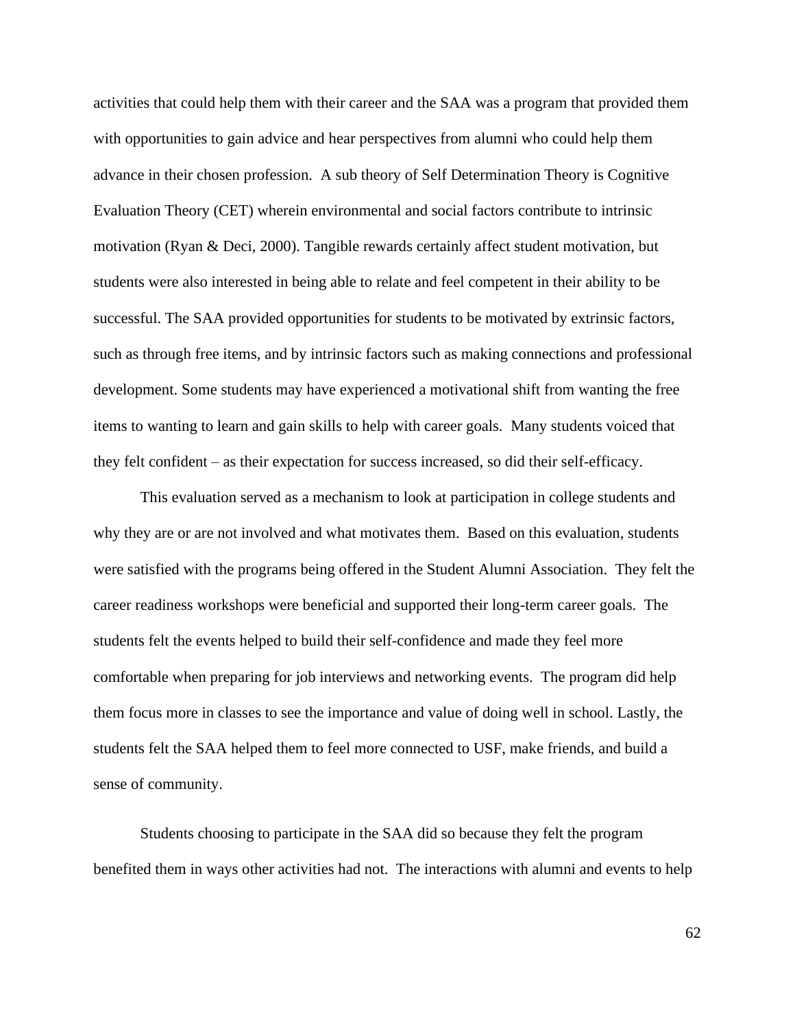activities that could help them with their career and the SAA was a program that provided them with opportunities to gain advice and hear perspectives from alumni who could help them advance in their chosen profession. A sub theory of Self Determination Theory is Cognitive Evaluation Theory (CET) wherein environmental and social factors contribute to intrinsic motivation (Ryan & Deci, 2000). Tangible rewards certainly affect student motivation, but students were also interested in being able to relate and feel competent in their ability to be successful. The SAA provided opportunities for students to be motivated by extrinsic factors, such as through free items, and by intrinsic factors such as making connections and professional development. Some students may have experienced a motivational shift from wanting the free items to wanting to learn and gain skills to help with career goals. Many students voiced that they felt confident – as their expectation for success increased, so did their self-efficacy.

This evaluation served as a mechanism to look at participation in college students and why they are or are not involved and what motivates them. Based on this evaluation, students were satisfied with the programs being offered in the Student Alumni Association. They felt the career readiness workshops were beneficial and supported their long-term career goals. The students felt the events helped to build their self-confidence and made they feel more comfortable when preparing for job interviews and networking events. The program did help them focus more in classes to see the importance and value of doing well in school. Lastly, the students felt the SAA helped them to feel more connected to USF, make friends, and build a sense of community.

Students choosing to participate in the SAA did so because they felt the program benefited them in ways other activities had not. The interactions with alumni and events to help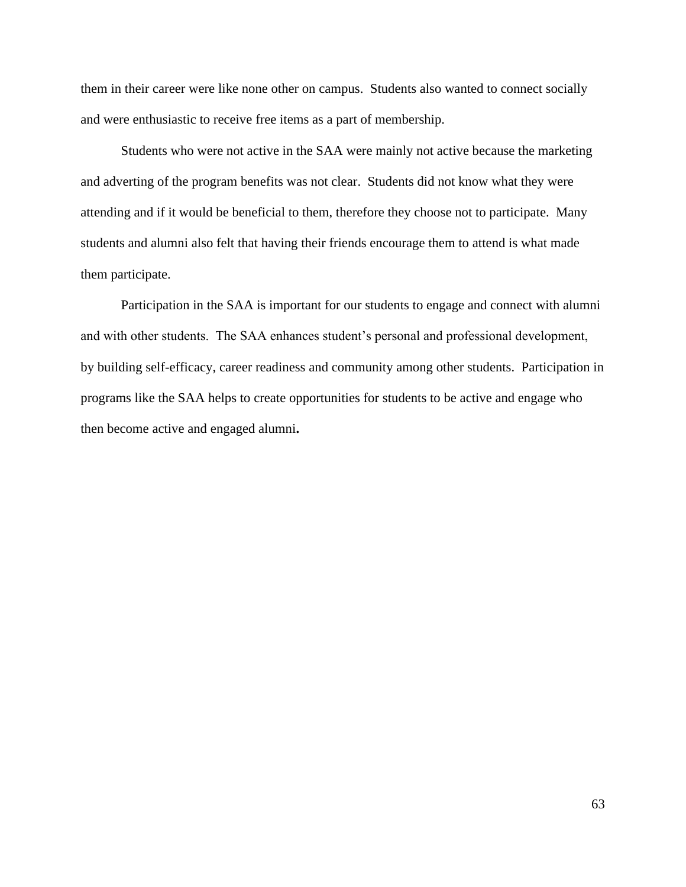them in their career were like none other on campus. Students also wanted to connect socially and were enthusiastic to receive free items as a part of membership.

Students who were not active in the SAA were mainly not active because the marketing and adverting of the program benefits was not clear. Students did not know what they were attending and if it would be beneficial to them, therefore they choose not to participate. Many students and alumni also felt that having their friends encourage them to attend is what made them participate.

Participation in the SAA is important for our students to engage and connect with alumni and with other students. The SAA enhances student's personal and professional development, by building self-efficacy, career readiness and community among other students. Participation in programs like the SAA helps to create opportunities for students to be active and engage who then become active and engaged alumni**.**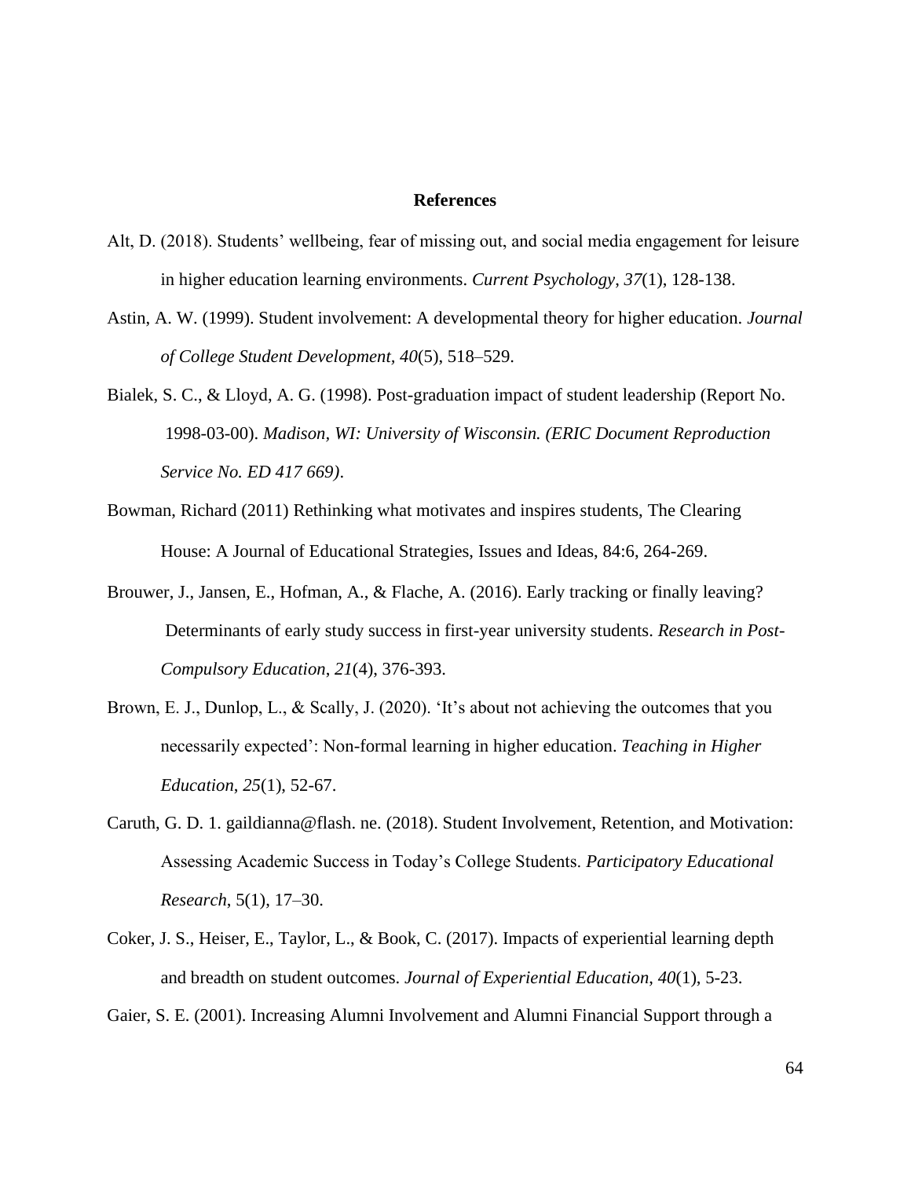## References

Alt, D. (2018). Students' wellbeing, fear of missing out, and social media engagement for leisure in higher education learning environments. *Current Psychology*, *37*(1), 128-138.

Astin, A. W. (1999). Student involvement: A developmental theory for higher education. *Journal of College Student Development*, *40*(5), 518–529.

Bialek, S. C., & Lloyd, A. G. (1998). Post-graduation impact of student leadership (Report No. 1998-03-00). *Madison, WI: University of Wisconsin. (ERIC Document Reproduction Service No. ED 417 669)*.

Bowman, Richard (2011) Rethinking what motivates and inspires students, The Clearing House: A Journal of Educational Strategies, Issues and Ideas, 84:6, 264-269.

Brouwer, J., Jansen, E., Hofman, A., & Flache, A. (2016). Early tracking or finally leaving? Determinants of early study success in first-year university students. *Research in Post-Compulsory Education*, *21*(4), 376-393.

Brown, E. J., Dunlop, L., & Scally, J. (2020). 'It's about not achieving the outcomes that you necessarily expected': Non-formal learning in higher education. *Teaching in Higher Education*, *25*(1), 52-67.

Caruth, G. D. 1. gaildianna@flash. ne. (2018). Student Involvement, Retention, and Motivation: Assessing Academic Success in Today's College Students. *Participatory Educational Research*, 5(1), 17–30.

Coker, J. S., Heiser, E., Taylor, L., & Book, C. (2017). Impacts of experiential learning depth and breadth on student outcomes. *Journal of Experiential Education*, *40*(1), 5-23.

Gaier, S. E. (2001). Increasing Alumni Involvement and Alumni Financial Support through a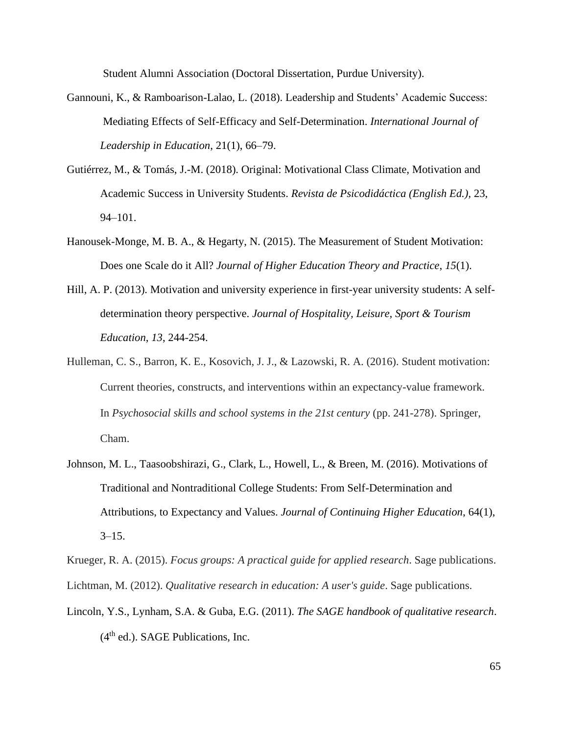Student Alumni Association (Doctoral Dissertation, Purdue University).

Gannouni, K., & Ramboarison-Lalao, L. (2018). Leadership and Students' Academic Success: Mediating Effects of Self-Efficacy and Self-Determination. *International Journal of Leadership in Education*, 21(1), 66–79.

Gutiérrez, M., & Tomás, J.-M. (2018). Original: Motivational Class Climate, Motivation and Academic Success in University Students. *Revista de Psicodidáctica (English Ed.)*, 23, 94–101.

Hanousek-Monge, M. B. A., & Hegarty, N. (2015). The Measurement of Student Motivation: Does one Scale do it All? *Journal of Higher Education Theory and Practice*, *15*(1).

Hill, A. P. (2013). Motivation and university experience in first-year university students: A self-determination theory perspective. *Journal of Hospitality, Leisure, Sport & Tourism Education*, *13*, 244-254.

Hulleman, C. S., Barron, K. E., Kosovich, J. J., & Lazowski, R. A. (2016). Student motivation: Current theories, constructs, and interventions within an expectancy-value framework. In *Psychosocial skills and school systems in the 21st century* (pp. 241-278). Springer, Cham.

Johnson, M. L., Taasoobshirazi, G., Clark, L., Howell, L., & Breen, M. (2016). Motivations of Traditional and Nontraditional College Students: From Self-Determination and Attributions, to Expectancy and Values. *Journal of Continuing Higher Education*, 64(1), 3–15.

Krueger, R. A. (2015). *Focus groups: A practical guide for applied research*. Sage publications.

Lichtman, M. (2012). *Qualitative research in education: A user's guide*. Sage publications.

Lincoln, Y.S., Lynham, S.A. & Guba, E.G. (2011). *The SAGE handbook of qualitative research*. (4th ed.). SAGE Publications, Inc.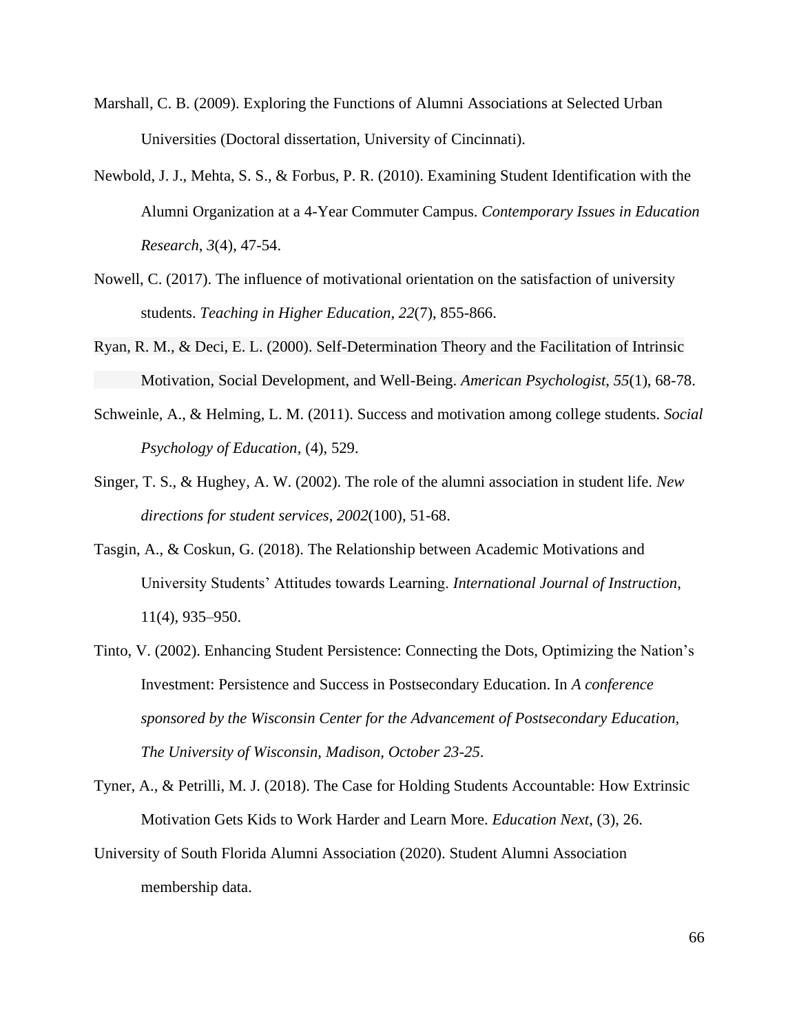Marshall, C. B. (2009). Exploring the Functions of Alumni Associations at Selected Urban Universities (Doctoral dissertation, University of Cincinnati).

Newbold, J. J., Mehta, S. S., & Forbus, P. R. (2010). Examining Student Identification with the Alumni Organization at a 4-Year Commuter Campus. *Contemporary Issues in Education Research*, *3*(4), 47-54.

Nowell, C. (2017). The influence of motivational orientation on the satisfaction of university students. *Teaching in Higher Education*, *22*(7), 855-866.

Ryan, R. M., & Deci, E. L. (2000). Self-Determination Theory and the Facilitation of Intrinsic Motivation, Social Development, and Well-Being. *American Psychologist*, *55*(1), 68-78.

Schweinle, A., & Helming, L. M. (2011). Success and motivation among college students. *Social Psychology of Education*, (4), 529.

Singer, T. S., & Hughey, A. W. (2002). The role of the alumni association in student life. *New directions for student services*, *2002*(100), 51-68.

Tasgin, A., & Coskun, G. (2018). The Relationship between Academic Motivations and University Students' Attitudes towards Learning. *International Journal of Instruction*, 11(4), 935–950.

Tinto, V. (2002). Enhancing Student Persistence: Connecting the Dots, Optimizing the Nation's Investment: Persistence and Success in Postsecondary Education. In *A conference sponsored by the Wisconsin Center for the Advancement of Postsecondary Education, The University of Wisconsin, Madison, October 23-25*.

Tyner, A., & Petrilli, M. J. (2018). The Case for Holding Students Accountable: How Extrinsic Motivation Gets Kids to Work Harder and Learn More. *Education Next*, (3), 26.

University of South Florida Alumni Association (2020). Student Alumni Association membership data.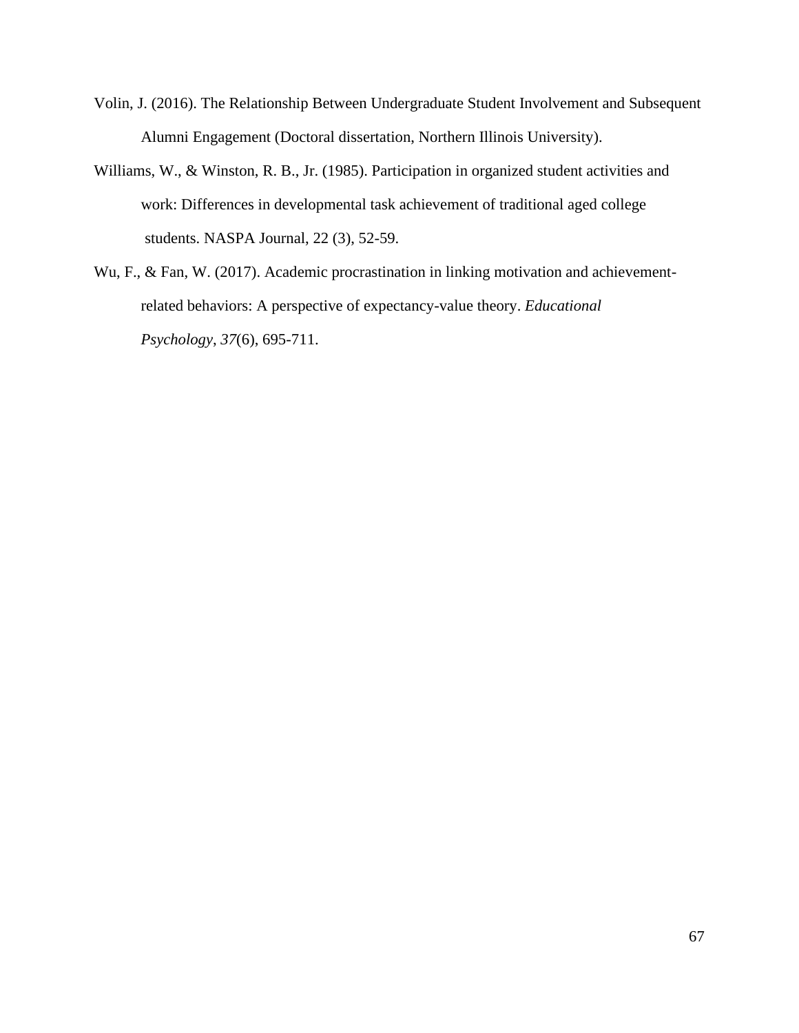Volin, J. (2016). The Relationship Between Undergraduate Student Involvement and Subsequent Alumni Engagement (Doctoral dissertation, Northern Illinois University).

Williams, W., & Winston, R. B., Jr. (1985). Participation in organized student activities and work: Differences in developmental task achievement of traditional aged college students. NASPA Journal, 22 (3), 52-59.

Wu, F., & Fan, W. (2017). Academic procrastination in linking motivation and achievement-related behaviors: A perspective of expectancy-value theory. *Educational Psychology*, *37*(6), 695-711.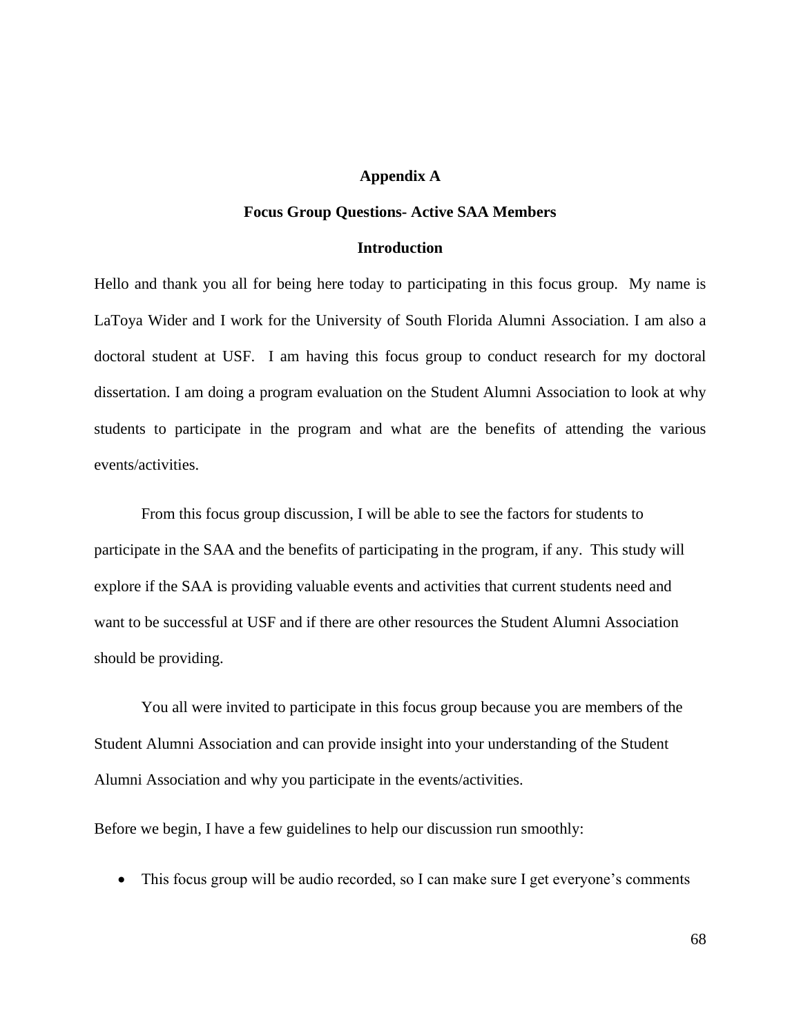# Appendix A

## Focus Group Questions- Active SAA Members

### Introduction

Hello and thank you all for being here today to participating in this focus group. My name is LaToya Wider and I work for the University of South Florida Alumni Association. I am also a doctoral student at USF. I am having this focus group to conduct research for my doctoral dissertation. I am doing a program evaluation on the Student Alumni Association to look at why students to participate in the program and what are the benefits of attending the various events/activities.

From this focus group discussion, I will be able to see the factors for students to participate in the SAA and the benefits of participating in the program, if any. This study will explore if the SAA is providing valuable events and activities that current students need and want to be successful at USF and if there are other resources the Student Alumni Association should be providing.

You all were invited to participate in this focus group because you are members of the Student Alumni Association and can provide insight into your understanding of the Student Alumni Association and why you participate in the events/activities.

Before we begin, I have a few guidelines to help our discussion run smoothly:

- This focus group will be audio recorded, so I can make sure I get everyone's comments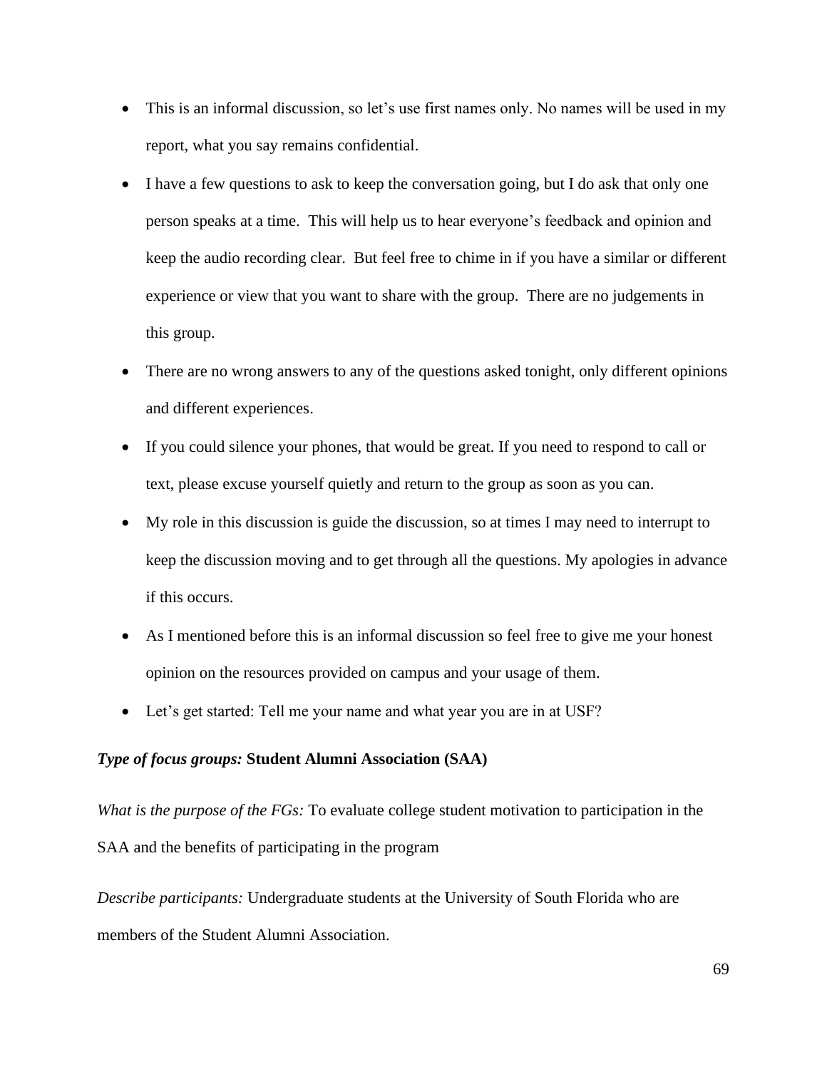- This is an informal discussion, so let's use first names only. No names will be used in my report, what you say remains confidential.
- I have a few questions to ask to keep the conversation going, but I do ask that only one person speaks at a time. This will help us to hear everyone's feedback and opinion and keep the audio recording clear. But feel free to chime in if you have a similar or different experience or view that you want to share with the group. There are no judgements in this group.
- There are no wrong answers to any of the questions asked tonight, only different opinions and different experiences.
- If you could silence your phones, that would be great. If you need to respond to call or text, please excuse yourself quietly and return to the group as soon as you can.
- My role in this discussion is guide the discussion, so at times I may need to interrupt to keep the discussion moving and to get through all the questions. My apologies in advance if this occurs.
- As I mentioned before this is an informal discussion so feel free to give me your honest opinion on the resources provided on campus and your usage of them.
- Let's get started: Tell me your name and what year you are in at USF?

***Type of focus groups:*** **Student Alumni Association (SAA)**

*What is the purpose of the FGs:* To evaluate college student motivation to participation in the SAA and the benefits of participating in the program

*Describe participants:* Undergraduate students at the University of South Florida who are members of the Student Alumni Association.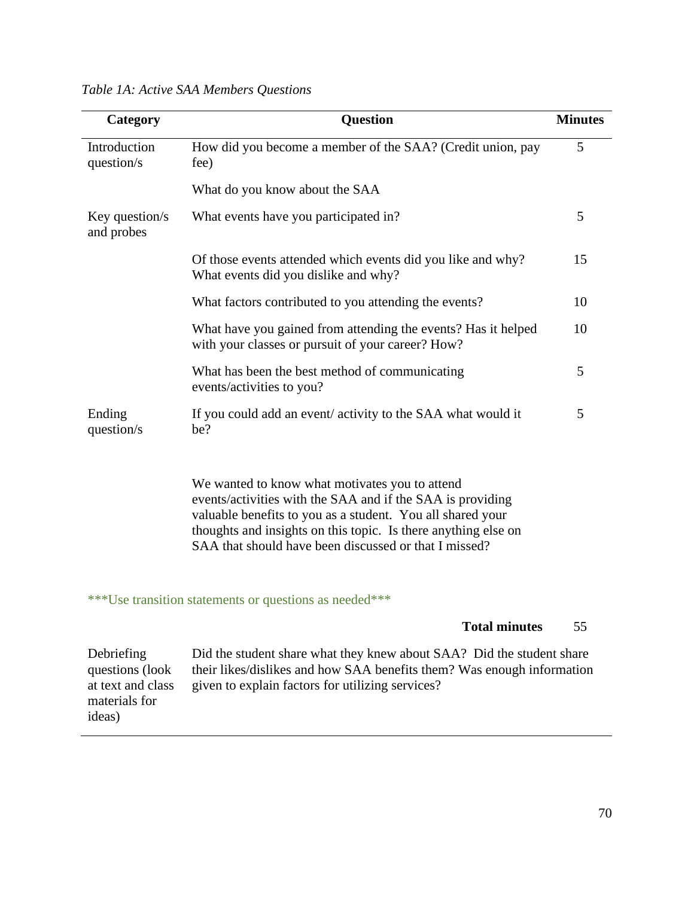*Table 1A: Active SAA Members Questions*

| Category | Question | Minutes |
|---|---|---|
| Introduction question/s | How did you become a member of the SAA? (Credit union, pay fee) | 5 |
| | What do you know about the SAA | |
| Key question/s and probes | What events have you participated in? | 5 |
| | Of those events attended which events did you like and why? What events did you dislike and why? | 15 |
| | What factors contributed to you attending the events? | 10 |
| | What have you gained from attending the events? Has it helped with your classes or pursuit of your career? How? | 10 |
| | What has been the best method of communicating events/activities to you? | 5 |
| Ending question/s | If you could add an event/ activity to the SAA what would it be? | 5 |
| | We wanted to know what motivates you to attend events/activities with the SAA and if the SAA is providing valuable benefits to you as a student. You all shared your thoughts and insights on this topic. Is there anything else on SAA that should have been discussed or that I missed? | |
| ***Use transition statements or questions as needed*** | | |
| | **Total minutes** | 55 |
| Debriefing questions (look at text and class materials for ideas) | Did the student share what they knew about SAA? Did the student share their likes/dislikes and how SAA benefits them? Was enough information given to explain factors for utilizing services? | |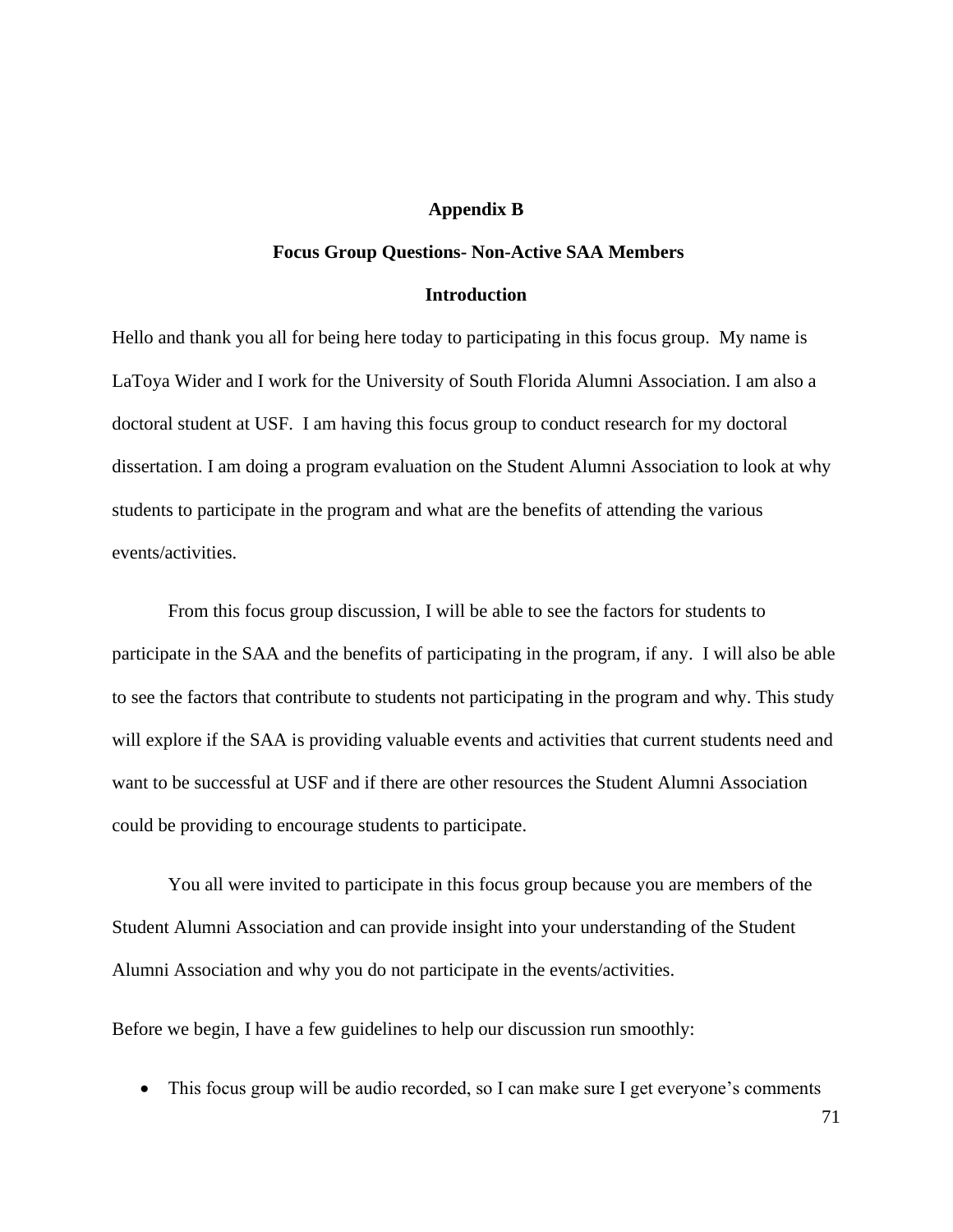# Appendix B

## Focus Group Questions- Non-Active SAA Members

### Introduction

Hello and thank you all for being here today to participating in this focus group. My name is LaToya Wider and I work for the University of South Florida Alumni Association. I am also a doctoral student at USF. I am having this focus group to conduct research for my doctoral dissertation. I am doing a program evaluation on the Student Alumni Association to look at why students to participate in the program and what are the benefits of attending the various events/activities.

From this focus group discussion, I will be able to see the factors for students to participate in the SAA and the benefits of participating in the program, if any. I will also be able to see the factors that contribute to students not participating in the program and why. This study will explore if the SAA is providing valuable events and activities that current students need and want to be successful at USF and if there are other resources the Student Alumni Association could be providing to encourage students to participate.

You all were invited to participate in this focus group because you are members of the Student Alumni Association and can provide insight into your understanding of the Student Alumni Association and why you do not participate in the events/activities.

Before we begin, I have a few guidelines to help our discussion run smoothly:

- This focus group will be audio recorded, so I can make sure I get everyone's comments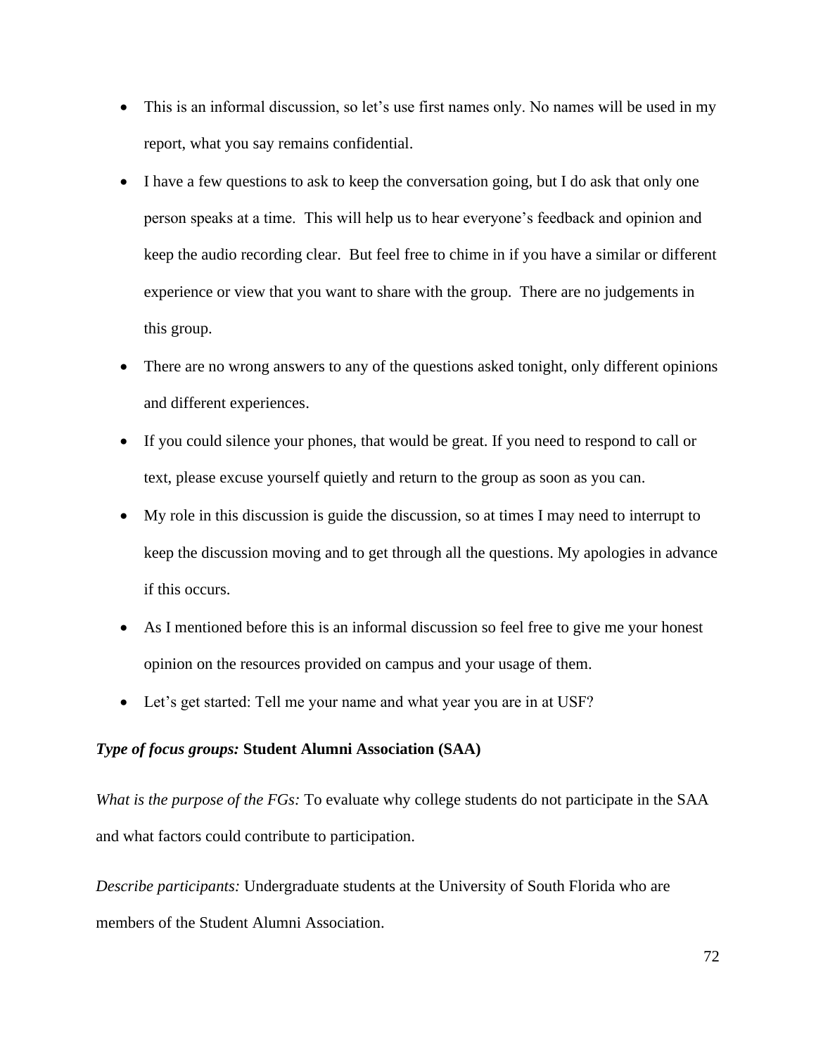- This is an informal discussion, so let's use first names only. No names will be used in my report, what you say remains confidential.
- I have a few questions to ask to keep the conversation going, but I do ask that only one person speaks at a time. This will help us to hear everyone's feedback and opinion and keep the audio recording clear. But feel free to chime in if you have a similar or different experience or view that you want to share with the group. There are no judgements in this group.
- There are no wrong answers to any of the questions asked tonight, only different opinions and different experiences.
- If you could silence your phones, that would be great. If you need to respond to call or text, please excuse yourself quietly and return to the group as soon as you can.
- My role in this discussion is guide the discussion, so at times I may need to interrupt to keep the discussion moving and to get through all the questions. My apologies in advance if this occurs.
- As I mentioned before this is an informal discussion so feel free to give me your honest opinion on the resources provided on campus and your usage of them.
- Let's get started: Tell me your name and what year you are in at USF?

***Type of focus groups:*** **Student Alumni Association (SAA)**

*What is the purpose of the FGs:* To evaluate why college students do not participate in the SAA and what factors could contribute to participation.

*Describe participants:* Undergraduate students at the University of South Florida who are members of the Student Alumni Association.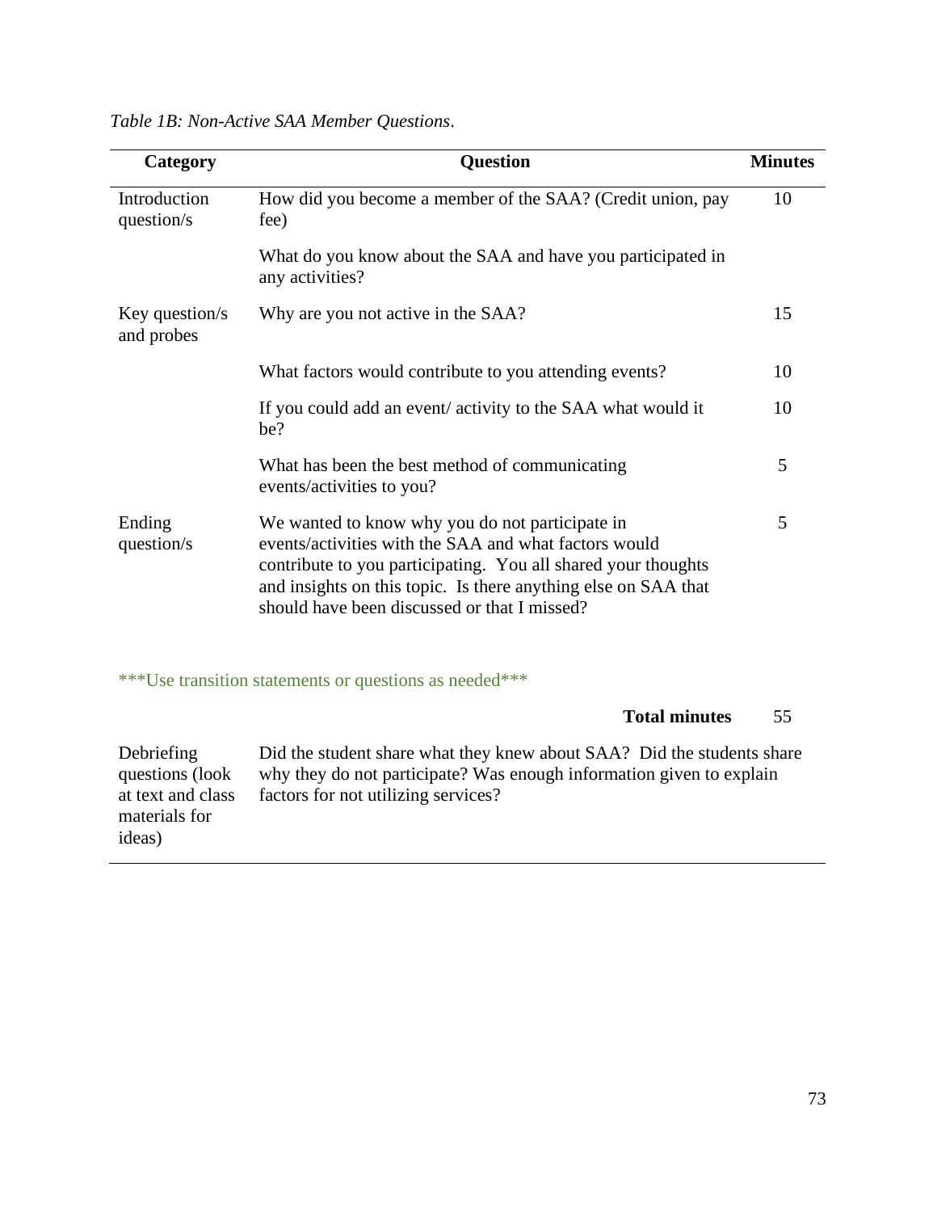*Table 1B: Non-Active SAA Member Questions*.

| Category | Question | Minutes |
|---|---|---|
| Introduction question/s | How did you become a member of the SAA? (Credit union, pay fee) | 10 |
| | What do you know about the SAA and have you participated in any activities? | |
| Key question/s and probes | Why are you not active in the SAA? | 15 |
| | What factors would contribute to you attending events? | 10 |
| | If you could add an event/ activity to the SAA what would it be? | 10 |
| | What has been the best method of communicating events/activities to you? | 5 |
| Ending question/s | We wanted to know why you do not participate in events/activities with the SAA and what factors would contribute to you participating. You all shared your thoughts and insights on this topic. Is there anything else on SAA that should have been discussed or that I missed? | 5 |
| | ***Use transition statements or questions as needed*** | |
| | **Total minutes** | 55 |
| Debriefing questions (look at text and class materials for ideas) | Did the student share what they knew about SAA? Did the students share why they do not participate? Was enough information given to explain factors for not utilizing services? | |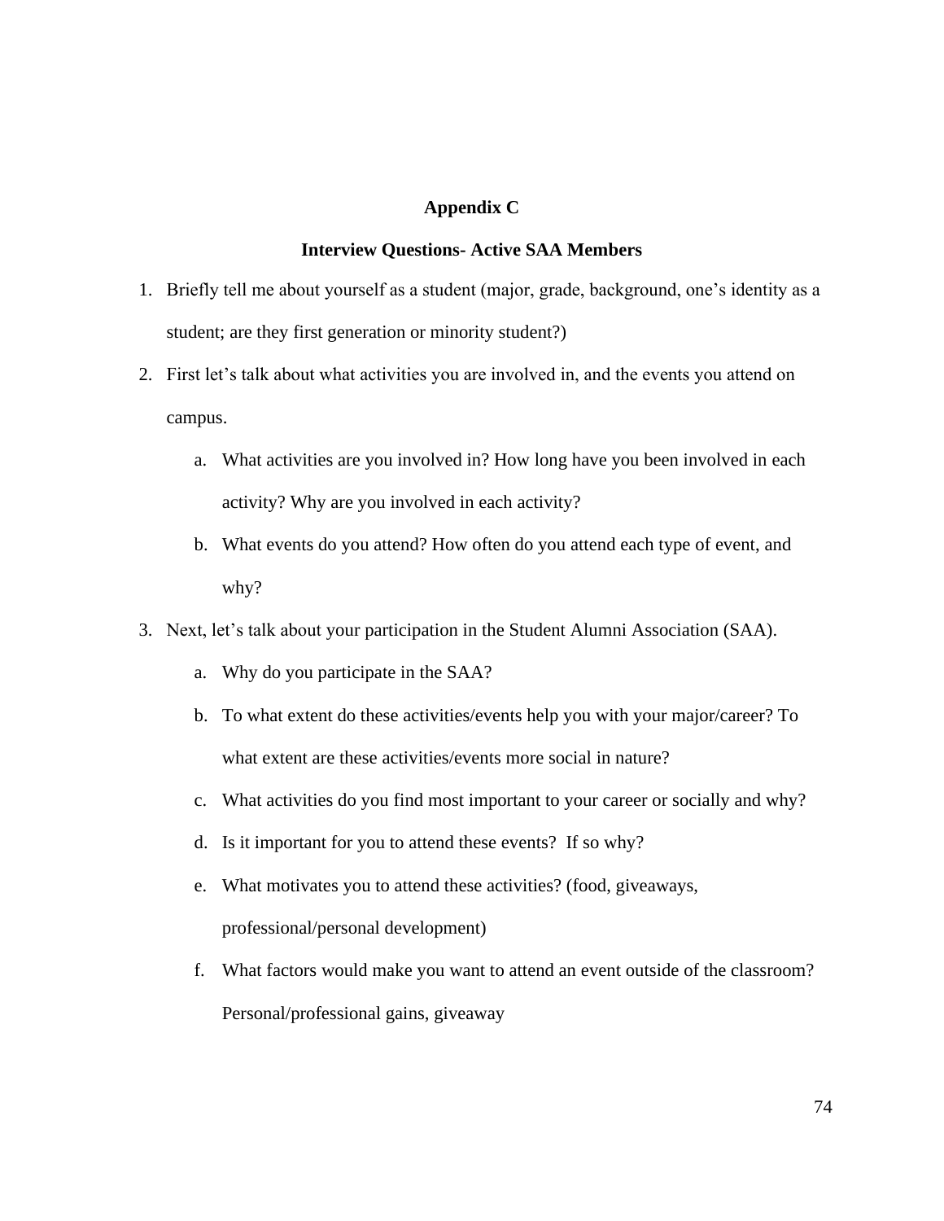## Appendix C

### Interview Questions- Active SAA Members

1. Briefly tell me about yourself as a student (major, grade, background, one's identity as a student; are they first generation or minority student?)
2. First let's talk about what activities you are involved in, and the events you attend on campus.
   a. What activities are you involved in? How long have you been involved in each activity? Why are you involved in each activity?
   b. What events do you attend? How often do you attend each type of event, and why?
3. Next, let's talk about your participation in the Student Alumni Association (SAA).
   a. Why do you participate in the SAA?
   b. To what extent do these activities/events help you with your major/career? To what extent are these activities/events more social in nature?
   c. What activities do you find most important to your career or socially and why?
   d. Is it important for you to attend these events? If so why?
   e. What motivates you to attend these activities? (food, giveaways, professional/personal development)
   f. What factors would make you want to attend an event outside of the classroom? Personal/professional gains, giveaway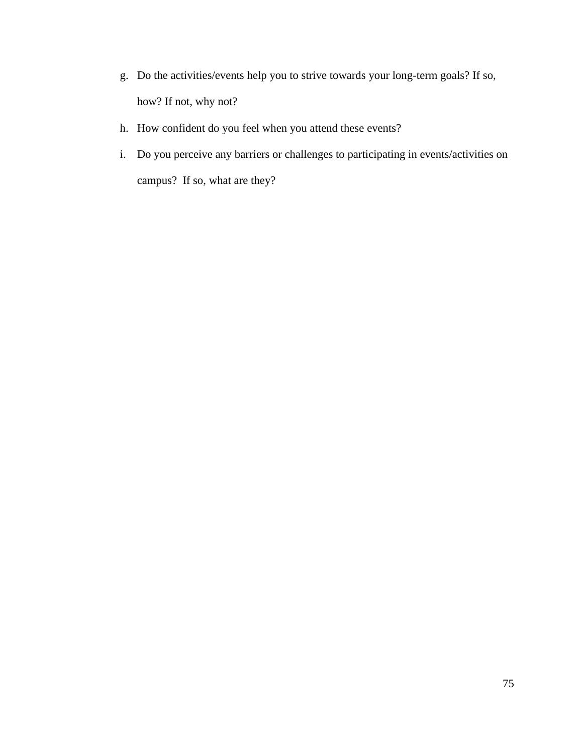g. Do the activities/events help you to strive towards your long-term goals? If so, how? If not, why not?
h. How confident do you feel when you attend these events?
i. Do you perceive any barriers or challenges to participating in events/activities on campus? If so, what are they?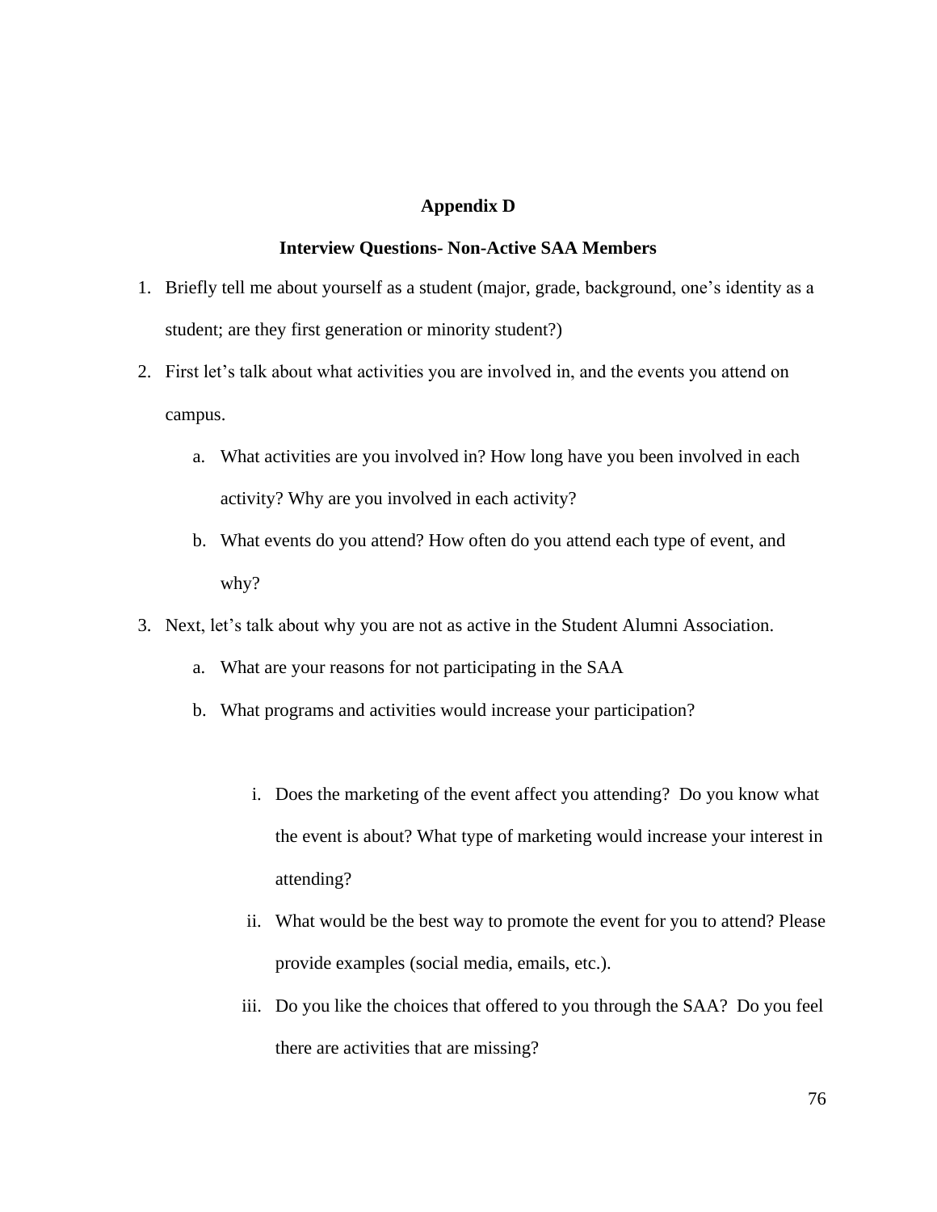# Appendix D

## Interview Questions- Non-Active SAA Members

1. Briefly tell me about yourself as a student (major, grade, background, one's identity as a student; are they first generation or minority student?)
2. First let's talk about what activities you are involved in, and the events you attend on campus.
   a. What activities are you involved in? How long have you been involved in each activity? Why are you involved in each activity?
   b. What events do you attend? How often do you attend each type of event, and why?
3. Next, let's talk about why you are not as active in the Student Alumni Association.
   a. What are your reasons for not participating in the SAA
   b. What programs and activities would increase your participation?
      i. Does the marketing of the event affect you attending? Do you know what the event is about? What type of marketing would increase your interest in attending?
      ii. What would be the best way to promote the event for you to attend? Please provide examples (social media, emails, etc.).
      iii. Do you like the choices that offered to you through the SAA? Do you feel there are activities that are missing?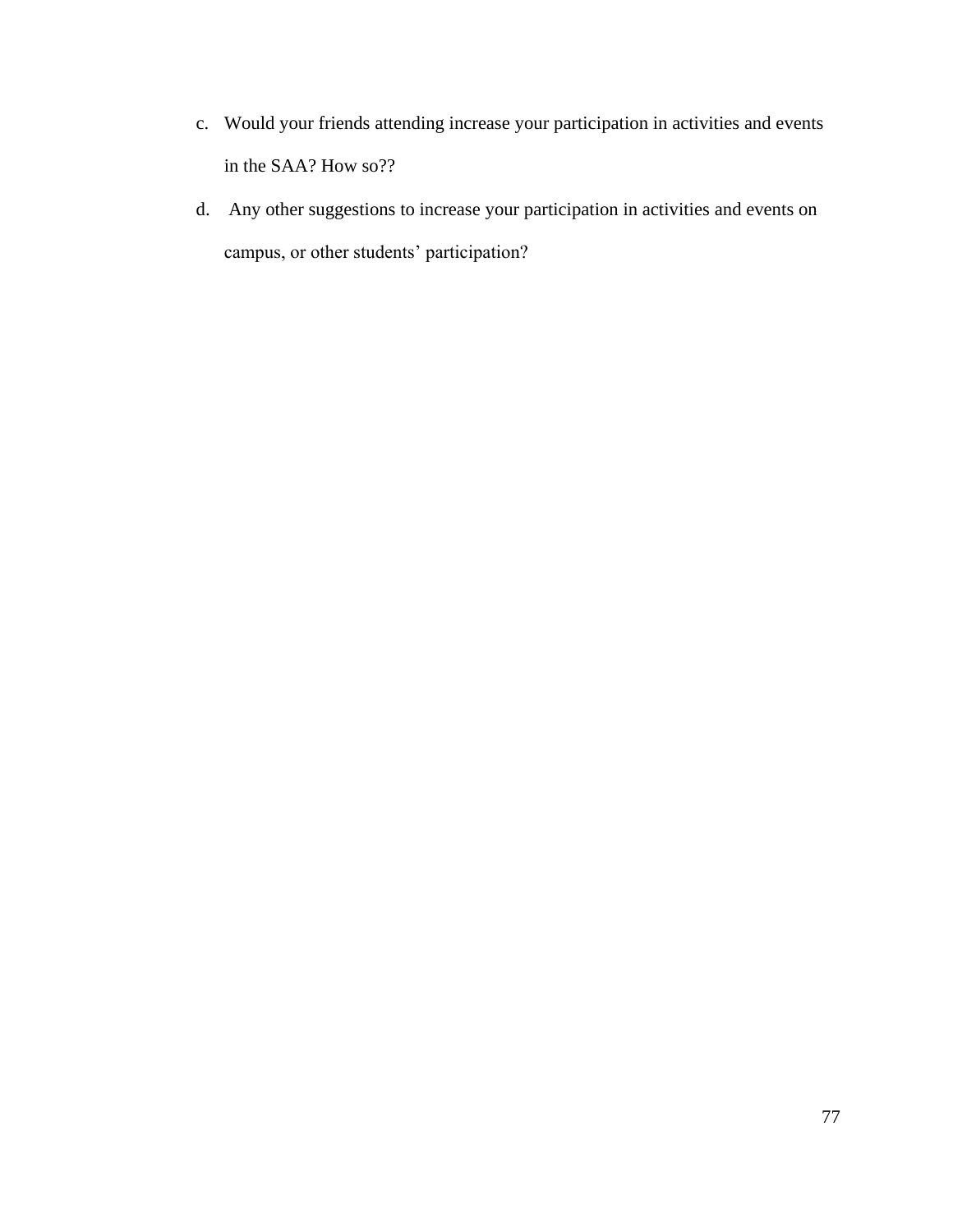c. Would your friends attending increase your participation in activities and events in the SAA? How so??

d. Any other suggestions to increase your participation in activities and events on campus, or other students' participation?